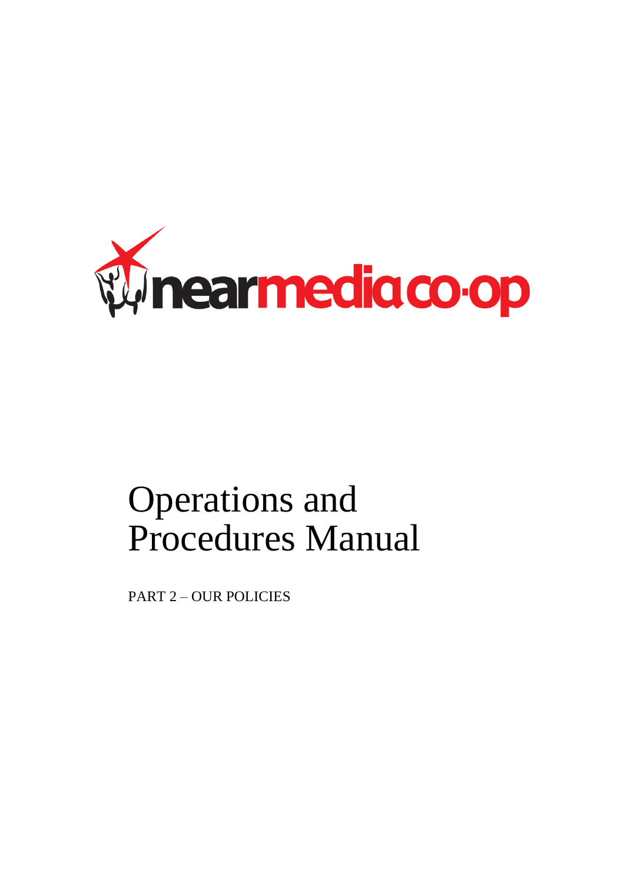nearmedia co·op

# Operations and Procedures Manual

PART 2 – OUR POLICIES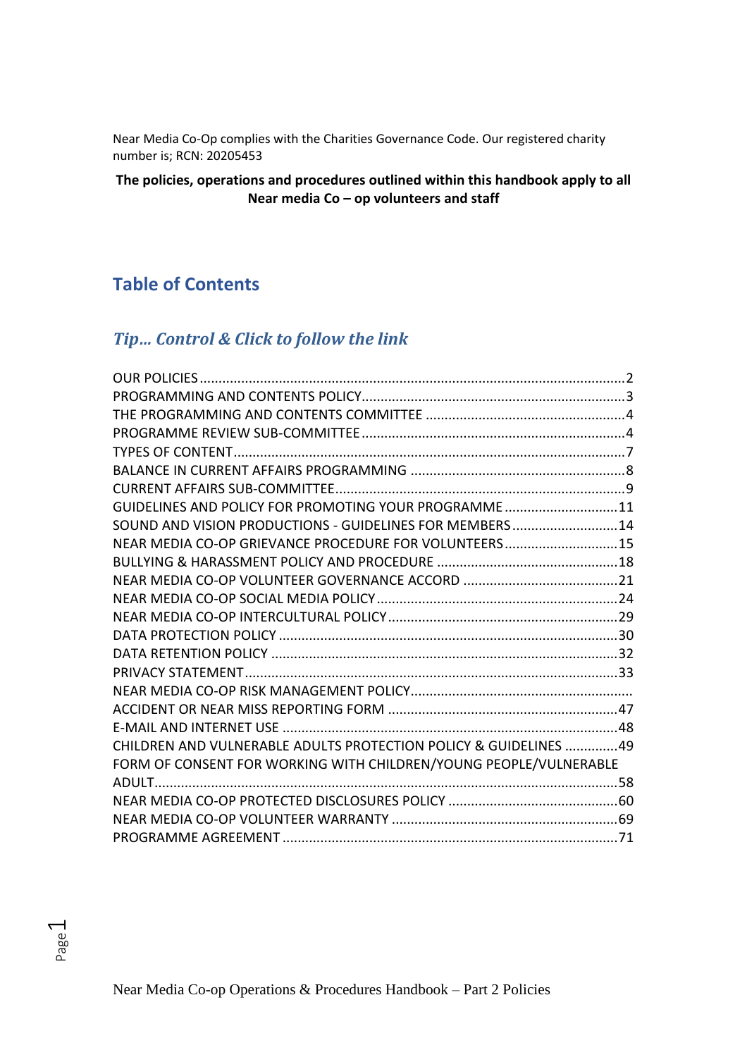Near Media Co-Op complies with the Charities Governance Code. Our registered charity number is; RCN: 20205453

**The policies, operations and procedures outlined within this handbook apply to all Near media Co – op volunteers and staff**

## Table of Contents

### *Tip… Control & Click to follow the link*

OUR POLICIES ........................................................................................................ 2
PROGRAMMING AND CONTENTS POLICY ............................................................. 3
THE PROGRAMMING AND CONTENTS COMMITTEE ............................................. 4
PROGRAMME REVIEW SUB-COMMITTEE .............................................................. 4
TYPES OF CONTENT ................................................................................................ 7
BALANCE IN CURRENT AFFAIRS PROGRAMMING .................................................. 8
CURRENT AFFAIRS SUB-COMMITTEE ..................................................................... 9
GUIDELINES AND POLICY FOR PROMOTING YOUR PROGRAMME ........................ 11
SOUND AND VISION PRODUCTIONS - GUIDELINES FOR MEMBERS ...................... 14
NEAR MEDIA CO-OP GRIEVANCE PROCEDURE FOR VOLUNTEERS ........................ 15
BULLYING & HARASSMENT POLICY AND PROCEDURE .......................................... 18
NEAR MEDIA CO-OP VOLUNTEER GOVERNANCE ACCORD ................................... 21
NEAR MEDIA CO-OP SOCIAL MEDIA POLICY ......................................................... 24
NEAR MEDIA CO-OP INTERCULTURAL POLICY ..................................................... 29
DATA PROTECTION POLICY .................................................................................. 30
DATA RETENTION POLICY .................................................................................... 32
PRIVACY STATEMENT ........................................................................................... 33
NEAR MEDIA CO-OP RISK MANAGEMENT POLICY ...................................................
ACCIDENT OR NEAR MISS REPORTING FORM ...................................................... 47
E-MAIL AND INTERNET USE .................................................................................. 48
CHILDREN AND VULNERABLE ADULTS PROTECTION POLICY & GUIDELINES ......... 49
FORM OF CONSENT FOR WORKING WITH CHILDREN/YOUNG PEOPLE/VULNERABLE ADULT ............................................................................................................... 58
NEAR MEDIA CO-OP PROTECTED DISCLOSURES POLICY ...................................... 60
NEAR MEDIA CO-OP VOLUNTEER WARRANTY ..................................................... 69
PROGRAMME AGREEMENT .................................................................................. 71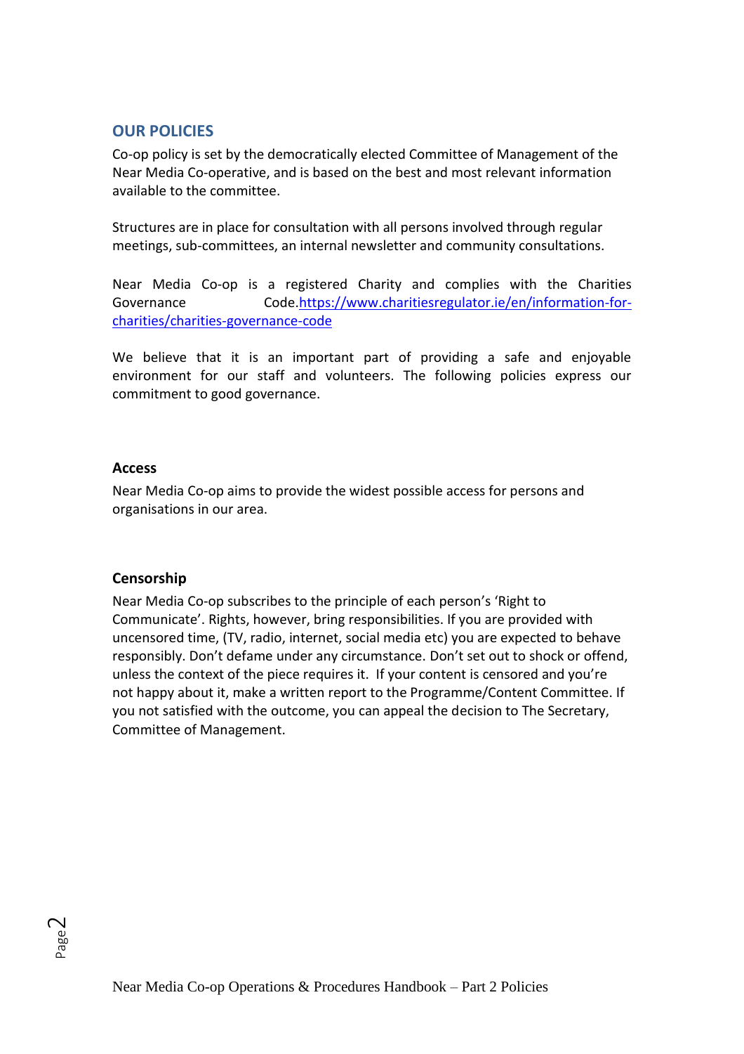## OUR POLICIES

Co-op policy is set by the democratically elected Committee of Management of the Near Media Co-operative, and is based on the best and most relevant information available to the committee.

Structures are in place for consultation with all persons involved through regular meetings, sub-committees, an internal newsletter and community consultations.

Near Media Co-op is a registered Charity and complies with the Charities Governance Code.https://www.charitiesregulator.ie/en/information-for-charities/charities-governance-code

We believe that it is an important part of providing a safe and enjoyable environment for our staff and volunteers. The following policies express our commitment to good governance.

### Access

Near Media Co-op aims to provide the widest possible access for persons and organisations in our area.

### Censorship

Near Media Co-op subscribes to the principle of each person's 'Right to Communicate'. Rights, however, bring responsibilities. If you are provided with uncensored time, (TV, radio, internet, social media etc) you are expected to behave responsibly. Don't defame under any circumstance. Don't set out to shock or offend, unless the context of the piece requires it. If your content is censored and you're not happy about it, make a written report to the Programme/Content Committee. If you not satisfied with the outcome, you can appeal the decision to The Secretary, Committee of Management.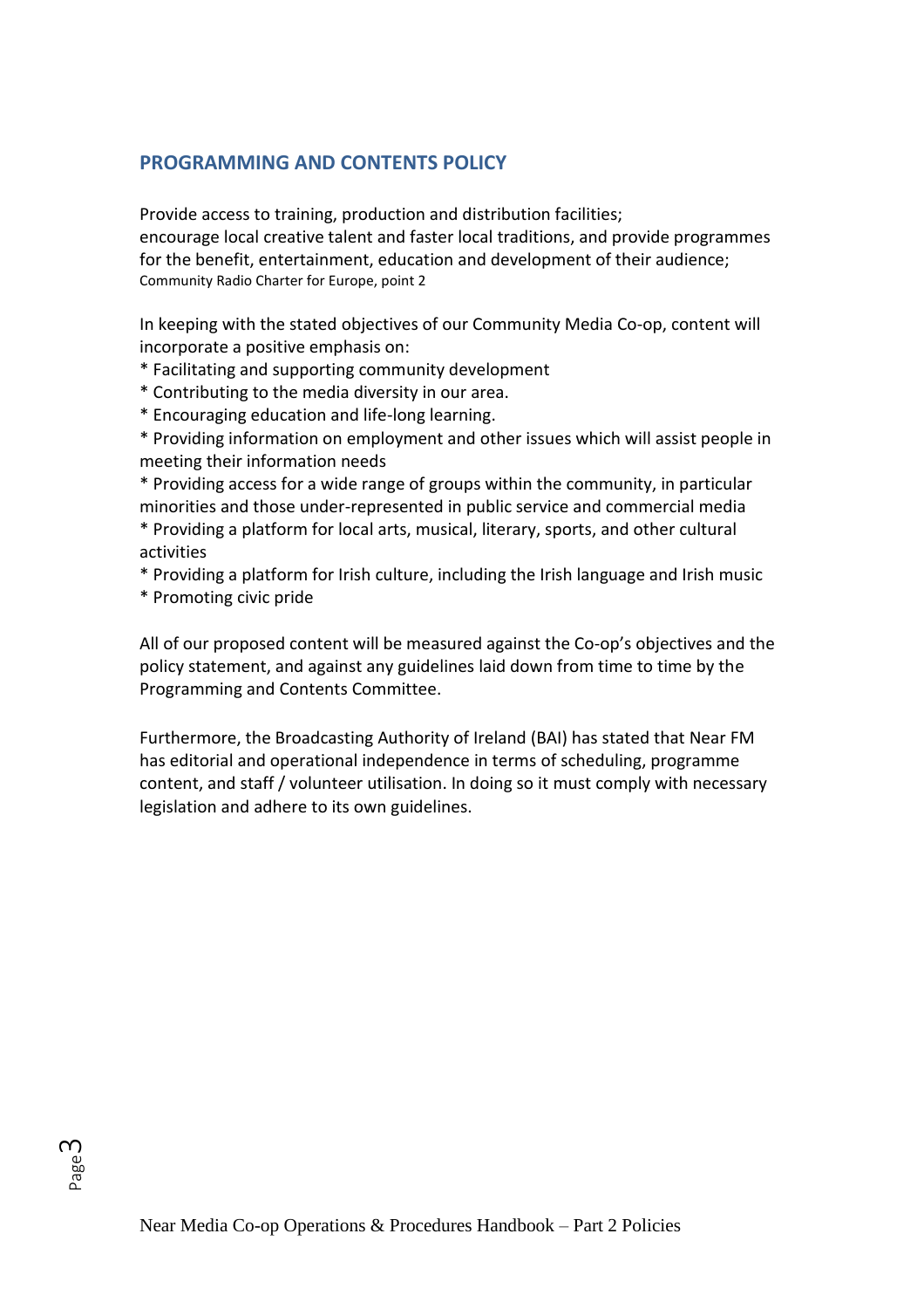## PROGRAMMING AND CONTENTS POLICY

Provide access to training, production and distribution facilities;
encourage local creative talent and faster local traditions, and provide programmes for the benefit, entertainment, education and development of their audience;
Community Radio Charter for Europe, point 2

In keeping with the stated objectives of our Community Media Co-op, content will incorporate a positive emphasis on:

* Facilitating and supporting community development
* Contributing to the media diversity in our area.
* Encouraging education and life-long learning.
* Providing information on employment and other issues which will assist people in meeting their information needs
* Providing access for a wide range of groups within the community, in particular minorities and those under-represented in public service and commercial media
* Providing a platform for local arts, musical, literary, sports, and other cultural activities
* Providing a platform for Irish culture, including the Irish language and Irish music
* Promoting civic pride

All of our proposed content will be measured against the Co-op's objectives and the policy statement, and against any guidelines laid down from time to time by the Programming and Contents Committee.

Furthermore, the Broadcasting Authority of Ireland (BAI) has stated that Near FM has editorial and operational independence in terms of scheduling, programme content, and staff / volunteer utilisation. In doing so it must comply with necessary legislation and adhere to its own guidelines.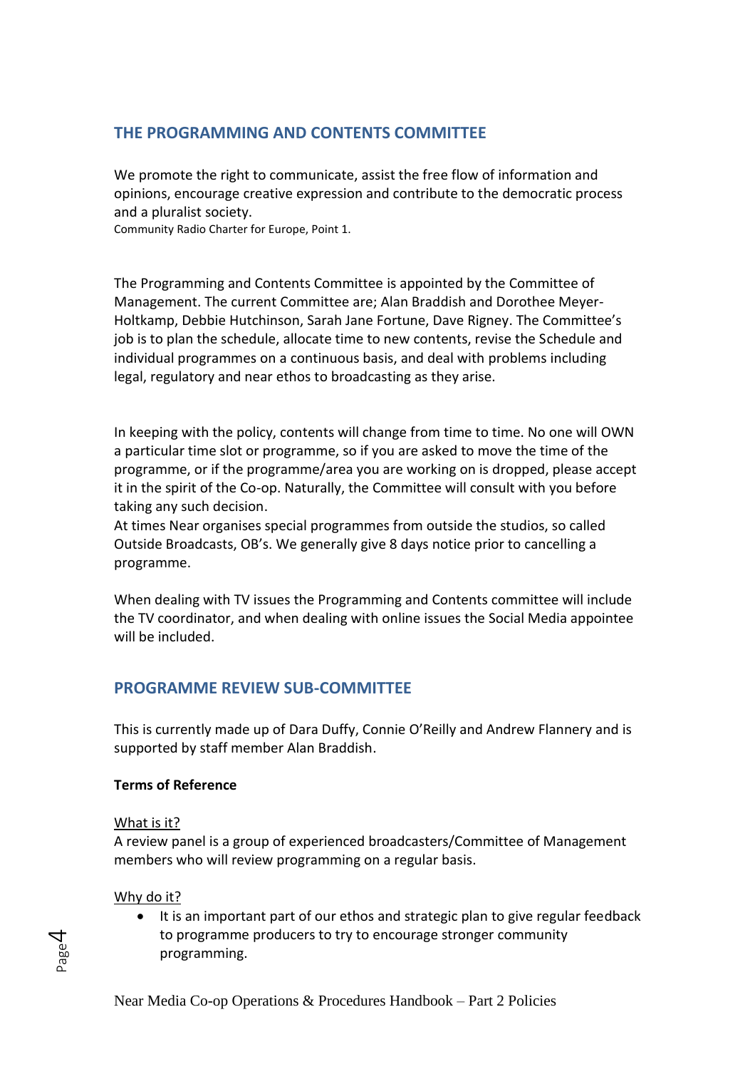## THE PROGRAMMING AND CONTENTS COMMITTEE

We promote the right to communicate, assist the free flow of information and opinions, encourage creative expression and contribute to the democratic process and a pluralist society.
Community Radio Charter for Europe, Point 1.

The Programming and Contents Committee is appointed by the Committee of Management. The current Committee are; Alan Braddish and Dorothee Meyer-Holtkamp, Debbie Hutchinson, Sarah Jane Fortune, Dave Rigney. The Committee's job is to plan the schedule, allocate time to new contents, revise the Schedule and individual programmes on a continuous basis, and deal with problems including legal, regulatory and near ethos to broadcasting as they arise.

In keeping with the policy, contents will change from time to time. No one will OWN a particular time slot or programme, so if you are asked to move the time of the programme, or if the programme/area you are working on is dropped, please accept it in the spirit of the Co-op. Naturally, the Committee will consult with you before taking any such decision.
At times Near organises special programmes from outside the studios, so called Outside Broadcasts, OB's. We generally give 8 days notice prior to cancelling a programme.

When dealing with TV issues the Programming and Contents committee will include the TV coordinator, and when dealing with online issues the Social Media appointee will be included.

## PROGRAMME REVIEW SUB-COMMITTEE

This is currently made up of Dara Duffy, Connie O'Reilly and Andrew Flannery and is supported by staff member Alan Braddish.

**Terms of Reference**

What is it?
A review panel is a group of experienced broadcasters/Committee of Management members who will review programming on a regular basis.

Why do it?

- It is an important part of our ethos and strategic plan to give regular feedback to programme producers to try to encourage stronger community programming.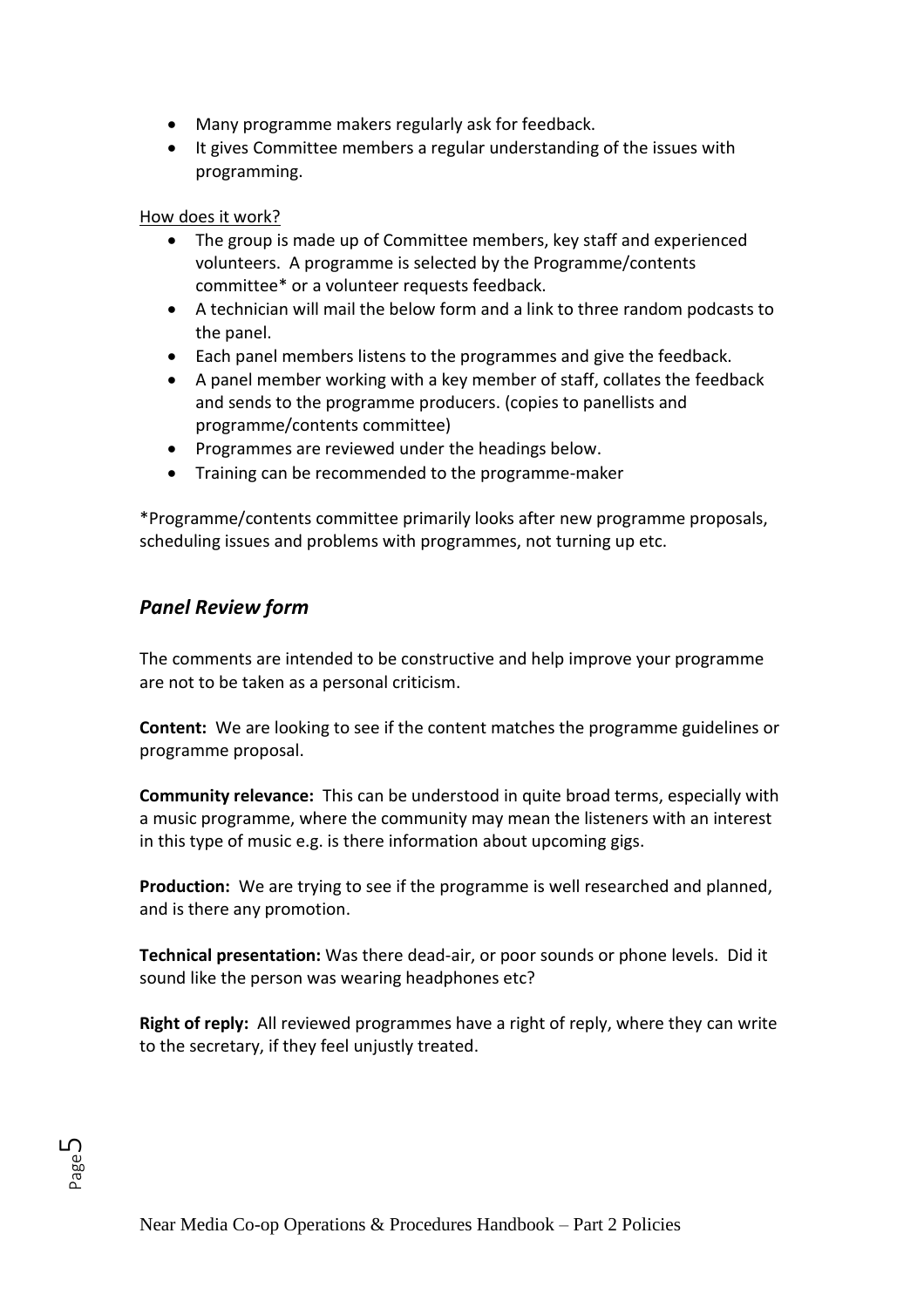- Many programme makers regularly ask for feedback.
- It gives Committee members a regular understanding of the issues with programming.

How does it work?

- The group is made up of Committee members, key staff and experienced volunteers. A programme is selected by the Programme/contents committee* or a volunteer requests feedback.
- A technician will mail the below form and a link to three random podcasts to the panel.
- Each panel members listens to the programmes and give the feedback.
- A panel member working with a key member of staff, collates the feedback and sends to the programme producers. (copies to panellists and programme/contents committee)
- Programmes are reviewed under the headings below.
- Training can be recommended to the programme-maker

*Programme/contents committee primarily looks after new programme proposals, scheduling issues and problems with programmes, not turning up etc.

### *Panel Review form*

The comments are intended to be constructive and help improve your programme are not to be taken as a personal criticism.

**Content:** We are looking to see if the content matches the programme guidelines or programme proposal.

**Community relevance:** This can be understood in quite broad terms, especially with a music programme, where the community may mean the listeners with an interest in this type of music e.g. is there information about upcoming gigs.

**Production:** We are trying to see if the programme is well researched and planned, and is there any promotion.

**Technical presentation:** Was there dead-air, or poor sounds or phone levels. Did it sound like the person was wearing headphones etc?

**Right of reply:** All reviewed programmes have a right of reply, where they can write to the secretary, if they feel unjustly treated.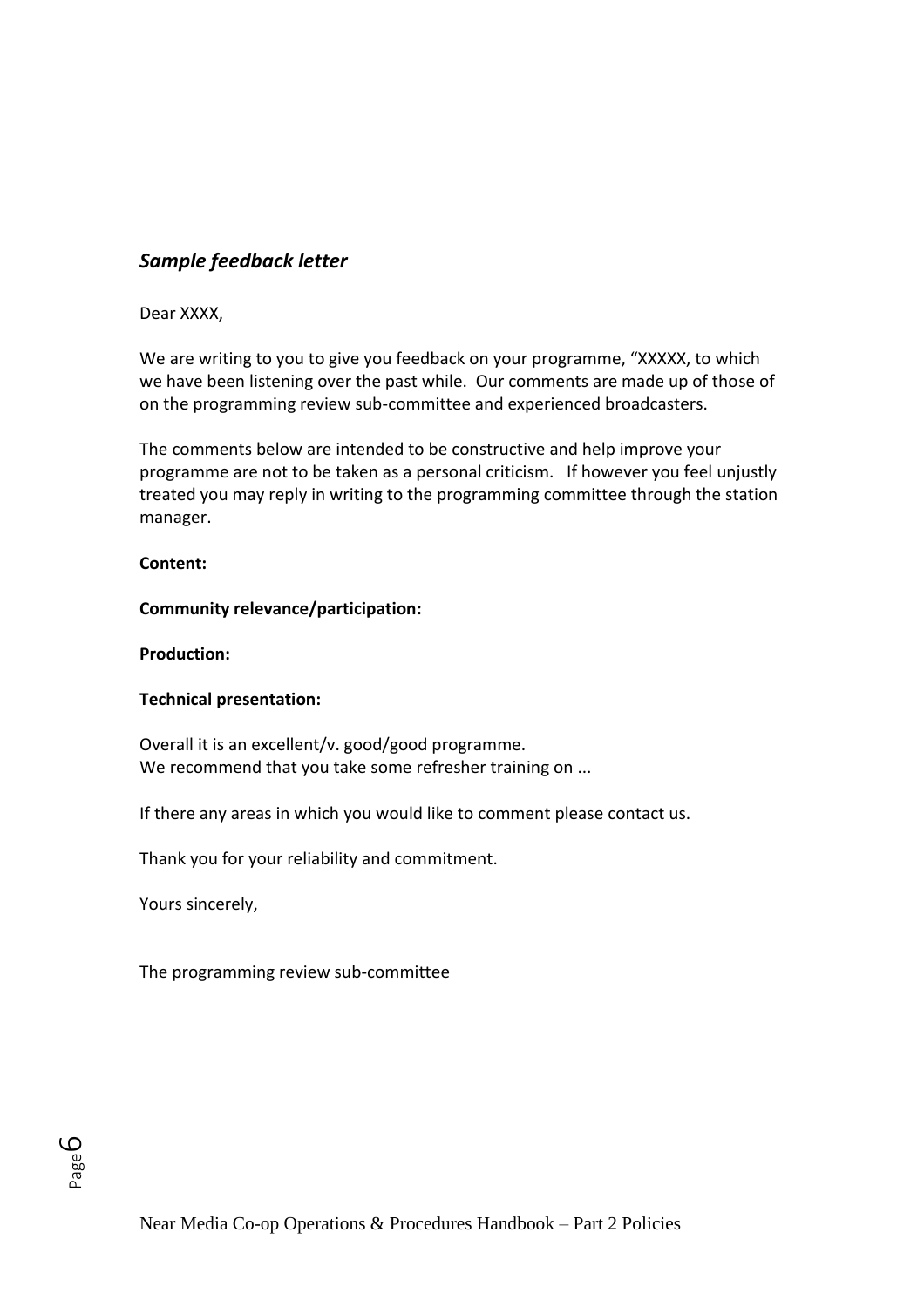***Sample feedback letter***

Dear XXXX,

We are writing to you to give you feedback on your programme, "XXXXX, to which we have been listening over the past while. Our comments are made up of those of on the programming review sub-committee and experienced broadcasters.

The comments below are intended to be constructive and help improve your programme are not to be taken as a personal criticism. If however you feel unjustly treated you may reply in writing to the programming committee through the station manager.

**Content:**

**Community relevance/participation:**

**Production:**

**Technical presentation:**

Overall it is an excellent/v. good/good programme.
We recommend that you take some refresher training on ...

If there any areas in which you would like to comment please contact us.

Thank you for your reliability and commitment.

Yours sincerely,

The programming review sub-committee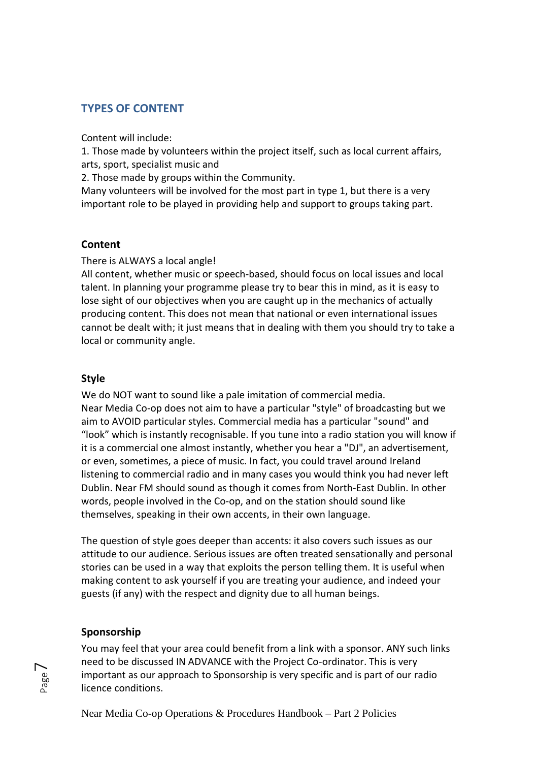## TYPES OF CONTENT

Content will include:

1. Those made by volunteers within the project itself, such as local current affairs, arts, sport, specialist music and
2. Those made by groups within the Community.

Many volunteers will be involved for the most part in type 1, but there is a very important role to be played in providing help and support to groups taking part.

### Content

There is ALWAYS a local angle!

All content, whether music or speech-based, should focus on local issues and local talent. In planning your programme please try to bear this in mind, as it is easy to lose sight of our objectives when you are caught up in the mechanics of actually producing content. This does not mean that national or even international issues cannot be dealt with; it just means that in dealing with them you should try to take a local or community angle.

### Style

We do NOT want to sound like a pale imitation of commercial media.

Near Media Co-op does not aim to have a particular "style" of broadcasting but we aim to AVOID particular styles. Commercial media has a particular "sound" and "look" which is instantly recognisable. If you tune into a radio station you will know if it is a commercial one almost instantly, whether you hear a "DJ", an advertisement, or even, sometimes, a piece of music. In fact, you could travel around Ireland listening to commercial radio and in many cases you would think you had never left Dublin. Near FM should sound as though it comes from North-East Dublin. In other words, people involved in the Co-op, and on the station should sound like themselves, speaking in their own accents, in their own language.

The question of style goes deeper than accents: it also covers such issues as our attitude to our audience. Serious issues are often treated sensationally and personal stories can be used in a way that exploits the person telling them. It is useful when making content to ask yourself if you are treating your audience, and indeed your guests (if any) with the respect and dignity due to all human beings.

### Sponsorship

You may feel that your area could benefit from a link with a sponsor. ANY such links need to be discussed IN ADVANCE with the Project Co-ordinator. This is very important as our approach to Sponsorship is very specific and is part of our radio licence conditions.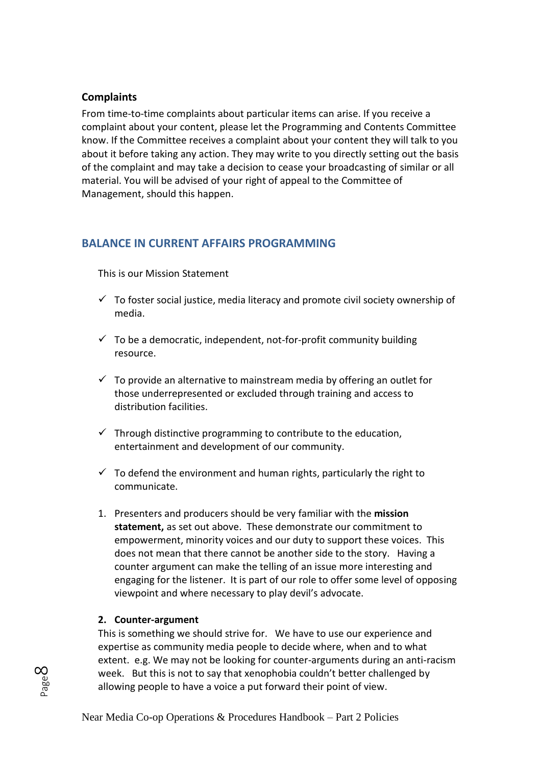**Complaints**

From time-to-time complaints about particular items can arise. If you receive a complaint about your content, please let the Programming and Contents Committee know. If the Committee receives a complaint about your content they will talk to you about it before taking any action. They may write to you directly setting out the basis of the complaint and may take a decision to cease your broadcasting of similar or all material. You will be advised of your right of appeal to the Committee of Management, should this happen.

## BALANCE IN CURRENT AFFAIRS PROGRAMMING

This is our Mission Statement

- ✓ To foster social justice, media literacy and promote civil society ownership of media.
- ✓ To be a democratic, independent, not-for-profit community building resource.
- ✓ To provide an alternative to mainstream media by offering an outlet for those underrepresented or excluded through training and access to distribution facilities.
- ✓ Through distinctive programming to contribute to the education, entertainment and development of our community.
- ✓ To defend the environment and human rights, particularly the right to communicate.

1. Presenters and producers should be very familiar with the **mission statement,** as set out above. These demonstrate our commitment to empowerment, minority voices and our duty to support these voices. This does not mean that there cannot be another side to the story. Having a counter argument can make the telling of an issue more interesting and engaging for the listener. It is part of our role to offer some level of opposing viewpoint and where necessary to play devil's advocate.

2. **Counter-argument**

   This is something we should strive for. We have to use our experience and expertise as community media people to decide where, when and to what extent. e.g. We may not be looking for counter-arguments during an anti-racism week. But this is not to say that xenophobia couldn't better challenged by allowing people to have a voice a put forward their point of view.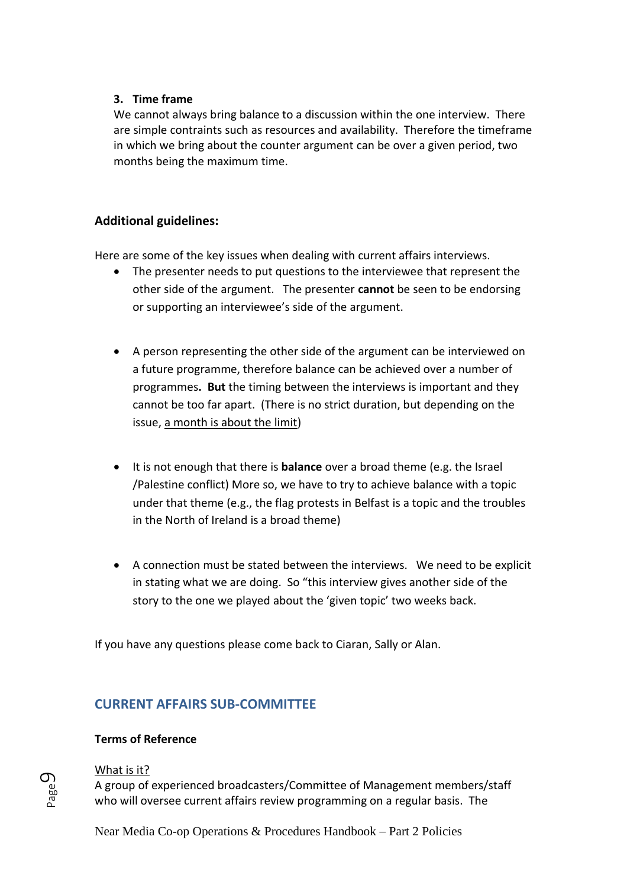**3. Time frame**

We cannot always bring balance to a discussion within the one interview. There are simple contraints such as resources and availability. Therefore the timeframe in which we bring about the counter argument can be over a given period, two months being the maximum time.

## Additional guidelines:

Here are some of the key issues when dealing with current affairs interviews.

- The presenter needs to put questions to the interviewee that represent the other side of the argument. The presenter **cannot** be seen to be endorsing or supporting an interviewee's side of the argument.

- A person representing the other side of the argument can be interviewed on a future programme, therefore balance can be achieved over a number of programmes**. But** the timing between the interviews is important and they cannot be too far apart. (There is no strict duration, but depending on the issue, <u>a month is about the limit</u>)

- It is not enough that there is **balance** over a broad theme (e.g. the Israel /Palestine conflict) More so, we have to try to achieve balance with a topic under that theme (e.g., the flag protests in Belfast is a topic and the troubles in the North of Ireland is a broad theme)

- A connection must be stated between the interviews. We need to be explicit in stating what we are doing. So "this interview gives another side of the story to the one we played about the 'given topic' two weeks back.

If you have any questions please come back to Ciaran, Sally or Alan.

## CURRENT AFFAIRS SUB-COMMITTEE

**Terms of Reference**

<u>What is it?</u>

A group of experienced broadcasters/Committee of Management members/staff who will oversee current affairs review programming on a regular basis. The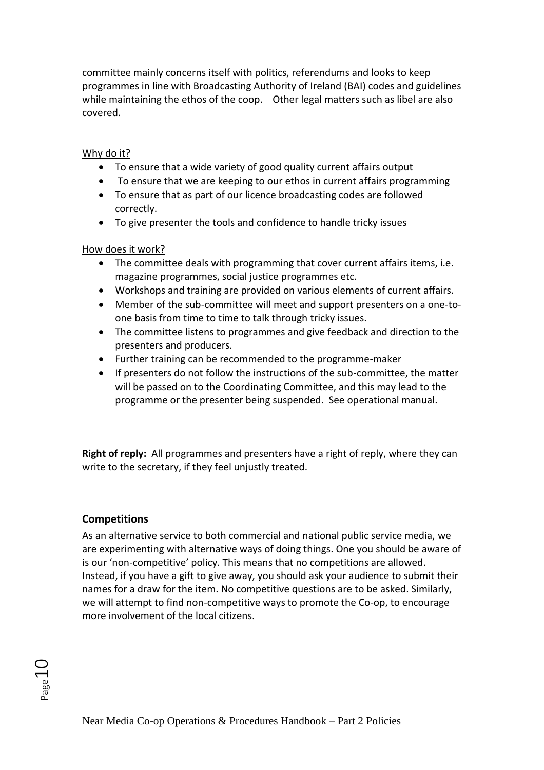committee mainly concerns itself with politics, referendums and looks to keep programmes in line with Broadcasting Authority of Ireland (BAI) codes and guidelines while maintaining the ethos of the coop. Other legal matters such as libel are also covered.

Why do it?

- To ensure that a wide variety of good quality current affairs output
- To ensure that we are keeping to our ethos in current affairs programming
- To ensure that as part of our licence broadcasting codes are followed correctly.
- To give presenter the tools and confidence to handle tricky issues

How does it work?

- The committee deals with programming that cover current affairs items, i.e. magazine programmes, social justice programmes etc.
- Workshops and training are provided on various elements of current affairs.
- Member of the sub-committee will meet and support presenters on a one-to-one basis from time to time to talk through tricky issues.
- The committee listens to programmes and give feedback and direction to the presenters and producers.
- Further training can be recommended to the programme-maker
- If presenters do not follow the instructions of the sub-committee, the matter will be passed on to the Coordinating Committee, and this may lead to the programme or the presenter being suspended. See operational manual.

**Right of reply:** All programmes and presenters have a right of reply, where they can write to the secretary, if they feel unjustly treated.

### Competitions

As an alternative service to both commercial and national public service media, we are experimenting with alternative ways of doing things. One you should be aware of is our 'non-competitive' policy. This means that no competitions are allowed. Instead, if you have a gift to give away, you should ask your audience to submit their names for a draw for the item. No competitive questions are to be asked. Similarly, we will attempt to find non-competitive ways to promote the Co-op, to encourage more involvement of the local citizens.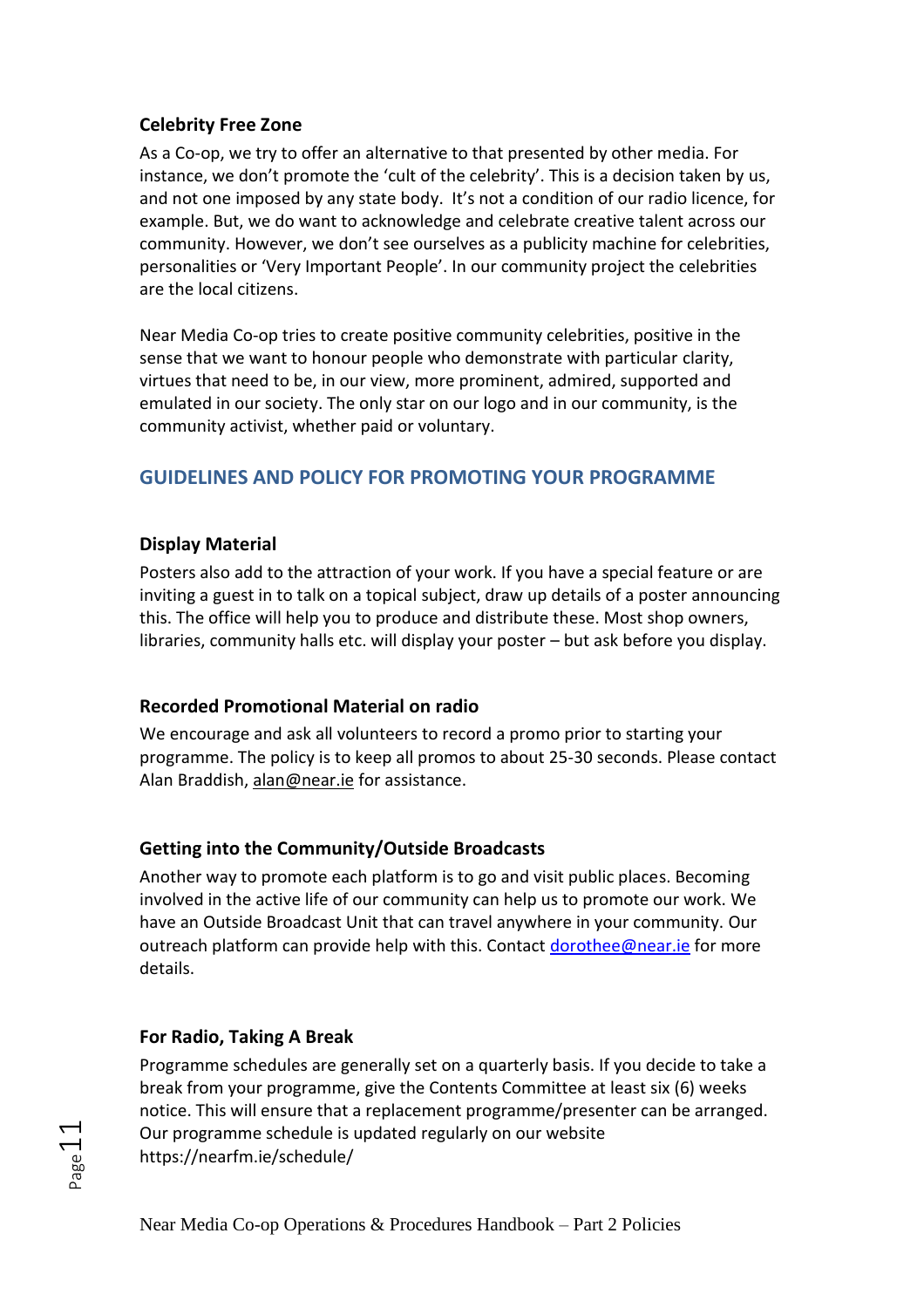### Celebrity Free Zone

As a Co-op, we try to offer an alternative to that presented by other media. For instance, we don't promote the 'cult of the celebrity'. This is a decision taken by us, and not one imposed by any state body. It's not a condition of our radio licence, for example. But, we do want to acknowledge and celebrate creative talent across our community. However, we don't see ourselves as a publicity machine for celebrities, personalities or 'Very Important People'. In our community project the celebrities are the local citizens.

Near Media Co-op tries to create positive community celebrities, positive in the sense that we want to honour people who demonstrate with particular clarity, virtues that need to be, in our view, more prominent, admired, supported and emulated in our society. The only star on our logo and in our community, is the community activist, whether paid or voluntary.

## GUIDELINES AND POLICY FOR PROMOTING YOUR PROGRAMME

### Display Material

Posters also add to the attraction of your work. If you have a special feature or are inviting a guest in to talk on a topical subject, draw up details of a poster announcing this. The office will help you to produce and distribute these. Most shop owners, libraries, community halls etc. will display your poster – but ask before you display.

### Recorded Promotional Material on radio

We encourage and ask all volunteers to record a promo prior to starting your programme. The policy is to keep all promos to about 25-30 seconds. Please contact Alan Braddish, alan@near.ie for assistance.

### Getting into the Community/Outside Broadcasts

Another way to promote each platform is to go and visit public places. Becoming involved in the active life of our community can help us to promote our work. We have an Outside Broadcast Unit that can travel anywhere in your community. Our outreach platform can provide help with this. Contact dorothee@near.ie for more details.

### For Radio, Taking A Break

Programme schedules are generally set on a quarterly basis. If you decide to take a break from your programme, give the Contents Committee at least six (6) weeks notice. This will ensure that a replacement programme/presenter can be arranged. Our programme schedule is updated regularly on our website https://nearfm.ie/schedule/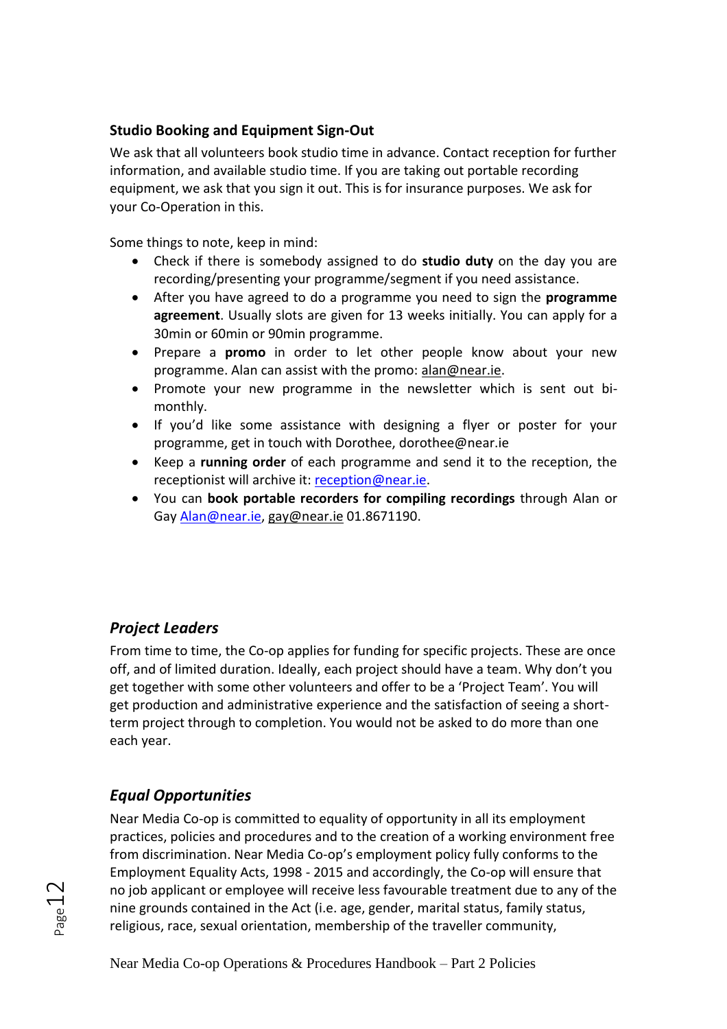### Studio Booking and Equipment Sign-Out

We ask that all volunteers book studio time in advance. Contact reception for further information, and available studio time. If you are taking out portable recording equipment, we ask that you sign it out. This is for insurance purposes. We ask for your Co-Operation in this.

Some things to note, keep in mind:

- Check if there is somebody assigned to do **studio duty** on the day you are recording/presenting your programme/segment if you need assistance.
- After you have agreed to do a programme you need to sign the **programme agreement**. Usually slots are given for 13 weeks initially. You can apply for a 30min or 60min or 90min programme.
- Prepare a **promo** in order to let other people know about your new programme. Alan can assist with the promo: alan@near.ie.
- Promote your new programme in the newsletter which is sent out bi-monthly.
- If you'd like some assistance with designing a flyer or poster for your programme, get in touch with Dorothee, dorothee@near.ie
- Keep a **running order** of each programme and send it to the reception, the receptionist will archive it: reception@near.ie.
- You can **book portable recorders for compiling recordings** through Alan or Gay Alan@near.ie, gay@near.ie 01.8671190.

### *Project Leaders*

From time to time, the Co-op applies for funding for specific projects. These are once off, and of limited duration. Ideally, each project should have a team. Why don't you get together with some other volunteers and offer to be a 'Project Team'. You will get production and administrative experience and the satisfaction of seeing a short-term project through to completion. You would not be asked to do more than one each year.

### *Equal Opportunities*

Near Media Co-op is committed to equality of opportunity in all its employment practices, policies and procedures and to the creation of a working environment free from discrimination. Near Media Co-op's employment policy fully conforms to the Employment Equality Acts, 1998 - 2015 and accordingly, the Co-op will ensure that no job applicant or employee will receive less favourable treatment due to any of the nine grounds contained in the Act (i.e. age, gender, marital status, family status, religious, race, sexual orientation, membership of the traveller community,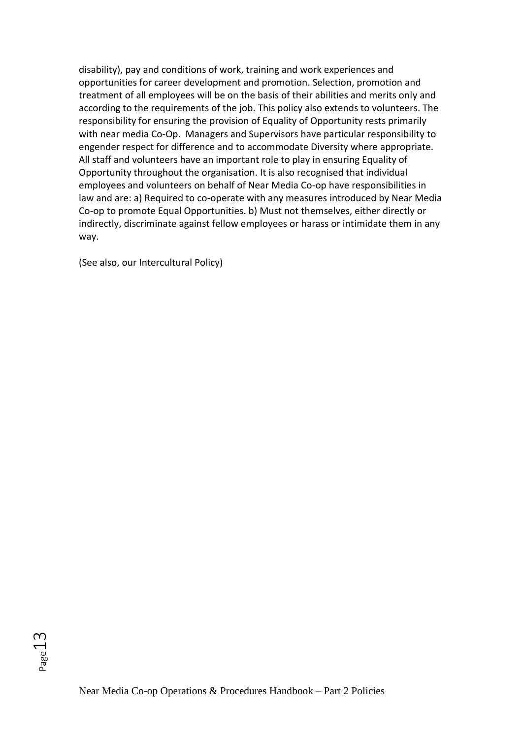disability), pay and conditions of work, training and work experiences and opportunities for career development and promotion. Selection, promotion and treatment of all employees will be on the basis of their abilities and merits only and according to the requirements of the job. This policy also extends to volunteers. The responsibility for ensuring the provision of Equality of Opportunity rests primarily with near media Co-Op. Managers and Supervisors have particular responsibility to engender respect for difference and to accommodate Diversity where appropriate. All staff and volunteers have an important role to play in ensuring Equality of Opportunity throughout the organisation. It is also recognised that individual employees and volunteers on behalf of Near Media Co-op have responsibilities in law and are: a) Required to co-operate with any measures introduced by Near Media Co-op to promote Equal Opportunities. b) Must not themselves, either directly or indirectly, discriminate against fellow employees or harass or intimidate them in any way.

(See also, our Intercultural Policy)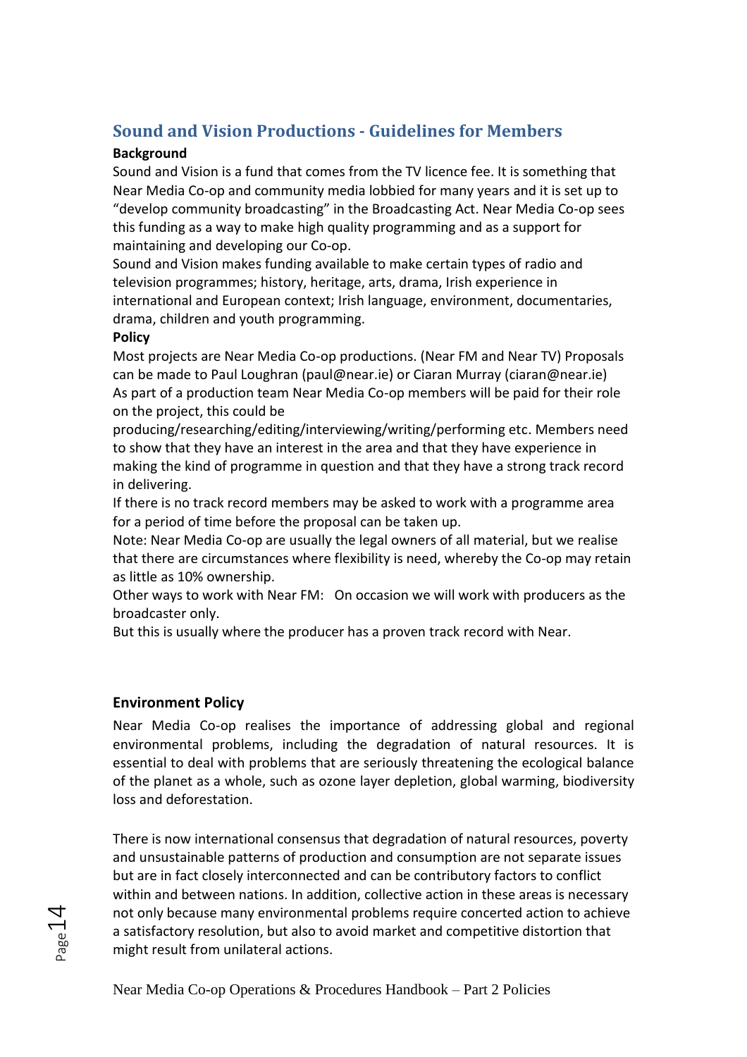## Sound and Vision Productions - Guidelines for Members

**Background**

Sound and Vision is a fund that comes from the TV licence fee. It is something that Near Media Co-op and community media lobbied for many years and it is set up to "develop community broadcasting" in the Broadcasting Act. Near Media Co-op sees this funding as a way to make high quality programming and as a support for maintaining and developing our Co-op.

Sound and Vision makes funding available to make certain types of radio and television programmes; history, heritage, arts, drama, Irish experience in international and European context; Irish language, environment, documentaries, drama, children and youth programming.

**Policy**

Most projects are Near Media Co-op productions. (Near FM and Near TV) Proposals can be made to Paul Loughran (paul@near.ie) or Ciaran Murray (ciaran@near.ie)

As part of a production team Near Media Co-op members will be paid for their role on the project, this could be producing/researching/editing/interviewing/writing/performing etc. Members need to show that they have an interest in the area and that they have experience in making the kind of programme in question and that they have a strong track record in delivering.

If there is no track record members may be asked to work with a programme area for a period of time before the proposal can be taken up.

Note: Near Media Co-op are usually the legal owners of all material, but we realise that there are circumstances where flexibility is need, whereby the Co-op may retain as little as 10% ownership.

Other ways to work with Near FM: On occasion we will work with producers as the broadcaster only.

But this is usually where the producer has a proven track record with Near.

### Environment Policy

Near Media Co-op realises the importance of addressing global and regional environmental problems, including the degradation of natural resources. It is essential to deal with problems that are seriously threatening the ecological balance of the planet as a whole, such as ozone layer depletion, global warming, biodiversity loss and deforestation.

There is now international consensus that degradation of natural resources, poverty and unsustainable patterns of production and consumption are not separate issues but are in fact closely interconnected and can be contributory factors to conflict within and between nations. In addition, collective action in these areas is necessary not only because many environmental problems require concerted action to achieve a satisfactory resolution, but also to avoid market and competitive distortion that might result from unilateral actions.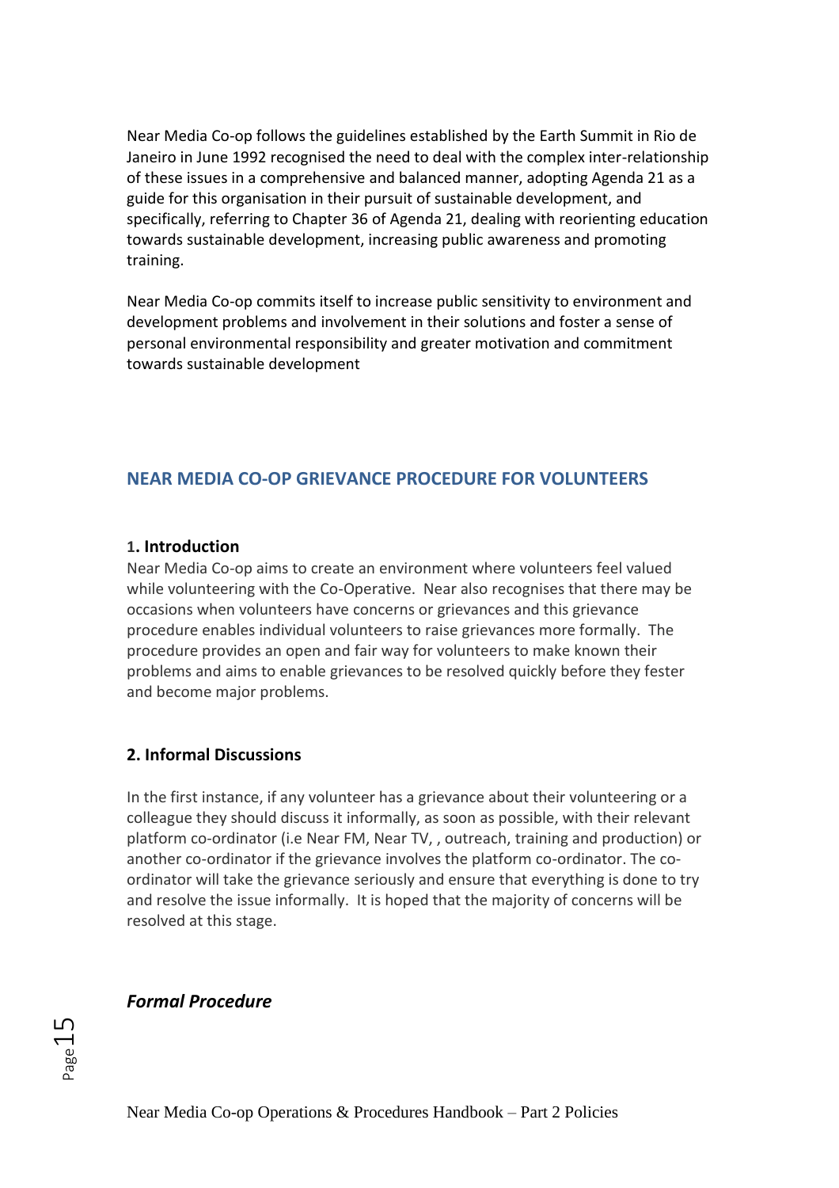Near Media Co-op follows the guidelines established by the Earth Summit in Rio de Janeiro in June 1992 recognised the need to deal with the complex inter-relationship of these issues in a comprehensive and balanced manner, adopting Agenda 21 as a guide for this organisation in their pursuit of sustainable development, and specifically, referring to Chapter 36 of Agenda 21, dealing with reorienting education towards sustainable development, increasing public awareness and promoting training.

Near Media Co-op commits itself to increase public sensitivity to environment and development problems and involvement in their solutions and foster a sense of personal environmental responsibility and greater motivation and commitment towards sustainable development

## NEAR MEDIA CO-OP GRIEVANCE PROCEDURE FOR VOLUNTEERS

### 1. Introduction

Near Media Co-op aims to create an environment where volunteers feel valued while volunteering with the Co-Operative. Near also recognises that there may be occasions when volunteers have concerns or grievances and this grievance procedure enables individual volunteers to raise grievances more formally. The procedure provides an open and fair way for volunteers to make known their problems and aims to enable grievances to be resolved quickly before they fester and become major problems.

### 2. Informal Discussions

In the first instance, if any volunteer has a grievance about their volunteering or a colleague they should discuss it informally, as soon as possible, with their relevant platform co-ordinator (i.e Near FM, Near TV, , outreach, training and production) or another co-ordinator if the grievance involves the platform co-ordinator. The co-ordinator will take the grievance seriously and ensure that everything is done to try and resolve the issue informally. It is hoped that the majority of concerns will be resolved at this stage.

### *Formal Procedure*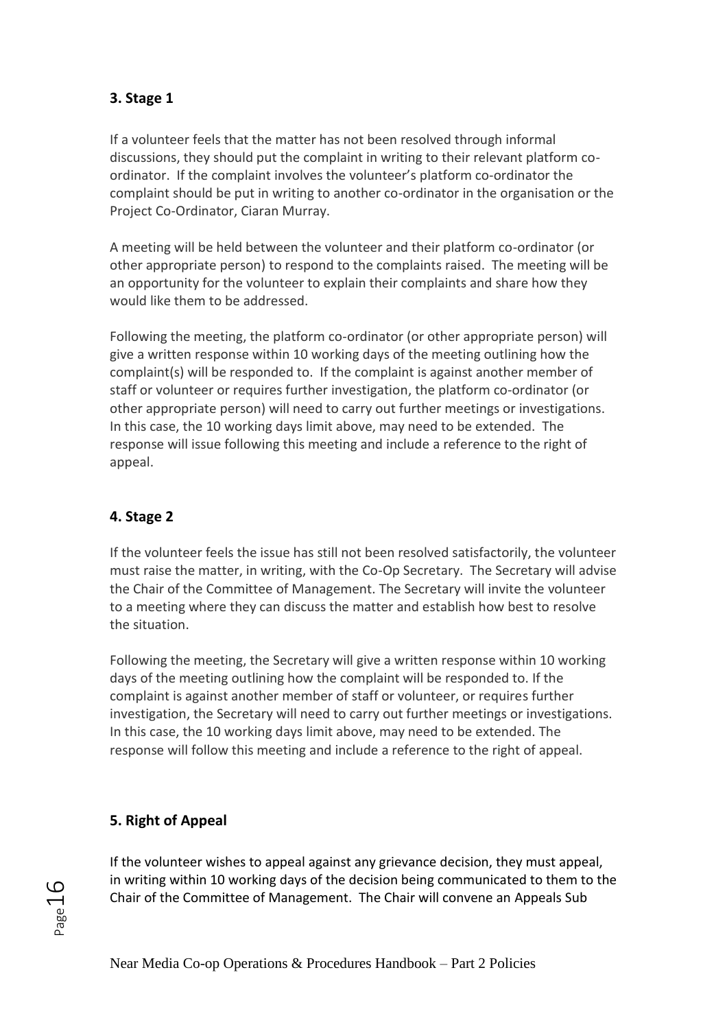## 3. Stage 1

If a volunteer feels that the matter has not been resolved through informal discussions, they should put the complaint in writing to their relevant platform co-ordinator. If the complaint involves the volunteer's platform co-ordinator the complaint should be put in writing to another co-ordinator in the organisation or the Project Co-Ordinator, Ciaran Murray.

A meeting will be held between the volunteer and their platform co-ordinator (or other appropriate person) to respond to the complaints raised. The meeting will be an opportunity for the volunteer to explain their complaints and share how they would like them to be addressed.

Following the meeting, the platform co-ordinator (or other appropriate person) will give a written response within 10 working days of the meeting outlining how the complaint(s) will be responded to. If the complaint is against another member of staff or volunteer or requires further investigation, the platform co-ordinator (or other appropriate person) will need to carry out further meetings or investigations. In this case, the 10 working days limit above, may need to be extended. The response will issue following this meeting and include a reference to the right of appeal.

## 4. Stage 2

If the volunteer feels the issue has still not been resolved satisfactorily, the volunteer must raise the matter, in writing, with the Co-Op Secretary. The Secretary will advise the Chair of the Committee of Management. The Secretary will invite the volunteer to a meeting where they can discuss the matter and establish how best to resolve the situation.

Following the meeting, the Secretary will give a written response within 10 working days of the meeting outlining how the complaint will be responded to. If the complaint is against another member of staff or volunteer, or requires further investigation, the Secretary will need to carry out further meetings or investigations. In this case, the 10 working days limit above, may need to be extended. The response will follow this meeting and include a reference to the right of appeal.

## 5. Right of Appeal

If the volunteer wishes to appeal against any grievance decision, they must appeal, in writing within 10 working days of the decision being communicated to them to the Chair of the Committee of Management. The Chair will convene an Appeals Sub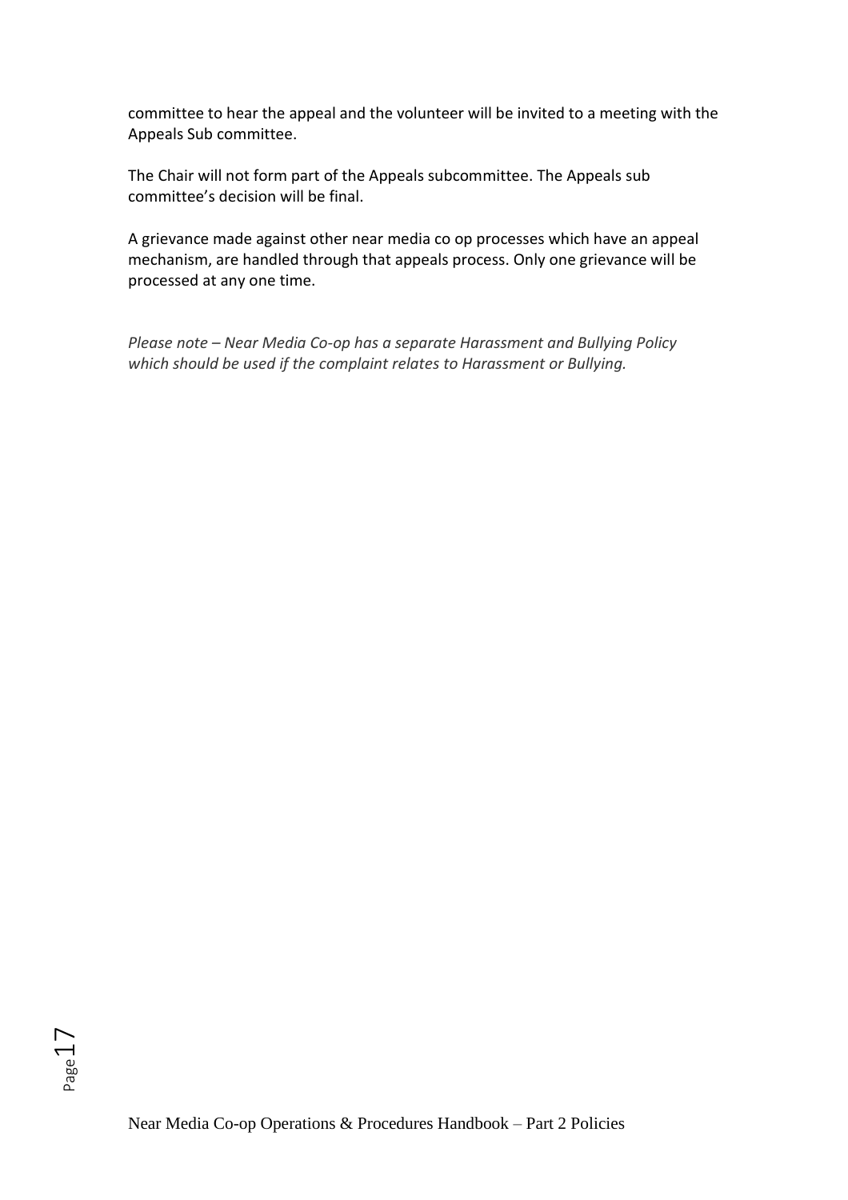committee to hear the appeal and the volunteer will be invited to a meeting with the Appeals Sub committee.

The Chair will not form part of the Appeals subcommittee. The Appeals sub committee's decision will be final.

A grievance made against other near media co op processes which have an appeal mechanism, are handled through that appeals process. Only one grievance will be processed at any one time.

*Please note – Near Media Co-op has a separate Harassment and Bullying Policy which should be used if the complaint relates to Harassment or Bullying.*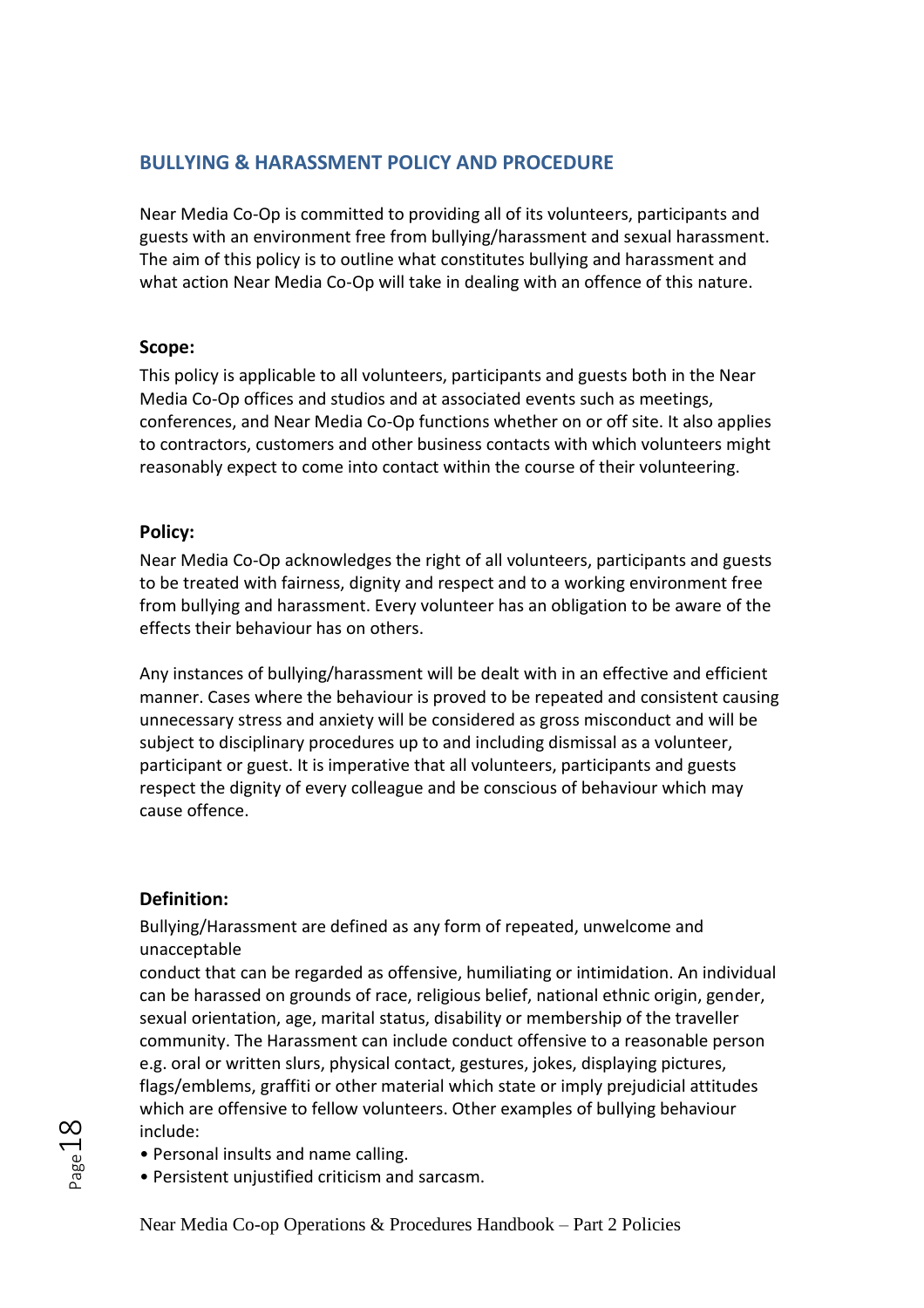## BULLYING & HARASSMENT POLICY AND PROCEDURE

Near Media Co-Op is committed to providing all of its volunteers, participants and guests with an environment free from bullying/harassment and sexual harassment. The aim of this policy is to outline what constitutes bullying and harassment and what action Near Media Co-Op will take in dealing with an offence of this nature.

**Scope:**

This policy is applicable to all volunteers, participants and guests both in the Near Media Co-Op offices and studios and at associated events such as meetings, conferences, and Near Media Co-Op functions whether on or off site. It also applies to contractors, customers and other business contacts with which volunteers might reasonably expect to come into contact within the course of their volunteering.

**Policy:**

Near Media Co-Op acknowledges the right of all volunteers, participants and guests to be treated with fairness, dignity and respect and to a working environment free from bullying and harassment. Every volunteer has an obligation to be aware of the effects their behaviour has on others.

Any instances of bullying/harassment will be dealt with in an effective and efficient manner. Cases where the behaviour is proved to be repeated and consistent causing unnecessary stress and anxiety will be considered as gross misconduct and will be subject to disciplinary procedures up to and including dismissal as a volunteer, participant or guest. It is imperative that all volunteers, participants and guests respect the dignity of every colleague and be conscious of behaviour which may cause offence.

**Definition:**

Bullying/Harassment are defined as any form of repeated, unwelcome and unacceptable
conduct that can be regarded as offensive, humiliating or intimidation. An individual can be harassed on grounds of race, religious belief, national ethnic origin, gender, sexual orientation, age, marital status, disability or membership of the traveller community. The Harassment can include conduct offensive to a reasonable person e.g. oral or written slurs, physical contact, gestures, jokes, displaying pictures, flags/emblems, graffiti or other material which state or imply prejudicial attitudes which are offensive to fellow volunteers. Other examples of bullying behaviour include:

- Personal insults and name calling.
- Persistent unjustified criticism and sarcasm.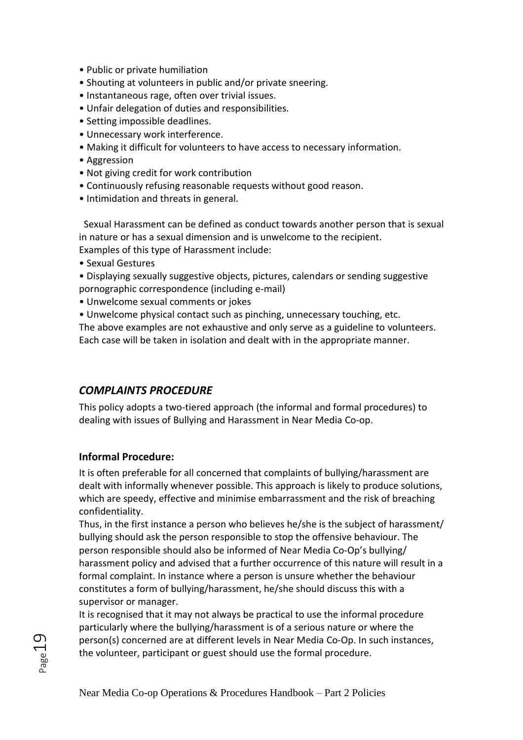- Public or private humiliation
- Shouting at volunteers in public and/or private sneering.
- Instantaneous rage, often over trivial issues.
- Unfair delegation of duties and responsibilities.
- Setting impossible deadlines.
- Unnecessary work interference.
- Making it difficult for volunteers to have access to necessary information.
- Aggression
- Not giving credit for work contribution
- Continuously refusing reasonable requests without good reason.
- Intimidation and threats in general.

Sexual Harassment can be defined as conduct towards another person that is sexual in nature or has a sexual dimension and is unwelcome to the recipient.
Examples of this type of Harassment include:

- Sexual Gestures
- Displaying sexually suggestive objects, pictures, calendars or sending suggestive pornographic correspondence (including e-mail)
- Unwelcome sexual comments or jokes
- Unwelcome physical contact such as pinching, unnecessary touching, etc.

The above examples are not exhaustive and only serve as a guideline to volunteers. Each case will be taken in isolation and dealt with in the appropriate manner.

## *COMPLAINTS PROCEDURE*

This policy adopts a two-tiered approach (the informal and formal procedures) to dealing with issues of Bullying and Harassment in Near Media Co-op.

### **Informal Procedure:**

It is often preferable for all concerned that complaints of bullying/harassment are dealt with informally whenever possible. This approach is likely to produce solutions, which are speedy, effective and minimise embarrassment and the risk of breaching confidentiality.
Thus, in the first instance a person who believes he/she is the subject of harassment/ bullying should ask the person responsible to stop the offensive behaviour. The person responsible should also be informed of Near Media Co-Op's bullying/ harassment policy and advised that a further occurrence of this nature will result in a formal complaint. In instance where a person is unsure whether the behaviour constitutes a form of bullying/harassment, he/she should discuss this with a supervisor or manager.
It is recognised that it may not always be practical to use the informal procedure particularly where the bullying/harassment is of a serious nature or where the person(s) concerned are at different levels in Near Media Co-Op. In such instances, the volunteer, participant or guest should use the formal procedure.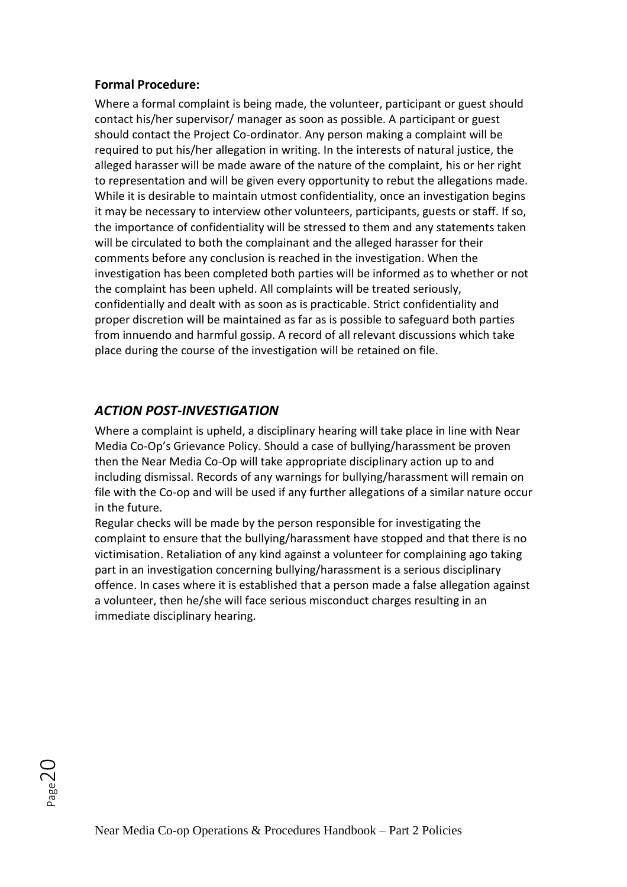**Formal Procedure:**

Where a formal complaint is being made, the volunteer, participant or guest should contact his/her supervisor/ manager as soon as possible. A participant or guest should contact the Project Co-ordinator. Any person making a complaint will be required to put his/her allegation in writing. In the interests of natural justice, the alleged harasser will be made aware of the nature of the complaint, his or her right to representation and will be given every opportunity to rebut the allegations made. While it is desirable to maintain utmost confidentiality, once an investigation begins it may be necessary to interview other volunteers, participants, guests or staff. If so, the importance of confidentiality will be stressed to them and any statements taken will be circulated to both the complainant and the alleged harasser for their comments before any conclusion is reached in the investigation. When the investigation has been completed both parties will be informed as to whether or not the complaint has been upheld. All complaints will be treated seriously, confidentially and dealt with as soon as is practicable. Strict confidentiality and proper discretion will be maintained as far as is possible to safeguard both parties from innuendo and harmful gossip. A record of all relevant discussions which take place during the course of the investigation will be retained on file.

## *ACTION POST-INVESTIGATION*

Where a complaint is upheld, a disciplinary hearing will take place in line with Near Media Co-Op's Grievance Policy. Should a case of bullying/harassment be proven then the Near Media Co-Op will take appropriate disciplinary action up to and including dismissal. Records of any warnings for bullying/harassment will remain on file with the Co-op and will be used if any further allegations of a similar nature occur in the future.

Regular checks will be made by the person responsible for investigating the complaint to ensure that the bullying/harassment have stopped and that there is no victimisation. Retaliation of any kind against a volunteer for complaining ago taking part in an investigation concerning bullying/harassment is a serious disciplinary offence. In cases where it is established that a person made a false allegation against a volunteer, then he/she will face serious misconduct charges resulting in an immediate disciplinary hearing.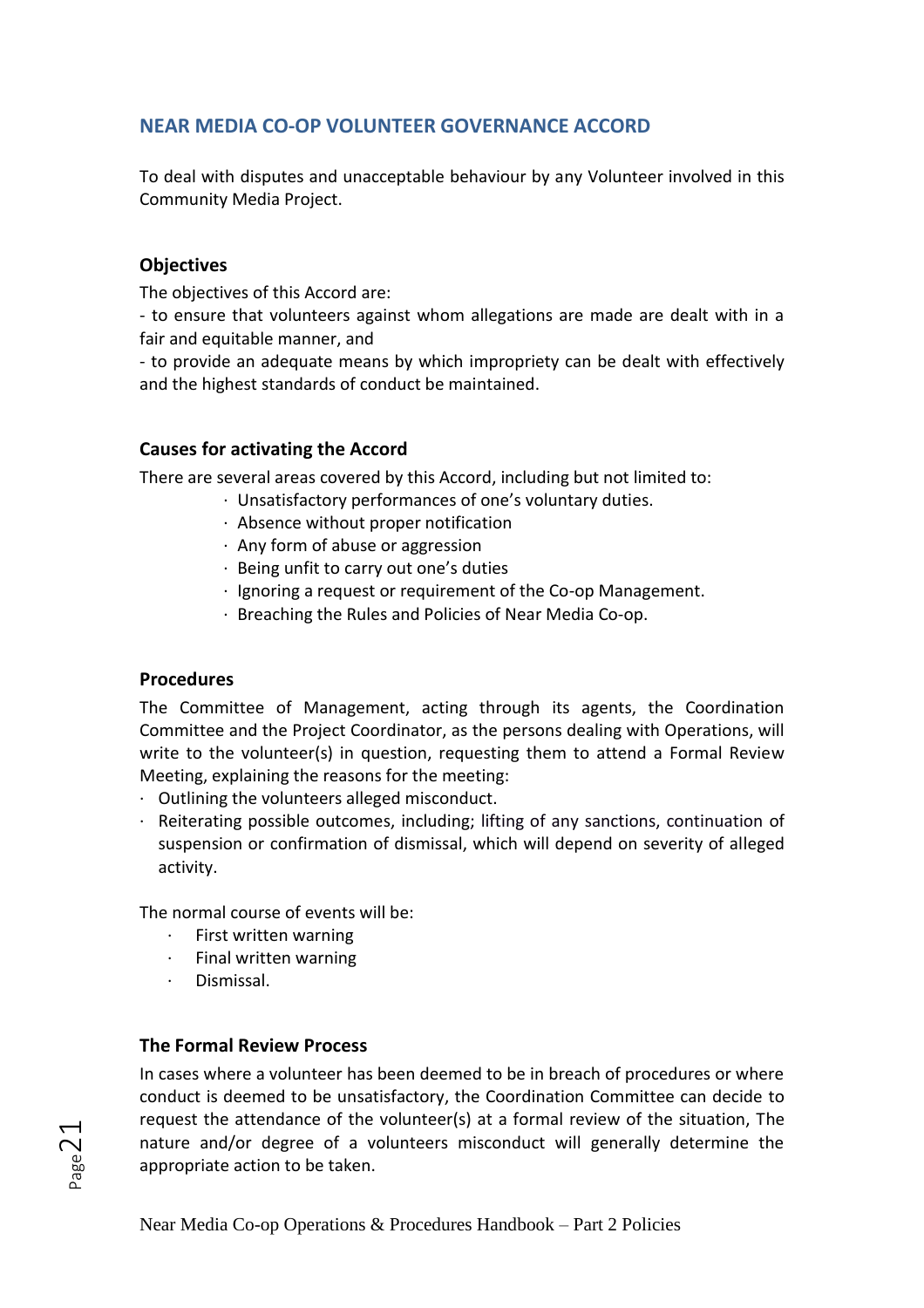## NEAR MEDIA CO-OP VOLUNTEER GOVERNANCE ACCORD

To deal with disputes and unacceptable behaviour by any Volunteer involved in this Community Media Project.

### Objectives

The objectives of this Accord are:

- to ensure that volunteers against whom allegations are made are dealt with in a fair and equitable manner, and
- to provide an adequate means by which impropriety can be dealt with effectively and the highest standards of conduct be maintained.

### Causes for activating the Accord

There are several areas covered by this Accord, including but not limited to:

- Unsatisfactory performances of one's voluntary duties.
- Absence without proper notification
- Any form of abuse or aggression
- Being unfit to carry out one's duties
- Ignoring a request or requirement of the Co-op Management.
- Breaching the Rules and Policies of Near Media Co-op.

### Procedures

The Committee of Management, acting through its agents, the Coordination Committee and the Project Coordinator, as the persons dealing with Operations, will write to the volunteer(s) in question, requesting them to attend a Formal Review Meeting, explaining the reasons for the meeting:

- Outlining the volunteers alleged misconduct.
- Reiterating possible outcomes, including; lifting of any sanctions, continuation of suspension or confirmation of dismissal, which will depend on severity of alleged activity.

The normal course of events will be:

- First written warning
- Final written warning
- Dismissal.

### The Formal Review Process

In cases where a volunteer has been deemed to be in breach of procedures or where conduct is deemed to be unsatisfactory, the Coordination Committee can decide to request the attendance of the volunteer(s) at a formal review of the situation, The nature and/or degree of a volunteers misconduct will generally determine the appropriate action to be taken.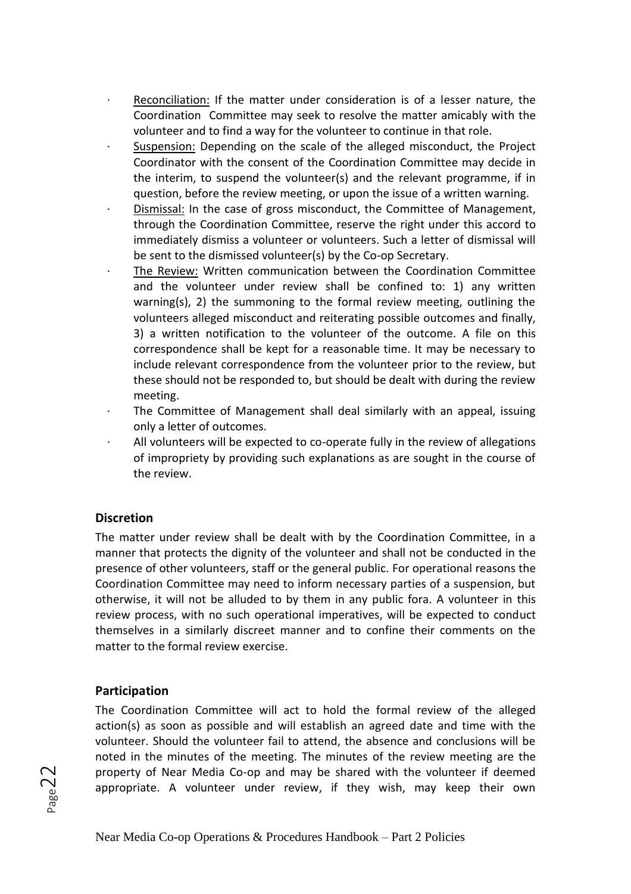- Reconciliation: If the matter under consideration is of a lesser nature, the Coordination Committee may seek to resolve the matter amicably with the volunteer and to find a way for the volunteer to continue in that role.
- Suspension: Depending on the scale of the alleged misconduct, the Project Coordinator with the consent of the Coordination Committee may decide in the interim, to suspend the volunteer(s) and the relevant programme, if in question, before the review meeting, or upon the issue of a written warning.
- Dismissal: In the case of gross misconduct, the Committee of Management, through the Coordination Committee, reserve the right under this accord to immediately dismiss a volunteer or volunteers. Such a letter of dismissal will be sent to the dismissed volunteer(s) by the Co-op Secretary.
- The Review: Written communication between the Coordination Committee and the volunteer under review shall be confined to: 1) any written warning(s), 2) the summoning to the formal review meeting, outlining the volunteers alleged misconduct and reiterating possible outcomes and finally, 3) a written notification to the volunteer of the outcome. A file on this correspondence shall be kept for a reasonable time. It may be necessary to include relevant correspondence from the volunteer prior to the review, but these should not be responded to, but should be dealt with during the review meeting.
- The Committee of Management shall deal similarly with an appeal, issuing only a letter of outcomes.
- All volunteers will be expected to co-operate fully in the review of allegations of impropriety by providing such explanations as are sought in the course of the review.

### Discretion

The matter under review shall be dealt with by the Coordination Committee, in a manner that protects the dignity of the volunteer and shall not be conducted in the presence of other volunteers, staff or the general public. For operational reasons the Coordination Committee may need to inform necessary parties of a suspension, but otherwise, it will not be alluded to by them in any public fora. A volunteer in this review process, with no such operational imperatives, will be expected to conduct themselves in a similarly discreet manner and to confine their comments on the matter to the formal review exercise.

### Participation

The Coordination Committee will act to hold the formal review of the alleged action(s) as soon as possible and will establish an agreed date and time with the volunteer. Should the volunteer fail to attend, the absence and conclusions will be noted in the minutes of the meeting. The minutes of the review meeting are the property of Near Media Co-op and may be shared with the volunteer if deemed appropriate. A volunteer under review, if they wish, may keep their own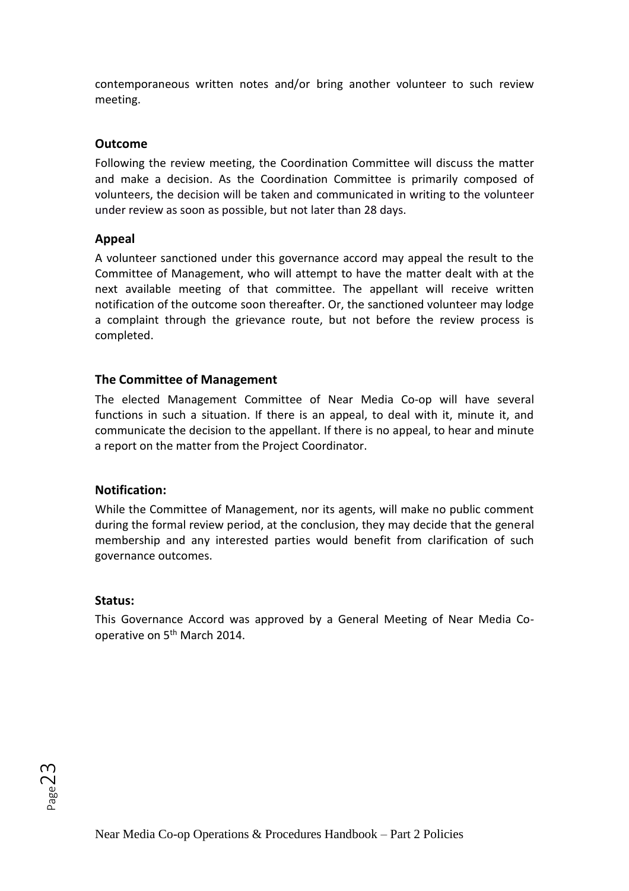contemporaneous written notes and/or bring another volunteer to such review meeting.

### Outcome

Following the review meeting, the Coordination Committee will discuss the matter and make a decision. As the Coordination Committee is primarily composed of volunteers, the decision will be taken and communicated in writing to the volunteer under review as soon as possible, but not later than 28 days.

### Appeal

A volunteer sanctioned under this governance accord may appeal the result to the Committee of Management, who will attempt to have the matter dealt with at the next available meeting of that committee. The appellant will receive written notification of the outcome soon thereafter. Or, the sanctioned volunteer may lodge a complaint through the grievance route, but not before the review process is completed.

### The Committee of Management

The elected Management Committee of Near Media Co-op will have several functions in such a situation. If there is an appeal, to deal with it, minute it, and communicate the decision to the appellant. If there is no appeal, to hear and minute a report on the matter from the Project Coordinator.

### Notification:

While the Committee of Management, nor its agents, will make no public comment during the formal review period, at the conclusion, they may decide that the general membership and any interested parties would benefit from clarification of such governance outcomes.

### Status:

This Governance Accord was approved by a General Meeting of Near Media Co-operative on 5th March 2014.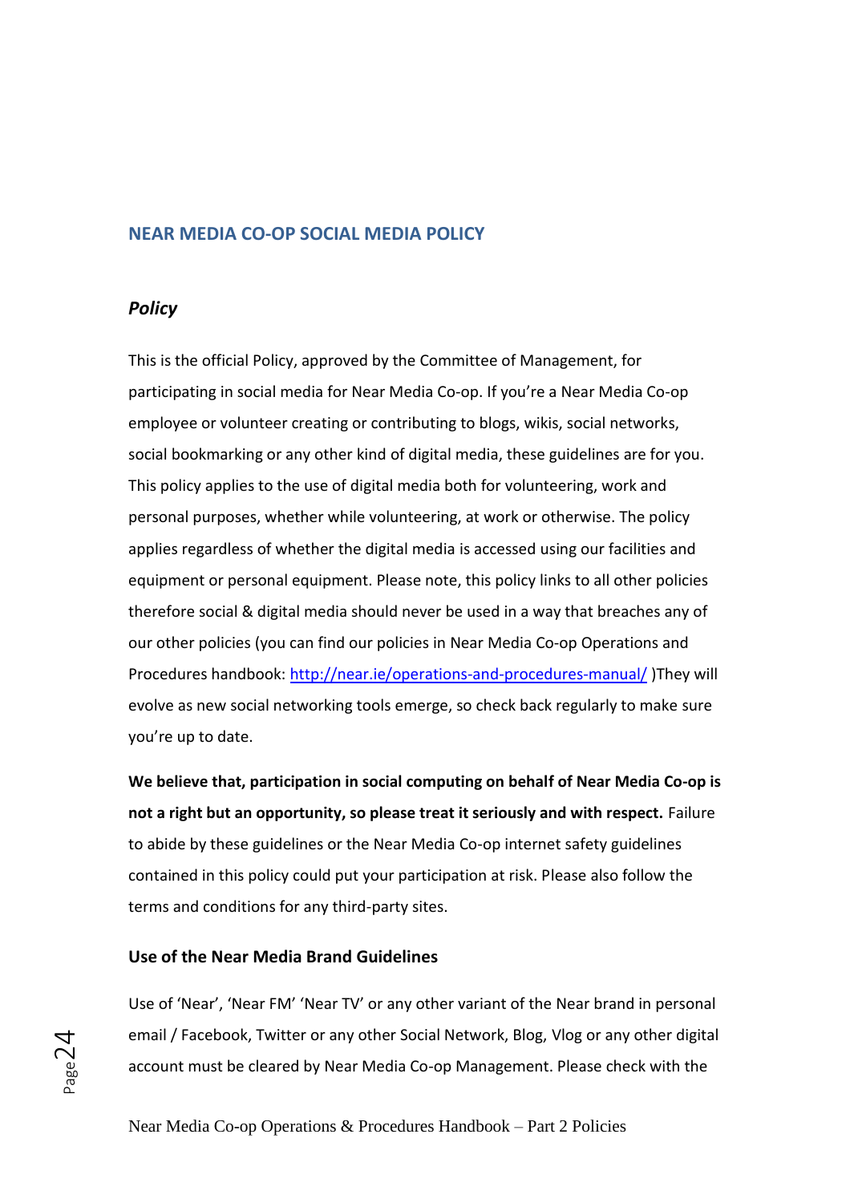## NEAR MEDIA CO-OP SOCIAL MEDIA POLICY

### *Policy*

This is the official Policy, approved by the Committee of Management, for participating in social media for Near Media Co-op. If you're a Near Media Co-op employee or volunteer creating or contributing to blogs, wikis, social networks, social bookmarking or any other kind of digital media, these guidelines are for you. This policy applies to the use of digital media both for volunteering, work and personal purposes, whether while volunteering, at work or otherwise. The policy applies regardless of whether the digital media is accessed using our facilities and equipment or personal equipment. Please note, this policy links to all other policies therefore social & digital media should never be used in a way that breaches any of our other policies (you can find our policies in Near Media Co-op Operations and Procedures handbook: [http://near.ie/operations-and-procedures-manual/](http://near.ie/operations-and-procedures-manual/) )They will evolve as new social networking tools emerge, so check back regularly to make sure you're up to date.

**We believe that, participation in social computing on behalf of Near Media Co-op is not a right but an opportunity, so please treat it seriously and with respect.** Failure to abide by these guidelines or the Near Media Co-op internet safety guidelines contained in this policy could put your participation at risk. Please also follow the terms and conditions for any third-party sites.

#### Use of the Near Media Brand Guidelines

Use of 'Near', 'Near FM' 'Near TV' or any other variant of the Near brand in personal email / Facebook, Twitter or any other Social Network, Blog, Vlog or any other digital account must be cleared by Near Media Co-op Management. Please check with the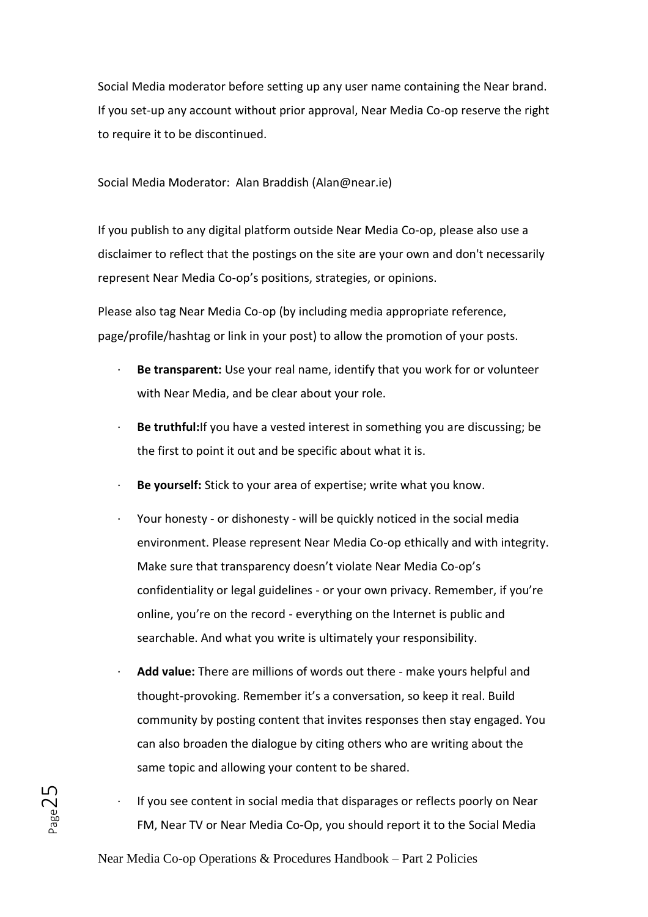Social Media moderator before setting up any user name containing the Near brand. If you set-up any account without prior approval, Near Media Co-op reserve the right to require it to be discontinued.

Social Media Moderator: Alan Braddish (Alan@near.ie)

If you publish to any digital platform outside Near Media Co-op, please also use a disclaimer to reflect that the postings on the site are your own and don't necessarily represent Near Media Co-op's positions, strategies, or opinions.

Please also tag Near Media Co-op (by including media appropriate reference, page/profile/hashtag or link in your post) to allow the promotion of your posts.

- **Be transparent:** Use your real name, identify that you work for or volunteer with Near Media, and be clear about your role.
- **Be truthful:**If you have a vested interest in something you are discussing; be the first to point it out and be specific about what it is.
- **Be yourself:** Stick to your area of expertise; write what you know.
- Your honesty - or dishonesty - will be quickly noticed in the social media environment. Please represent Near Media Co-op ethically and with integrity. Make sure that transparency doesn't violate Near Media Co-op's confidentiality or legal guidelines - or your own privacy. Remember, if you're online, you're on the record - everything on the Internet is public and searchable. And what you write is ultimately your responsibility.
- **Add value:** There are millions of words out there - make yours helpful and thought-provoking. Remember it's a conversation, so keep it real. Build community by posting content that invites responses then stay engaged. You can also broaden the dialogue by citing others who are writing about the same topic and allowing your content to be shared.
- If you see content in social media that disparages or reflects poorly on Near FM, Near TV or Near Media Co-Op, you should report it to the Social Media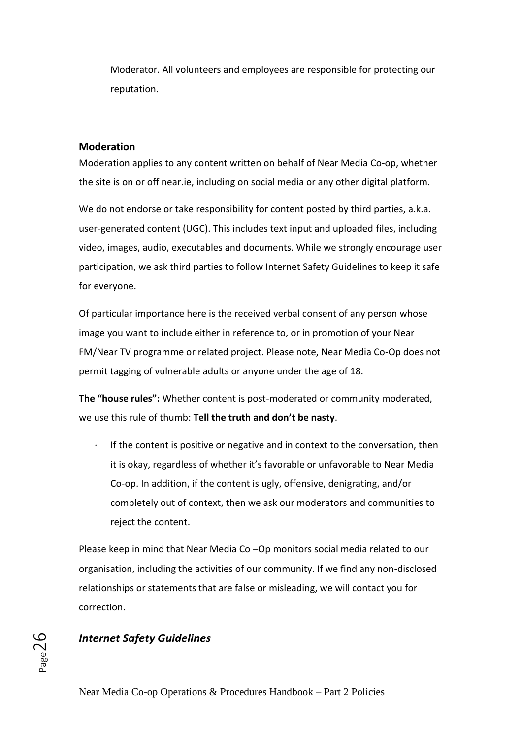Moderator. All volunteers and employees are responsible for protecting our reputation.

**Moderation**

Moderation applies to any content written on behalf of Near Media Co-op, whether the site is on or off near.ie, including on social media or any other digital platform.

We do not endorse or take responsibility for content posted by third parties, a.k.a. user-generated content (UGC). This includes text input and uploaded files, including video, images, audio, executables and documents. While we strongly encourage user participation, we ask third parties to follow Internet Safety Guidelines to keep it safe for everyone.

Of particular importance here is the received verbal consent of any person whose image you want to include either in reference to, or in promotion of your Near FM/Near TV programme or related project. Please note, Near Media Co-Op does not permit tagging of vulnerable adults or anyone under the age of 18.

**The "house rules":** Whether content is post-moderated or community moderated, we use this rule of thumb: **Tell the truth and don't be nasty**.

- If the content is positive or negative and in context to the conversation, then it is okay, regardless of whether it's favorable or unfavorable to Near Media Co-op. In addition, if the content is ugly, offensive, denigrating, and/or completely out of context, then we ask our moderators and communities to reject the content.

Please keep in mind that Near Media Co –Op monitors social media related to our organisation, including the activities of our community. If we find any non-disclosed relationships or statements that are false or misleading, we will contact you for correction.

***Internet Safety Guidelines***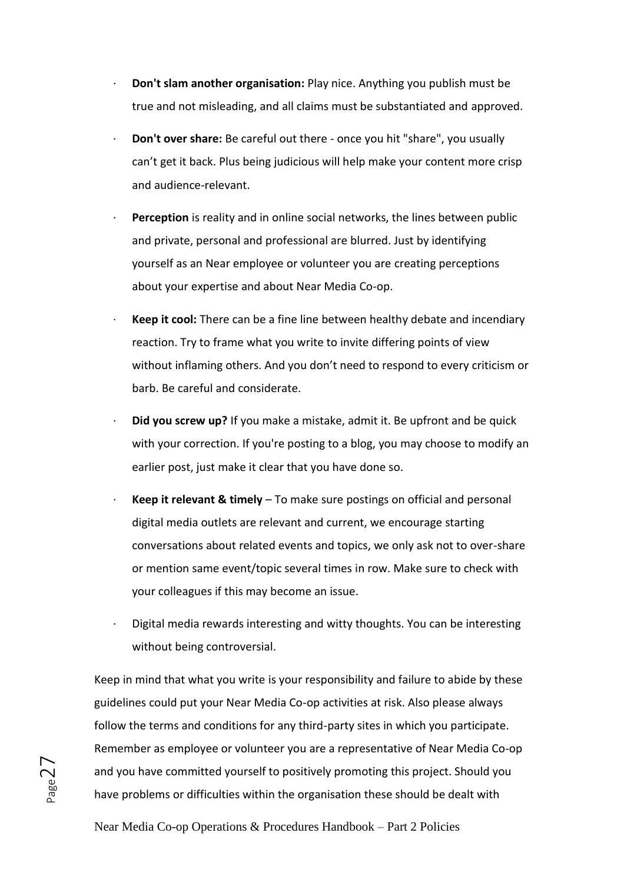- **Don't slam another organisation:** Play nice. Anything you publish must be true and not misleading, and all claims must be substantiated and approved.
- **Don't over share:** Be careful out there - once you hit "share", you usually can't get it back. Plus being judicious will help make your content more crisp and audience-relevant.
- **Perception** is reality and in online social networks, the lines between public and private, personal and professional are blurred. Just by identifying yourself as an Near employee or volunteer you are creating perceptions about your expertise and about Near Media Co-op.
- **Keep it cool:** There can be a fine line between healthy debate and incendiary reaction. Try to frame what you write to invite differing points of view without inflaming others. And you don't need to respond to every criticism or barb. Be careful and considerate.
- **Did you screw up?** If you make a mistake, admit it. Be upfront and be quick with your correction. If you're posting to a blog, you may choose to modify an earlier post, just make it clear that you have done so.
- **Keep it relevant & timely** – To make sure postings on official and personal digital media outlets are relevant and current, we encourage starting conversations about related events and topics, we only ask not to over-share or mention same event/topic several times in row. Make sure to check with your colleagues if this may become an issue.
- Digital media rewards interesting and witty thoughts. You can be interesting without being controversial.

Keep in mind that what you write is your responsibility and failure to abide by these guidelines could put your Near Media Co-op activities at risk. Also please always follow the terms and conditions for any third-party sites in which you participate. Remember as employee or volunteer you are a representative of Near Media Co-op and you have committed yourself to positively promoting this project. Should you have problems or difficulties within the organisation these should be dealt with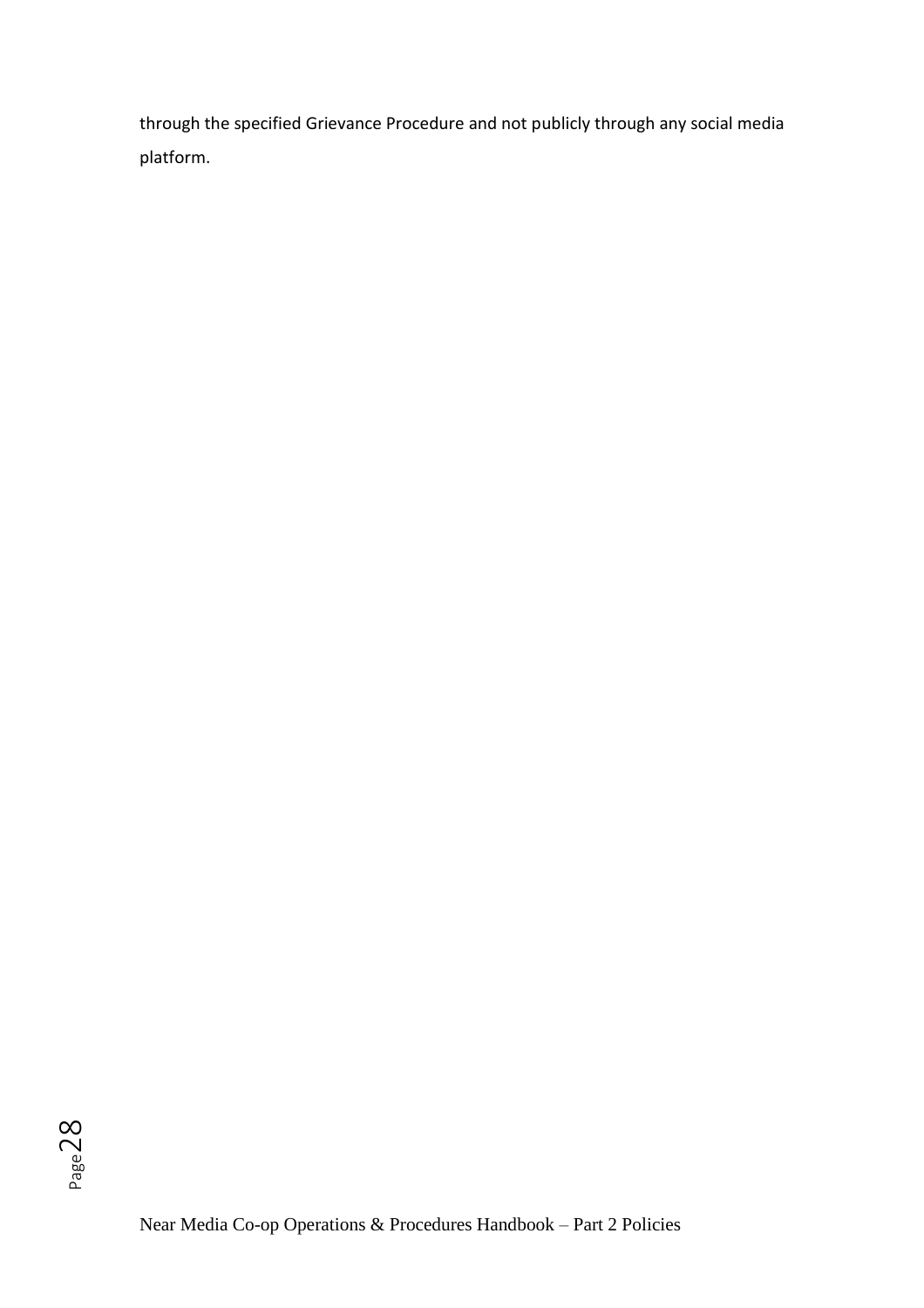through the specified Grievance Procedure and not publicly through any social media platform.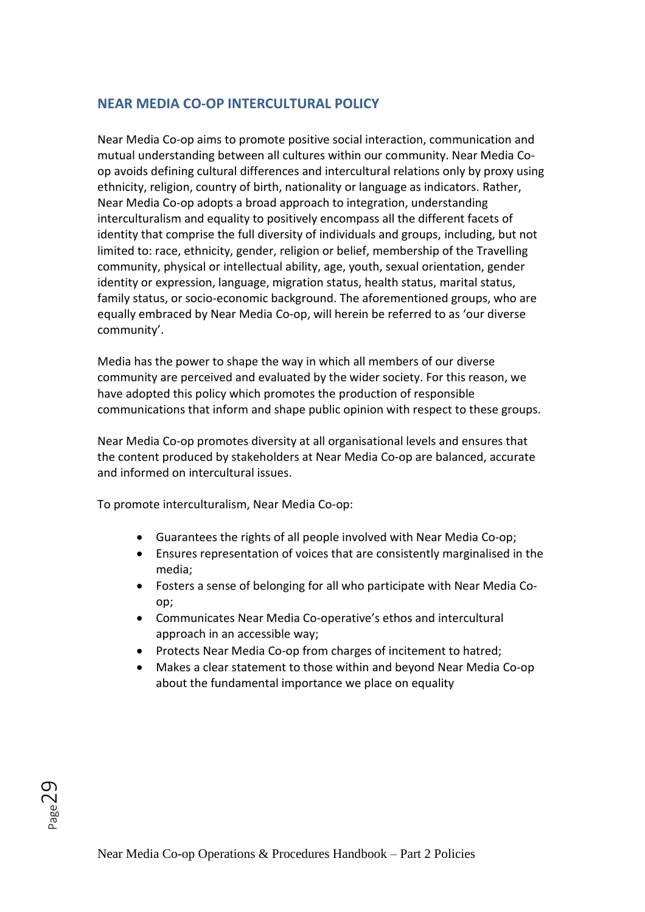## NEAR MEDIA CO-OP INTERCULTURAL POLICY

Near Media Co-op aims to promote positive social interaction, communication and mutual understanding between all cultures within our community. Near Media Co-op avoids defining cultural differences and intercultural relations only by proxy using ethnicity, religion, country of birth, nationality or language as indicators. Rather, Near Media Co-op adopts a broad approach to integration, understanding interculturalism and equality to positively encompass all the different facets of identity that comprise the full diversity of individuals and groups, including, but not limited to: race, ethnicity, gender, religion or belief, membership of the Travelling community, physical or intellectual ability, age, youth, sexual orientation, gender identity or expression, language, migration status, health status, marital status, family status, or socio-economic background. The aforementioned groups, who are equally embraced by Near Media Co-op, will herein be referred to as 'our diverse community'.

Media has the power to shape the way in which all members of our diverse community are perceived and evaluated by the wider society. For this reason, we have adopted this policy which promotes the production of responsible communications that inform and shape public opinion with respect to these groups.

Near Media Co-op promotes diversity at all organisational levels and ensures that the content produced by stakeholders at Near Media Co-op are balanced, accurate and informed on intercultural issues.

To promote interculturalism, Near Media Co-op:

- Guarantees the rights of all people involved with Near Media Co-op;
- Ensures representation of voices that are consistently marginalised in the media;
- Fosters a sense of belonging for all who participate with Near Media Co-op;
- Communicates Near Media Co-operative's ethos and intercultural approach in an accessible way;
- Protects Near Media Co-op from charges of incitement to hatred;
- Makes a clear statement to those within and beyond Near Media Co-op about the fundamental importance we place on equality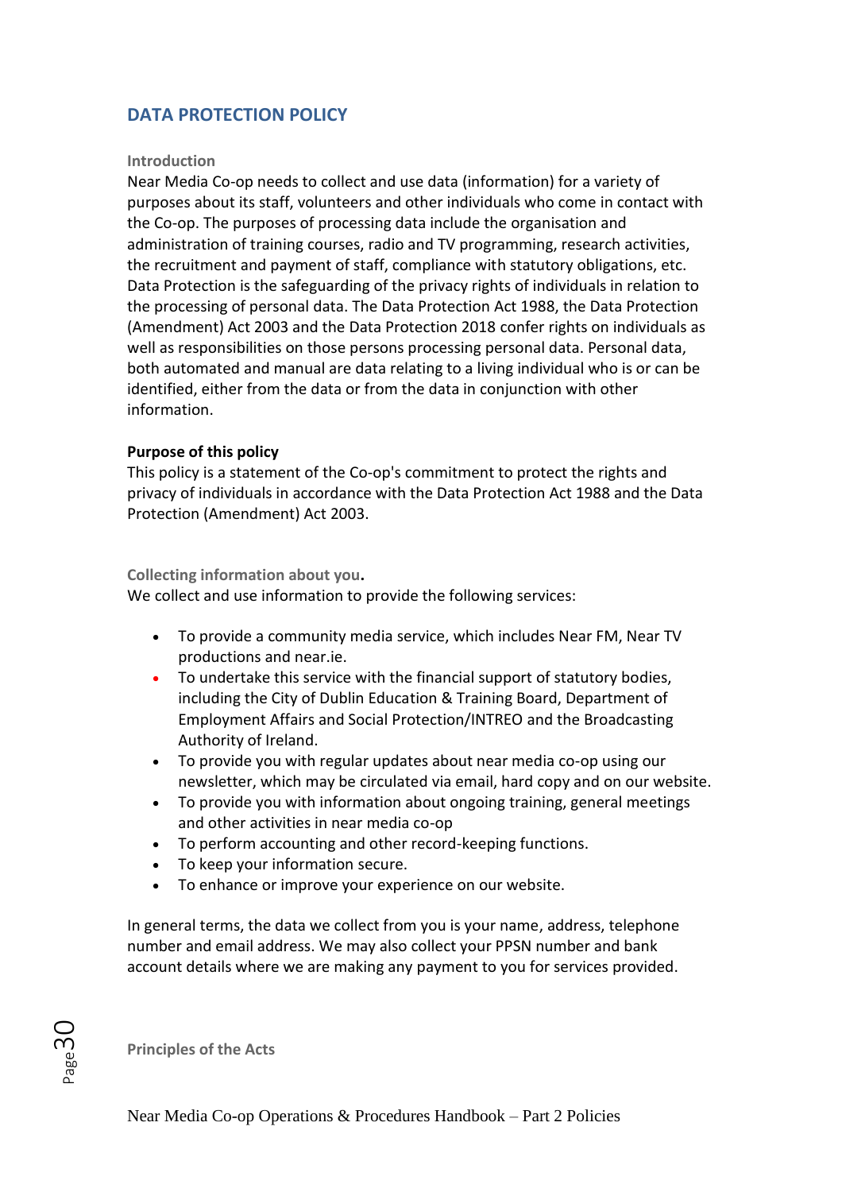## DATA PROTECTION POLICY

### Introduction

Near Media Co-op needs to collect and use data (information) for a variety of purposes about its staff, volunteers and other individuals who come in contact with the Co-op. The purposes of processing data include the organisation and administration of training courses, radio and TV programming, research activities, the recruitment and payment of staff, compliance with statutory obligations, etc. Data Protection is the safeguarding of the privacy rights of individuals in relation to the processing of personal data. The Data Protection Act 1988, the Data Protection (Amendment) Act 2003 and the Data Protection 2018 confer rights on individuals as well as responsibilities on those persons processing personal data. Personal data, both automated and manual are data relating to a living individual who is or can be identified, either from the data or from the data in conjunction with other information.

**Purpose of this policy**

This policy is a statement of the Co-op's commitment to protect the rights and privacy of individuals in accordance with the Data Protection Act 1988 and the Data Protection (Amendment) Act 2003.

### Collecting information about you.

We collect and use information to provide the following services:

- To provide a community media service, which includes Near FM, Near TV productions and near.ie.
- To undertake this service with the financial support of statutory bodies, including the City of Dublin Education & Training Board, Department of Employment Affairs and Social Protection/INTREO and the Broadcasting Authority of Ireland.
- To provide you with regular updates about near media co-op using our newsletter, which may be circulated via email, hard copy and on our website.
- To provide you with information about ongoing training, general meetings and other activities in near media co-op
- To perform accounting and other record-keeping functions.
- To keep your information secure.
- To enhance or improve your experience on our website.

In general terms, the data we collect from you is your name, address, telephone number and email address. We may also collect your PPSN number and bank account details where we are making any payment to you for services provided.

### Principles of the Acts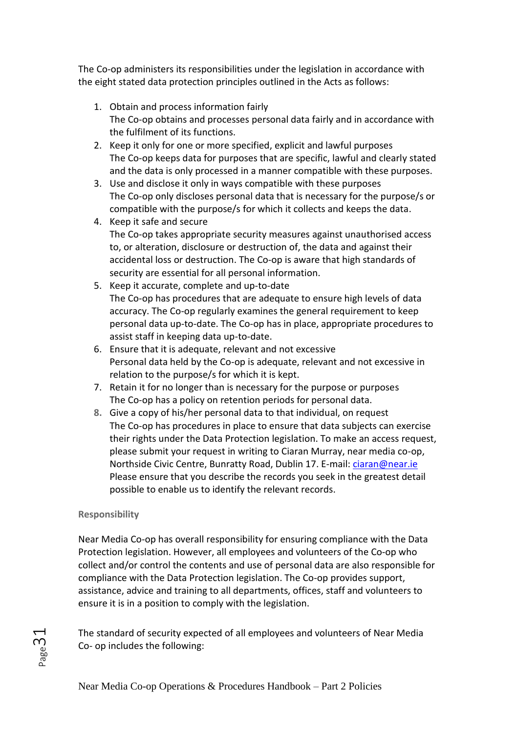The Co-op administers its responsibilities under the legislation in accordance with the eight stated data protection principles outlined in the Acts as follows:

1. Obtain and process information fairly
   The Co-op obtains and processes personal data fairly and in accordance with the fulfilment of its functions.
2. Keep it only for one or more specified, explicit and lawful purposes
   The Co-op keeps data for purposes that are specific, lawful and clearly stated and the data is only processed in a manner compatible with these purposes.
3. Use and disclose it only in ways compatible with these purposes
   The Co-op only discloses personal data that is necessary for the purpose/s or compatible with the purpose/s for which it collects and keeps the data.
4. Keep it safe and secure
   The Co-op takes appropriate security measures against unauthorised access to, or alteration, disclosure or destruction of, the data and against their accidental loss or destruction. The Co-op is aware that high standards of security are essential for all personal information.
5. Keep it accurate, complete and up-to-date
   The Co-op has procedures that are adequate to ensure high levels of data accuracy. The Co-op regularly examines the general requirement to keep personal data up-to-date. The Co-op has in place, appropriate procedures to assist staff in keeping data up-to-date.
6. Ensure that it is adequate, relevant and not excessive
   Personal data held by the Co-op is adequate, relevant and not excessive in relation to the purpose/s for which it is kept.
7. Retain it for no longer than is necessary for the purpose or purposes
   The Co-op has a policy on retention periods for personal data.
8. Give a copy of his/her personal data to that individual, on request
   The Co-op has procedures in place to ensure that data subjects can exercise their rights under the Data Protection legislation. To make an access request, please submit your request in writing to Ciaran Murray, near media co-op, Northside Civic Centre, Bunratty Road, Dublin 17. E-mail: ciaran@near.ie
   Please ensure that you describe the records you seek in the greatest detail possible to enable us to identify the relevant records.

**Responsibility**

Near Media Co-op has overall responsibility for ensuring compliance with the Data Protection legislation. However, all employees and volunteers of the Co-op who collect and/or control the contents and use of personal data are also responsible for compliance with the Data Protection legislation. The Co-op provides support, assistance, advice and training to all departments, offices, staff and volunteers to ensure it is in a position to comply with the legislation.

The standard of security expected of all employees and volunteers of Near Media Co- op includes the following: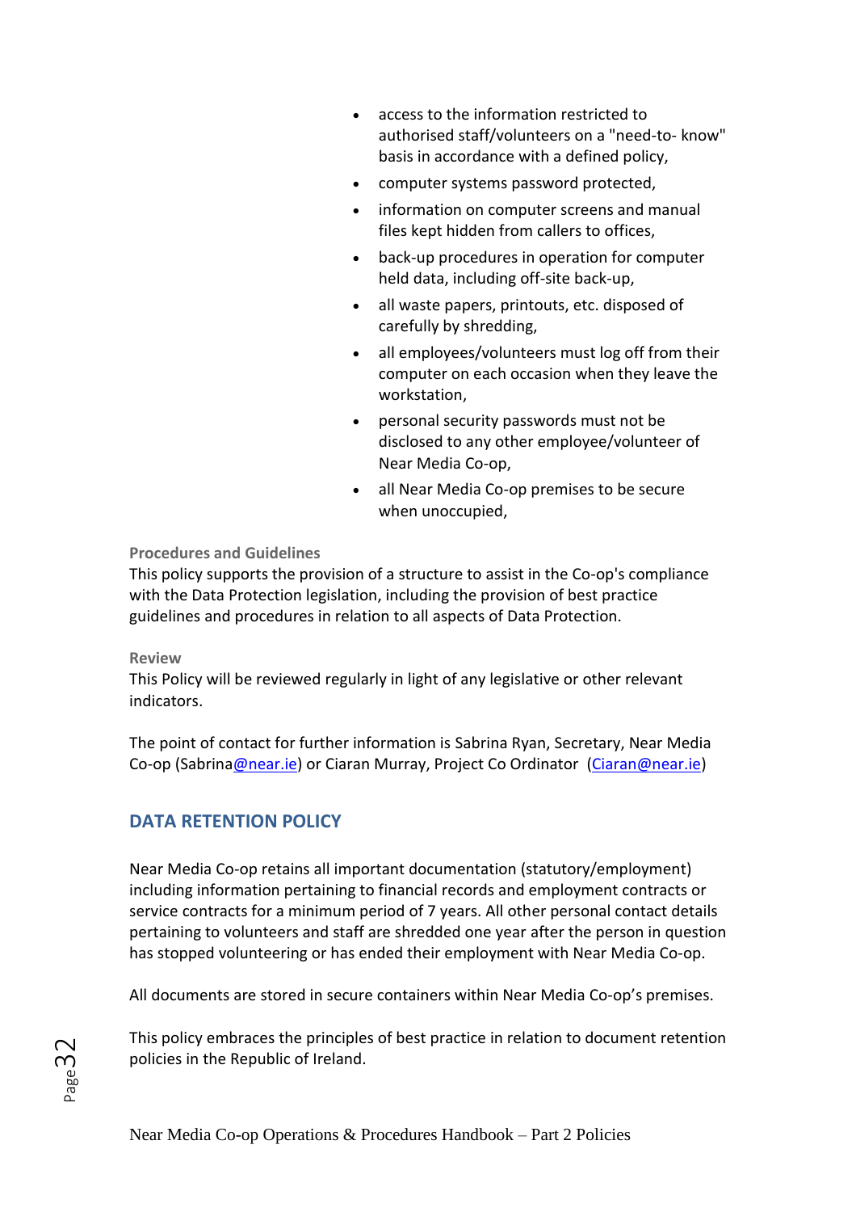- access to the information restricted to authorised staff/volunteers on a "need-to- know" basis in accordance with a defined policy,
- computer systems password protected,
- information on computer screens and manual files kept hidden from callers to offices,
- back-up procedures in operation for computer held data, including off-site back-up,
- all waste papers, printouts, etc. disposed of carefully by shredding,
- all employees/volunteers must log off from their computer on each occasion when they leave the workstation,
- personal security passwords must not be disclosed to any other employee/volunteer of Near Media Co-op,
- all Near Media Co-op premises to be secure when unoccupied,

**Procedures and Guidelines**

This policy supports the provision of a structure to assist in the Co-op's compliance with the Data Protection legislation, including the provision of best practice guidelines and procedures in relation to all aspects of Data Protection.

**Review**

This Policy will be reviewed regularly in light of any legislative or other relevant indicators.

The point of contact for further information is Sabrina Ryan, Secretary, Near Media Co-op (Sabrina@near.ie) or Ciaran Murray, Project Co Ordinator (Ciaran@near.ie)

## DATA RETENTION POLICY

Near Media Co-op retains all important documentation (statutory/employment) including information pertaining to financial records and employment contracts or service contracts for a minimum period of 7 years. All other personal contact details pertaining to volunteers and staff are shredded one year after the person in question has stopped volunteering or has ended their employment with Near Media Co-op.

All documents are stored in secure containers within Near Media Co-op's premises.

This policy embraces the principles of best practice in relation to document retention policies in the Republic of Ireland.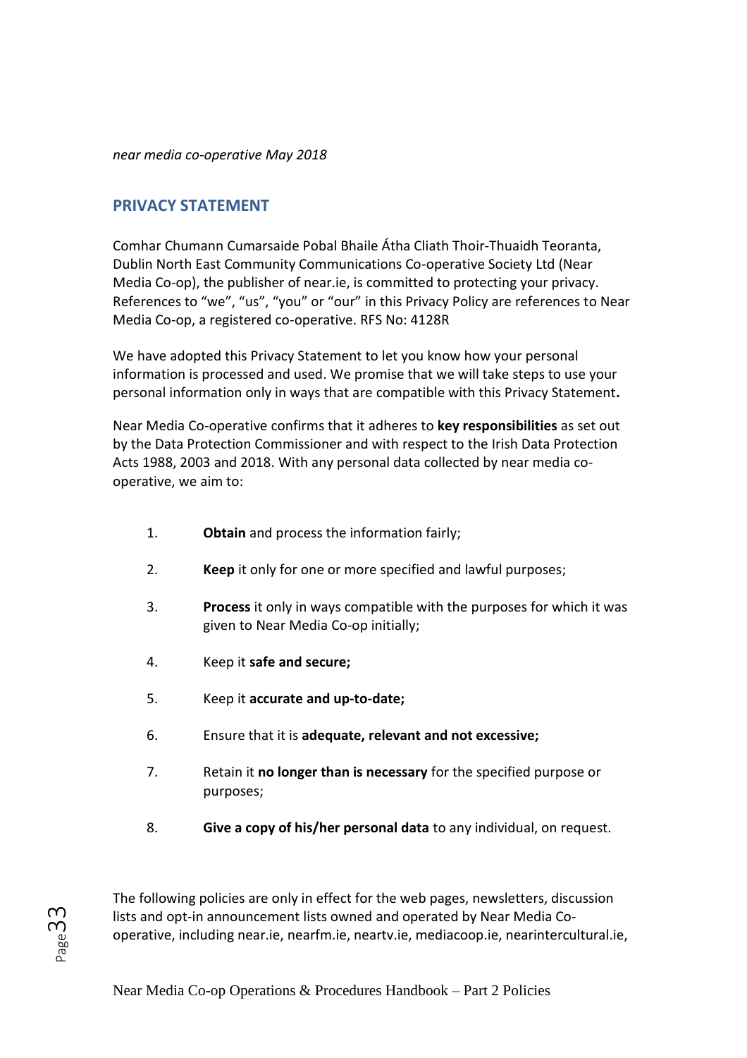*near media co-operative May 2018*

## PRIVACY STATEMENT

Comhar Chumann Cumarsaide Pobal Bhaile Átha Cliath Thoir-Thuaidh Teoranta, Dublin North East Community Communications Co-operative Society Ltd (Near Media Co-op), the publisher of near.ie, is committed to protecting your privacy. References to “we”, “us”, “you” or “our” in this Privacy Policy are references to Near Media Co-op, a registered co-operative. RFS No: 4128R

We have adopted this Privacy Statement to let you know how your personal information is processed and used. We promise that we will take steps to use your personal information only in ways that are compatible with this Privacy Statement**.**

Near Media Co-operative confirms that it adheres to **key responsibilities** as set out by the Data Protection Commissioner and with respect to the Irish Data Protection Acts 1988, 2003 and 2018. With any personal data collected by near media co-operative, we aim to:

1. **Obtain** and process the information fairly;
2. **Keep** it only for one or more specified and lawful purposes;
3. **Process** it only in ways compatible with the purposes for which it was given to Near Media Co-op initially;
4. Keep it **safe and secure;**
5. Keep it **accurate and up-to-date;**
6. Ensure that it is **adequate, relevant and not excessive;**
7. Retain it **no longer than is necessary** for the specified purpose or purposes;
8. **Give a copy of his/her personal data** to any individual, on request.

The following policies are only in effect for the web pages, newsletters, discussion lists and opt-in announcement lists owned and operated by Near Media Co-operative, including near.ie, nearfm.ie, neartv.ie, mediacoop.ie, nearintercultural.ie,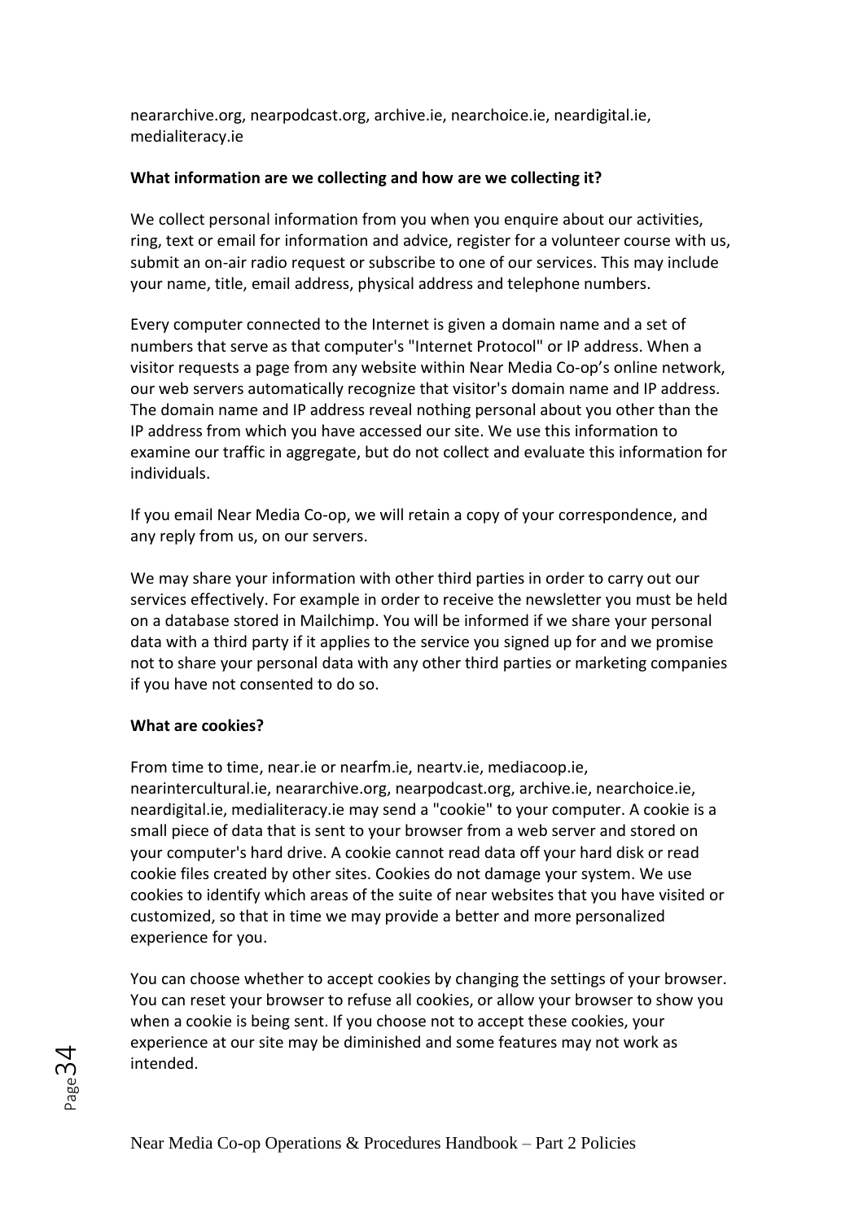neararchive.org, nearpodcast.org, archive.ie, nearchoice.ie, neardigital.ie, medialiteracy.ie

**What information are we collecting and how are we collecting it?**

We collect personal information from you when you enquire about our activities, ring, text or email for information and advice, register for a volunteer course with us, submit an on-air radio request or subscribe to one of our services. This may include your name, title, email address, physical address and telephone numbers.

Every computer connected to the Internet is given a domain name and a set of numbers that serve as that computer's "Internet Protocol" or IP address. When a visitor requests a page from any website within Near Media Co-op's online network, our web servers automatically recognize that visitor's domain name and IP address. The domain name and IP address reveal nothing personal about you other than the IP address from which you have accessed our site. We use this information to examine our traffic in aggregate, but do not collect and evaluate this information for individuals.

If you email Near Media Co-op, we will retain a copy of your correspondence, and any reply from us, on our servers.

We may share your information with other third parties in order to carry out our services effectively. For example in order to receive the newsletter you must be held on a database stored in Mailchimp. You will be informed if we share your personal data with a third party if it applies to the service you signed up for and we promise not to share your personal data with any other third parties or marketing companies if you have not consented to do so.

**What are cookies?**

From time to time, near.ie or nearfm.ie, neartv.ie, mediacoop.ie, nearintercultural.ie, neararchive.org, nearpodcast.org, archive.ie, nearchoice.ie, neardigital.ie, medialiteracy.ie may send a "cookie" to your computer. A cookie is a small piece of data that is sent to your browser from a web server and stored on your computer's hard drive. A cookie cannot read data off your hard disk or read cookie files created by other sites. Cookies do not damage your system. We use cookies to identify which areas of the suite of near websites that you have visited or customized, so that in time we may provide a better and more personalized experience for you.

You can choose whether to accept cookies by changing the settings of your browser. You can reset your browser to refuse all cookies, or allow your browser to show you when a cookie is being sent. If you choose not to accept these cookies, your experience at our site may be diminished and some features may not work as intended.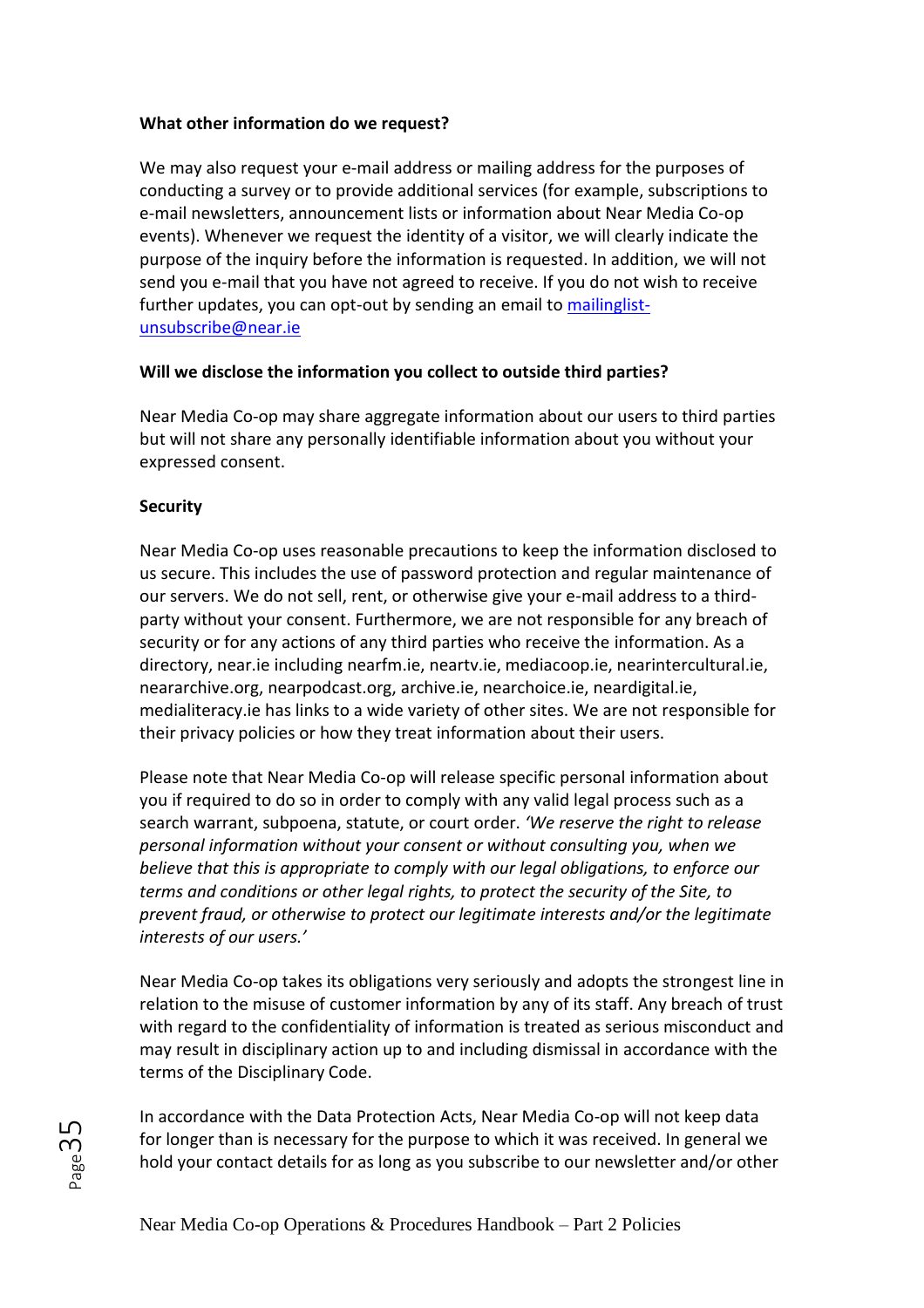**What other information do we request?**

We may also request your e-mail address or mailing address for the purposes of conducting a survey or to provide additional services (for example, subscriptions to e-mail newsletters, announcement lists or information about Near Media Co-op events). Whenever we request the identity of a visitor, we will clearly indicate the purpose of the inquiry before the information is requested. In addition, we will not send you e-mail that you have not agreed to receive. If you do not wish to receive further updates, you can opt-out by sending an email to mailinglist-unsubscribe@near.ie

**Will we disclose the information you collect to outside third parties?**

Near Media Co-op may share aggregate information about our users to third parties but will not share any personally identifiable information about you without your expressed consent.

**Security**

Near Media Co-op uses reasonable precautions to keep the information disclosed to us secure. This includes the use of password protection and regular maintenance of our servers. We do not sell, rent, or otherwise give your e-mail address to a third-party without your consent. Furthermore, we are not responsible for any breach of security or for any actions of any third parties who receive the information. As a directory, near.ie including nearfm.ie, neartv.ie, mediacoop.ie, nearintercultural.ie, neararchive.org, nearpodcast.org, archive.ie, nearchoice.ie, neardigital.ie, medialiteracy.ie has links to a wide variety of other sites. We are not responsible for their privacy policies or how they treat information about their users.

Please note that Near Media Co-op will release specific personal information about you if required to do so in order to comply with any valid legal process such as a search warrant, subpoena, statute, or court order. *'We reserve the right to release personal information without your consent or without consulting you, when we believe that this is appropriate to comply with our legal obligations, to enforce our terms and conditions or other legal rights, to protect the security of the Site, to prevent fraud, or otherwise to protect our legitimate interests and/or the legitimate interests of our users.'*

Near Media Co-op takes its obligations very seriously and adopts the strongest line in relation to the misuse of customer information by any of its staff. Any breach of trust with regard to the confidentiality of information is treated as serious misconduct and may result in disciplinary action up to and including dismissal in accordance with the terms of the Disciplinary Code.

In accordance with the Data Protection Acts, Near Media Co-op will not keep data for longer than is necessary for the purpose to which it was received. In general we hold your contact details for as long as you subscribe to our newsletter and/or other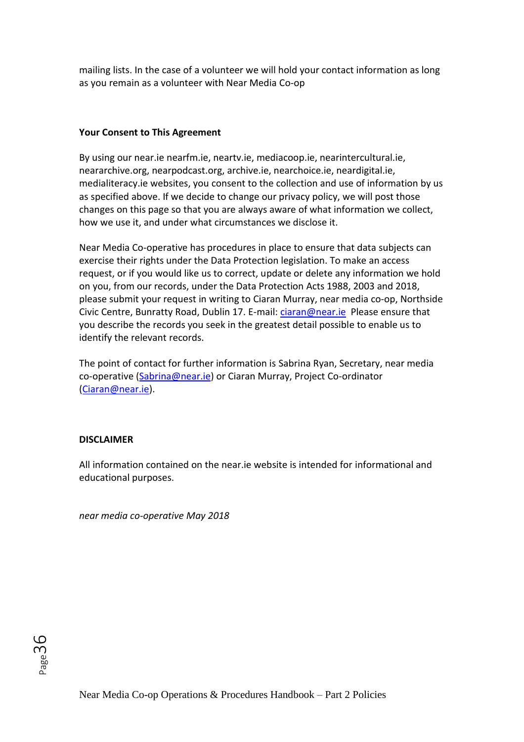mailing lists. In the case of a volunteer we will hold your contact information as long as you remain as a volunteer with Near Media Co-op

**Your Consent to This Agreement**

By using our near.ie nearfm.ie, neartv.ie, mediacoop.ie, nearintercultural.ie, neararchive.org, nearpodcast.org, archive.ie, nearchoice.ie, neardigital.ie, medialiteracy.ie websites, you consent to the collection and use of information by us as specified above. If we decide to change our privacy policy, we will post those changes on this page so that you are always aware of what information we collect, how we use it, and under what circumstances we disclose it.

Near Media Co-operative has procedures in place to ensure that data subjects can exercise their rights under the Data Protection legislation. To make an access request, or if you would like us to correct, update or delete any information we hold on you, from our records, under the Data Protection Acts 1988, 2003 and 2018, please submit your request in writing to Ciaran Murray, near media co-op, Northside Civic Centre, Bunratty Road, Dublin 17. E-mail: ciaran@near.ie Please ensure that you describe the records you seek in the greatest detail possible to enable us to identify the relevant records.

The point of contact for further information is Sabrina Ryan, Secretary, near media co-operative (Sabrina@near.ie) or Ciaran Murray, Project Co-ordinator (Ciaran@near.ie).

**DISCLAIMER**

All information contained on the near.ie website is intended for informational and educational purposes.

*near media co-operative May 2018*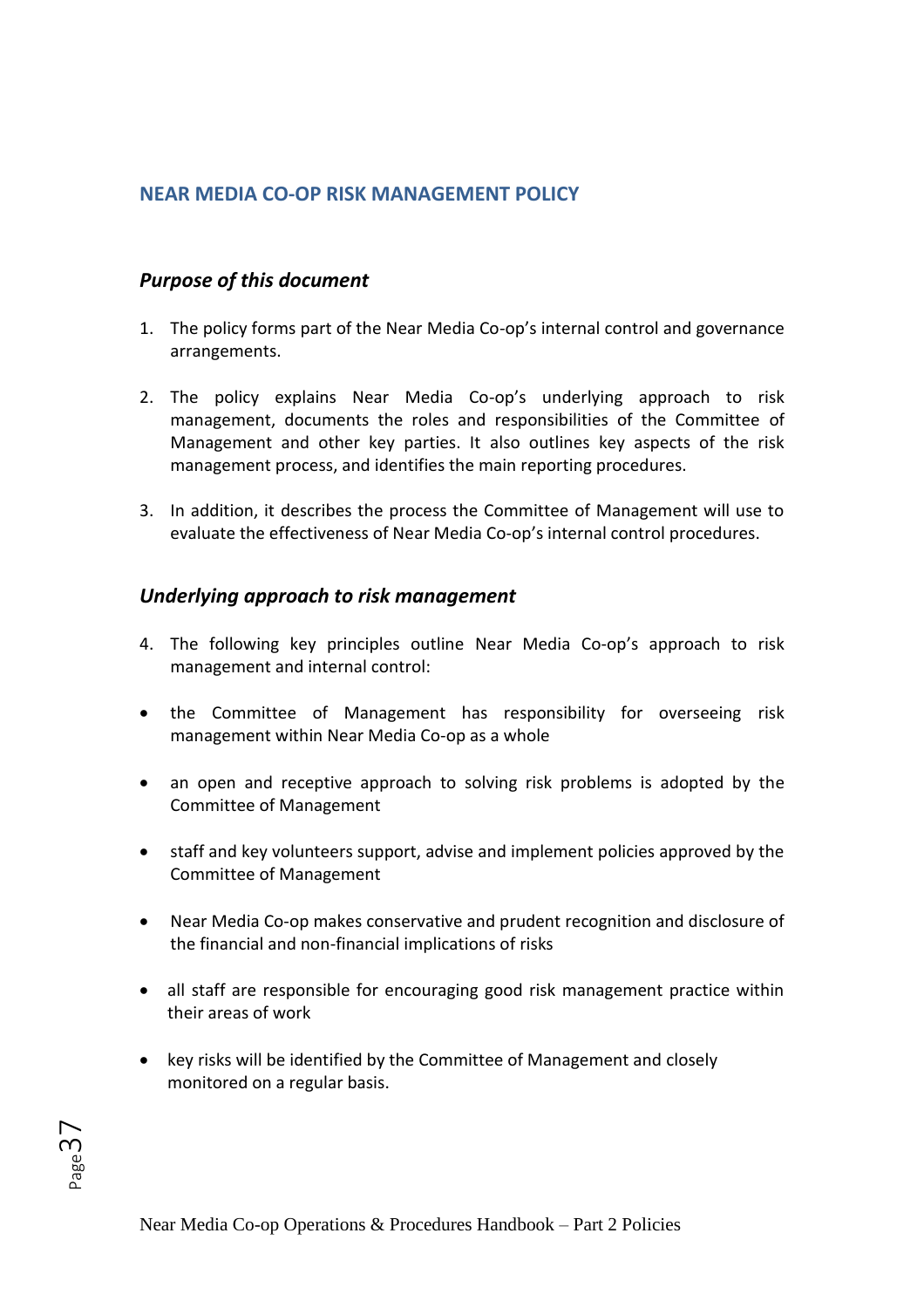## NEAR MEDIA CO-OP RISK MANAGEMENT POLICY

### *Purpose of this document*

1. The policy forms part of the Near Media Co-op's internal control and governance arrangements.

2. The policy explains Near Media Co-op's underlying approach to risk management, documents the roles and responsibilities of the Committee of Management and other key parties. It also outlines key aspects of the risk management process, and identifies the main reporting procedures.

3. In addition, it describes the process the Committee of Management will use to evaluate the effectiveness of Near Media Co-op's internal control procedures.

### *Underlying approach to risk management*

4. The following key principles outline Near Media Co-op's approach to risk management and internal control:

- the Committee of Management has responsibility for overseeing risk management within Near Media Co-op as a whole
- an open and receptive approach to solving risk problems is adopted by the Committee of Management
- staff and key volunteers support, advise and implement policies approved by the Committee of Management
- Near Media Co-op makes conservative and prudent recognition and disclosure of the financial and non-financial implications of risks
- all staff are responsible for encouraging good risk management practice within their areas of work
- key risks will be identified by the Committee of Management and closely monitored on a regular basis.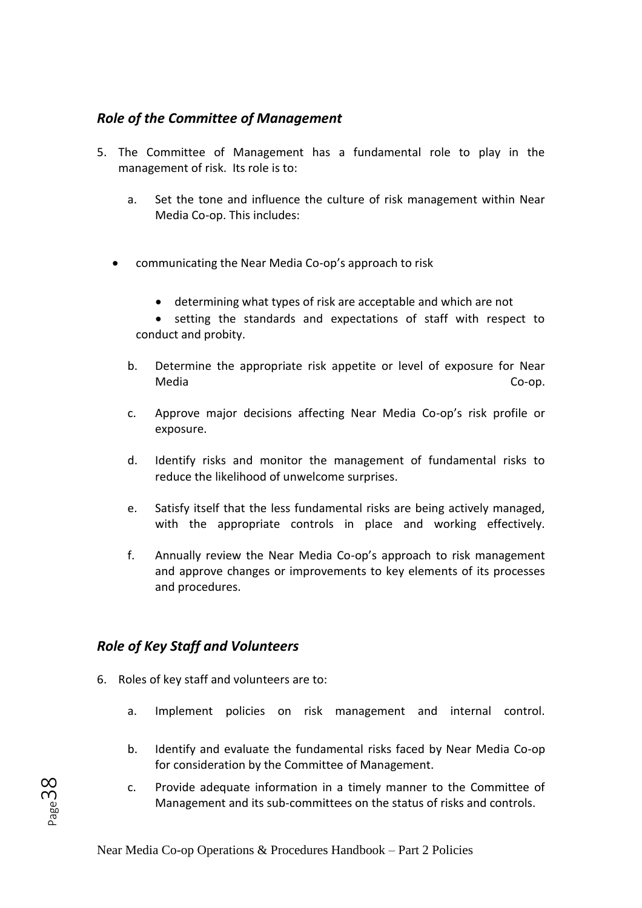### *Role of the Committee of Management*

5. The Committee of Management has a fundamental role to play in the management of risk. Its role is to:

   a. Set the tone and influence the culture of risk management within Near Media Co-op. This includes:

   - communicating the Near Media Co-op's approach to risk
     - determining what types of risk are acceptable and which are not
     - setting the standards and expectations of staff with respect to conduct and probity.

   b. Determine the appropriate risk appetite or level of exposure for Near Media Co-op.

   c. Approve major decisions affecting Near Media Co-op's risk profile or exposure.

   d. Identify risks and monitor the management of fundamental risks to reduce the likelihood of unwelcome surprises.

   e. Satisfy itself that the less fundamental risks are being actively managed, with the appropriate controls in place and working effectively.

   f. Annually review the Near Media Co-op's approach to risk management and approve changes or improvements to key elements of its processes and procedures.

### *Role of Key Staff and Volunteers*

6. Roles of key staff and volunteers are to:

   a. Implement policies on risk management and internal control.

   b. Identify and evaluate the fundamental risks faced by Near Media Co-op for consideration by the Committee of Management.

   c. Provide adequate information in a timely manner to the Committee of Management and its sub-committees on the status of risks and controls.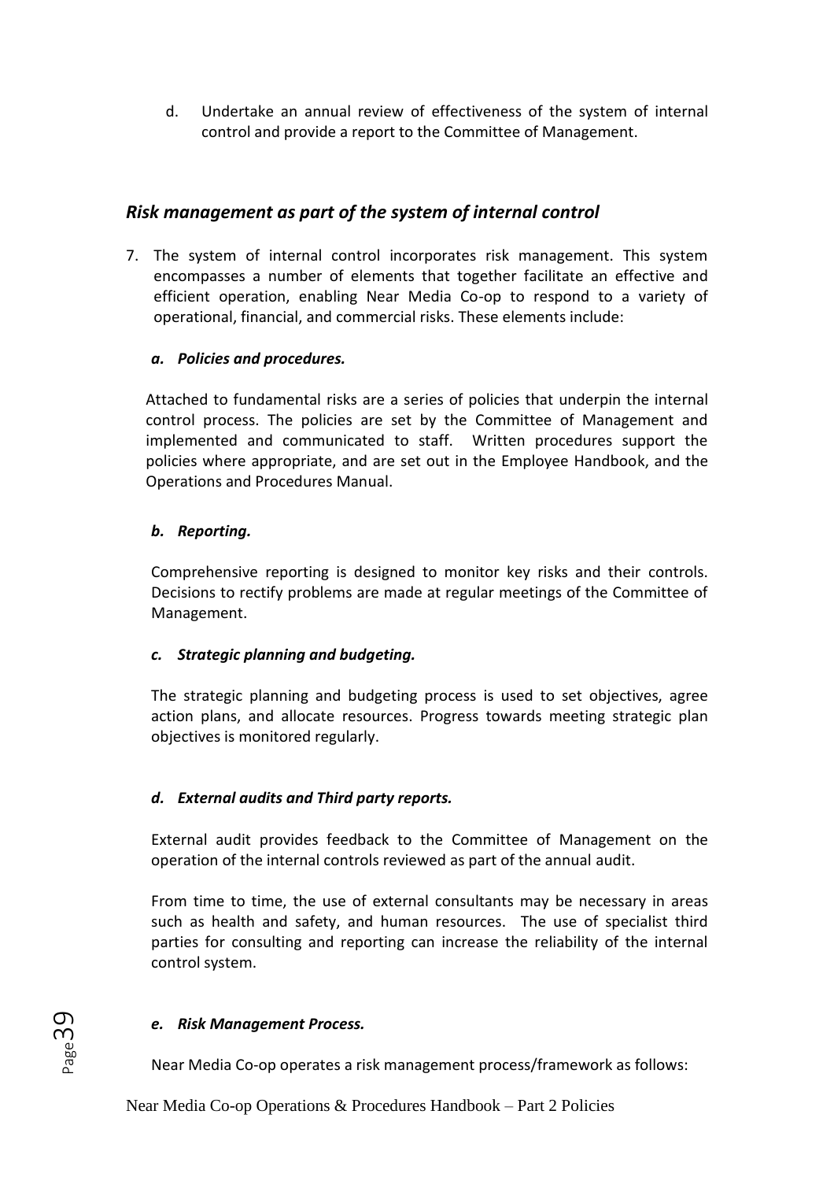d. Undertake an annual review of effectiveness of the system of internal control and provide a report to the Committee of Management.

## *Risk management as part of the system of internal control*

7. The system of internal control incorporates risk management. This system encompasses a number of elements that together facilitate an effective and efficient operation, enabling Near Media Co-op to respond to a variety of operational, financial, and commercial risks. These elements include:

   ***a. Policies and procedures.***

   Attached to fundamental risks are a series of policies that underpin the internal control process. The policies are set by the Committee of Management and implemented and communicated to staff. Written procedures support the policies where appropriate, and are set out in the Employee Handbook, and the Operations and Procedures Manual.

   ***b. Reporting.***

   Comprehensive reporting is designed to monitor key risks and their controls. Decisions to rectify problems are made at regular meetings of the Committee of Management.

   ***c. Strategic planning and budgeting.***

   The strategic planning and budgeting process is used to set objectives, agree action plans, and allocate resources. Progress towards meeting strategic plan objectives is monitored regularly.

   ***d. External audits and Third party reports.***

   External audit provides feedback to the Committee of Management on the operation of the internal controls reviewed as part of the annual audit.

   From time to time, the use of external consultants may be necessary in areas such as health and safety, and human resources. The use of specialist third parties for consulting and reporting can increase the reliability of the internal control system.

   ***e. Risk Management Process.***

   Near Media Co-op operates a risk management process/framework as follows: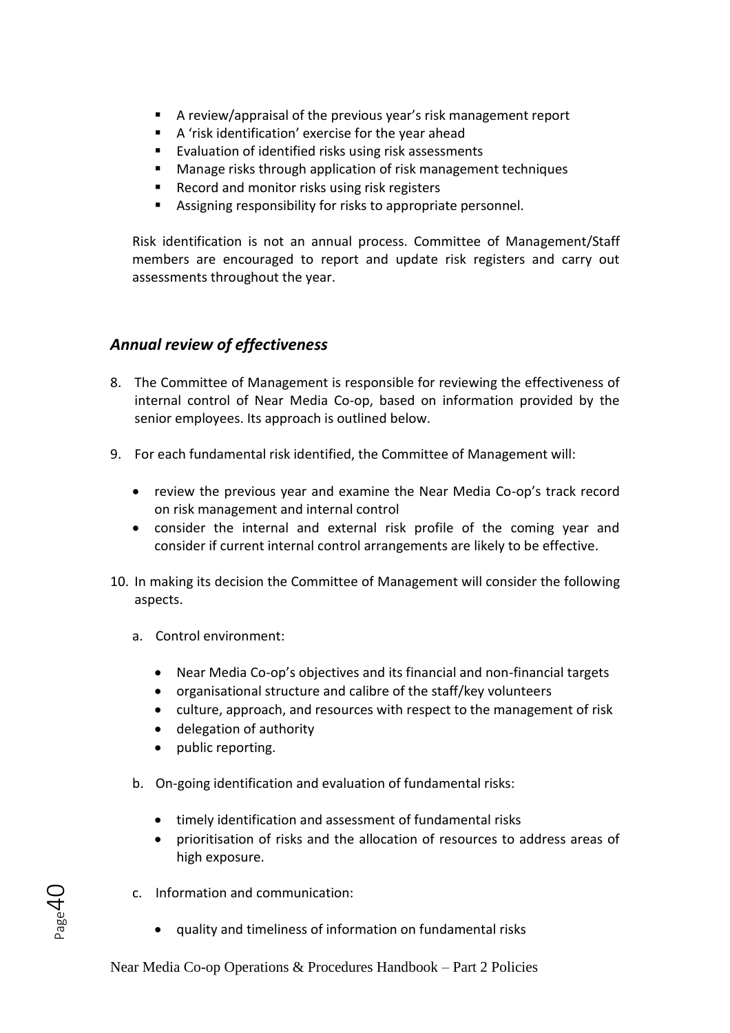- A review/appraisal of the previous year's risk management report
- A 'risk identification' exercise for the year ahead
- Evaluation of identified risks using risk assessments
- Manage risks through application of risk management techniques
- Record and monitor risks using risk registers
- Assigning responsibility for risks to appropriate personnel.

Risk identification is not an annual process. Committee of Management/Staff members are encouraged to report and update risk registers and carry out assessments throughout the year.

### *Annual review of effectiveness*

8. The Committee of Management is responsible for reviewing the effectiveness of internal control of Near Media Co-op, based on information provided by the senior employees. Its approach is outlined below.

9. For each fundamental risk identified, the Committee of Management will:

   - review the previous year and examine the Near Media Co-op's track record on risk management and internal control
   - consider the internal and external risk profile of the coming year and consider if current internal control arrangements are likely to be effective.

10. In making its decision the Committee of Management will consider the following aspects.

    a. Control environment:

       - Near Media Co-op's objectives and its financial and non-financial targets
       - organisational structure and calibre of the staff/key volunteers
       - culture, approach, and resources with respect to the management of risk
       - delegation of authority
       - public reporting.

    b. On-going identification and evaluation of fundamental risks:

       - timely identification and assessment of fundamental risks
       - prioritisation of risks and the allocation of resources to address areas of high exposure.

    c. Information and communication:

       - quality and timeliness of information on fundamental risks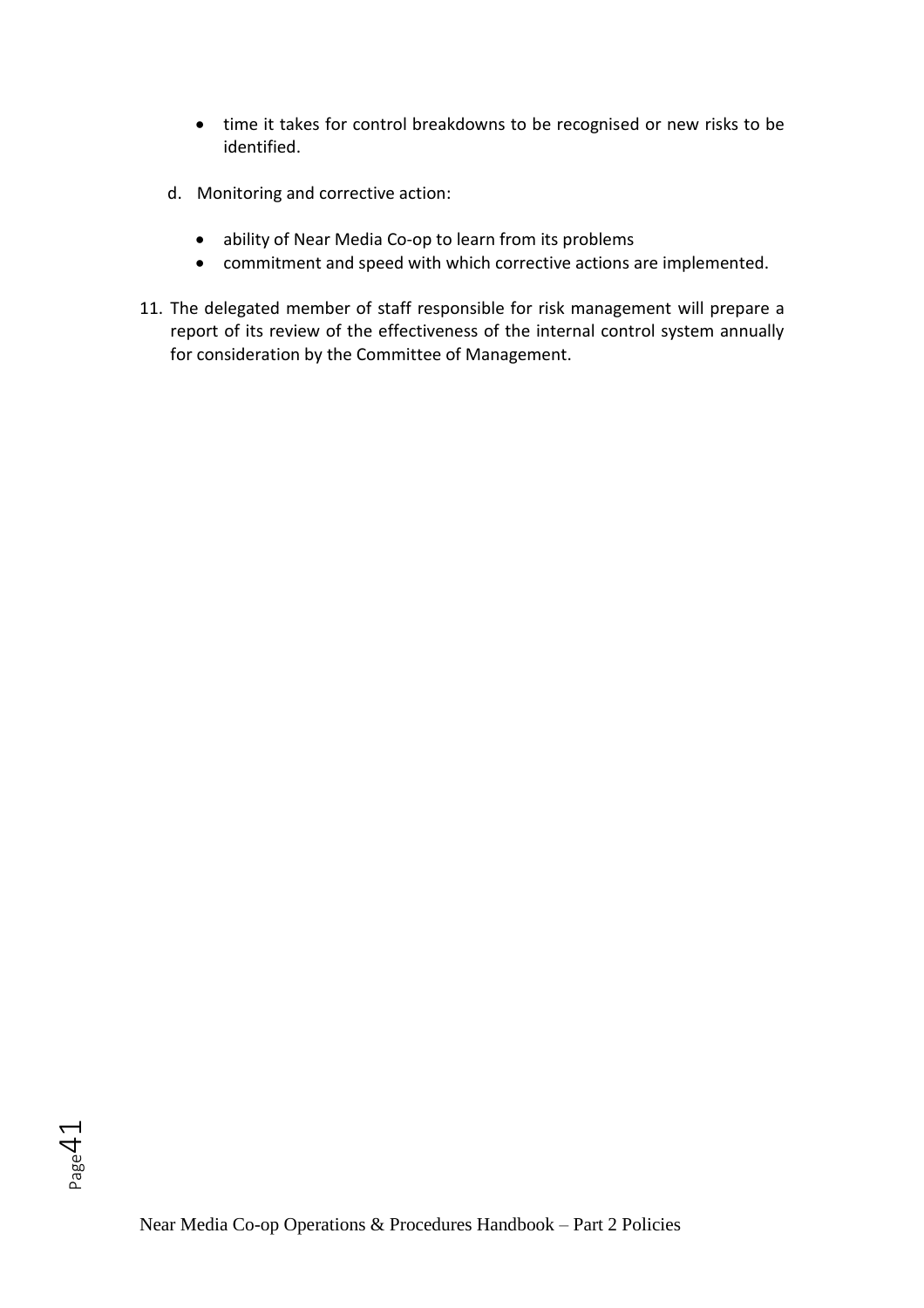- time it takes for control breakdowns to be recognised or new risks to be identified.

d. Monitoring and corrective action:

- ability of Near Media Co-op to learn from its problems
- commitment and speed with which corrective actions are implemented.

11. The delegated member of staff responsible for risk management will prepare a report of its review of the effectiveness of the internal control system annually for consideration by the Committee of Management.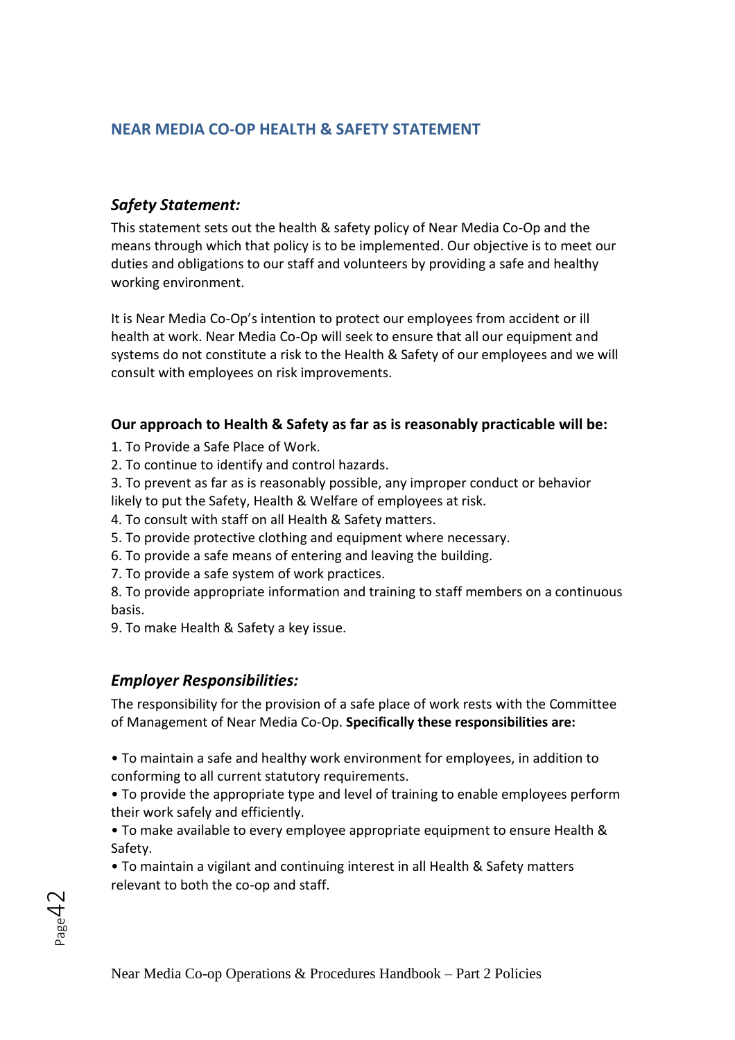## NEAR MEDIA CO-OP HEALTH & SAFETY STATEMENT

### *Safety Statement:*

This statement sets out the health & safety policy of Near Media Co-Op and the means through which that policy is to be implemented. Our objective is to meet our duties and obligations to our staff and volunteers by providing a safe and healthy working environment.

It is Near Media Co-Op's intention to protect our employees from accident or ill health at work. Near Media Co-Op will seek to ensure that all our equipment and systems do not constitute a risk to the Health & Safety of our employees and we will consult with employees on risk improvements.

**Our approach to Health & Safety as far as is reasonably practicable will be:**

1. To Provide a Safe Place of Work.
2. To continue to identify and control hazards.
3. To prevent as far as is reasonably possible, any improper conduct or behavior likely to put the Safety, Health & Welfare of employees at risk.
4. To consult with staff on all Health & Safety matters.
5. To provide protective clothing and equipment where necessary.
6. To provide a safe means of entering and leaving the building.
7. To provide a safe system of work practices.
8. To provide appropriate information and training to staff members on a continuous basis.
9. To make Health & Safety a key issue.

### *Employer Responsibilities:*

The responsibility for the provision of a safe place of work rests with the Committee of Management of Near Media Co-Op. **Specifically these responsibilities are:**

- To maintain a safe and healthy work environment for employees, in addition to conforming to all current statutory requirements.
- To provide the appropriate type and level of training to enable employees perform their work safely and efficiently.
- To make available to every employee appropriate equipment to ensure Health & Safety.
- To maintain a vigilant and continuing interest in all Health & Safety matters relevant to both the co-op and staff.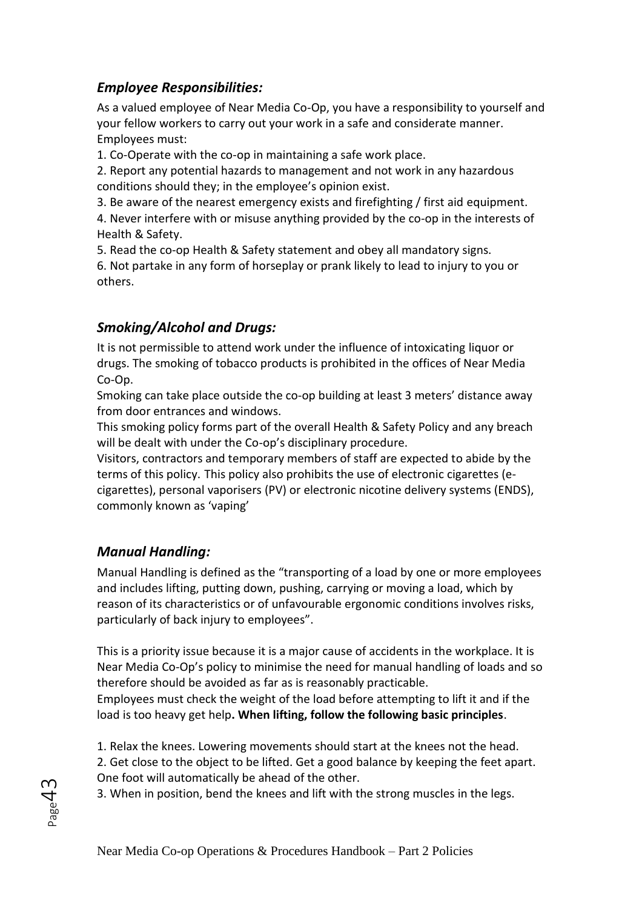### *Employee Responsibilities:*

As a valued employee of Near Media Co-Op, you have a responsibility to yourself and your fellow workers to carry out your work in a safe and considerate manner. Employees must:

1. Co-Operate with the co-op in maintaining a safe work place.
2. Report any potential hazards to management and not work in any hazardous conditions should they; in the employee's opinion exist.
3. Be aware of the nearest emergency exists and firefighting / first aid equipment.
4. Never interfere with or misuse anything provided by the co-op in the interests of Health & Safety.
5. Read the co-op Health & Safety statement and obey all mandatory signs.
6. Not partake in any form of horseplay or prank likely to lead to injury to you or others.

### *Smoking/Alcohol and Drugs:*

It is not permissible to attend work under the influence of intoxicating liquor or drugs. The smoking of tobacco products is prohibited in the offices of Near Media Co-Op.

Smoking can take place outside the co-op building at least 3 meters' distance away from door entrances and windows.

This smoking policy forms part of the overall Health & Safety Policy and any breach will be dealt with under the Co-op's disciplinary procedure.

Visitors, contractors and temporary members of staff are expected to abide by the terms of this policy. This policy also prohibits the use of electronic cigarettes (e-cigarettes), personal vaporisers (PV) or electronic nicotine delivery systems (ENDS), commonly known as 'vaping'

### *Manual Handling:*

Manual Handling is defined as the "transporting of a load by one or more employees and includes lifting, putting down, pushing, carrying or moving a load, which by reason of its characteristics or of unfavourable ergonomic conditions involves risks, particularly of back injury to employees".

This is a priority issue because it is a major cause of accidents in the workplace. It is Near Media Co-Op's policy to minimise the need for manual handling of loads and so therefore should be avoided as far as is reasonably practicable.

Employees must check the weight of the load before attempting to lift it and if the load is too heavy get help**. When lifting, follow the following basic principles**.

1. Relax the knees. Lowering movements should start at the knees not the head.
2. Get close to the object to be lifted. Get a good balance by keeping the feet apart. One foot will automatically be ahead of the other.
3. When in position, bend the knees and lift with the strong muscles in the legs.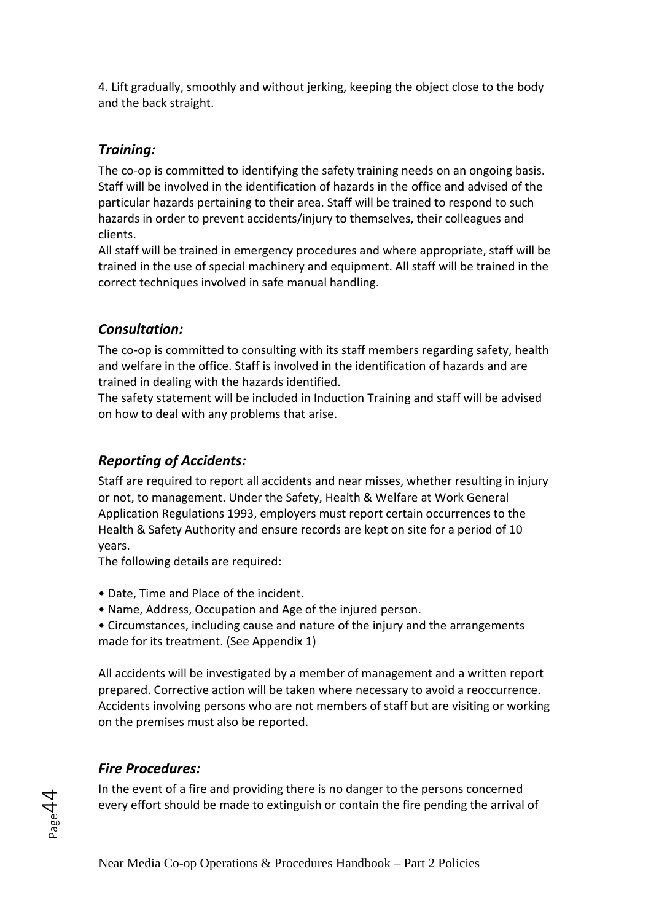4. Lift gradually, smoothly and without jerking, keeping the object close to the body and the back straight.

### *Training:*

The co-op is committed to identifying the safety training needs on an ongoing basis. Staff will be involved in the identification of hazards in the office and advised of the particular hazards pertaining to their area. Staff will be trained to respond to such hazards in order to prevent accidents/injury to themselves, their colleagues and clients.
All staff will be trained in emergency procedures and where appropriate, staff will be trained in the use of special machinery and equipment. All staff will be trained in the correct techniques involved in safe manual handling.

### *Consultation:*

The co-op is committed to consulting with its staff members regarding safety, health and welfare in the office. Staff is involved in the identification of hazards and are trained in dealing with the hazards identified.
The safety statement will be included in Induction Training and staff will be advised on how to deal with any problems that arise.

### *Reporting of Accidents:*

Staff are required to report all accidents and near misses, whether resulting in injury or not, to management. Under the Safety, Health & Welfare at Work General Application Regulations 1993, employers must report certain occurrences to the Health & Safety Authority and ensure records are kept on site for a period of 10 years.
The following details are required:

- Date, Time and Place of the incident.
- Name, Address, Occupation and Age of the injured person.
- Circumstances, including cause and nature of the injury and the arrangements made for its treatment. (See Appendix 1)

All accidents will be investigated by a member of management and a written report prepared. Corrective action will be taken where necessary to avoid a reoccurrence. Accidents involving persons who are not members of staff but are visiting or working on the premises must also be reported.

### *Fire Procedures:*

In the event of a fire and providing there is no danger to the persons concerned every effort should be made to extinguish or contain the fire pending the arrival of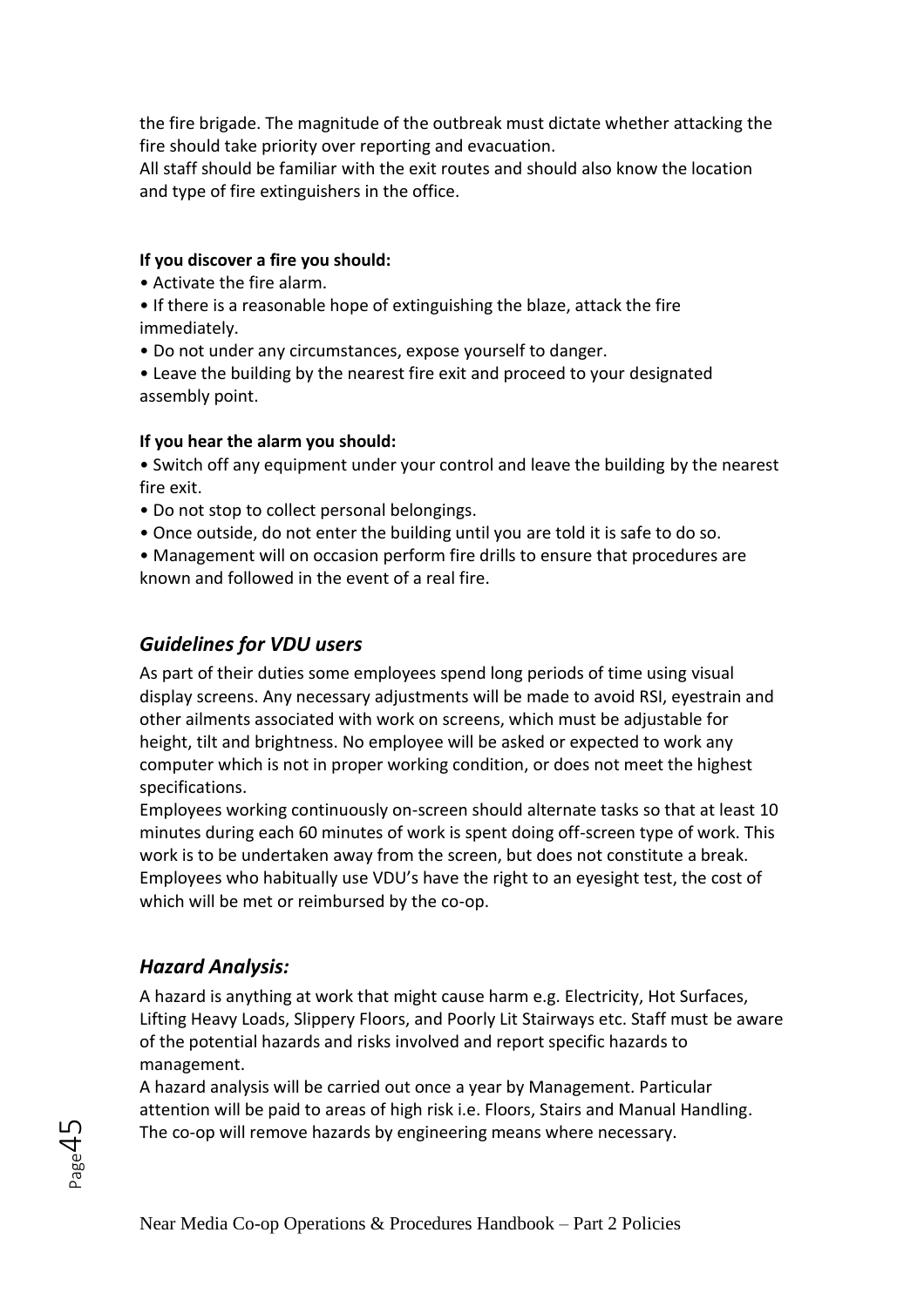the fire brigade. The magnitude of the outbreak must dictate whether attacking the fire should take priority over reporting and evacuation.
All staff should be familiar with the exit routes and should also know the location and type of fire extinguishers in the office.

**If you discover a fire you should:**

- Activate the fire alarm.
- If there is a reasonable hope of extinguishing the blaze, attack the fire immediately.
- Do not under any circumstances, expose yourself to danger.
- Leave the building by the nearest fire exit and proceed to your designated assembly point.

**If you hear the alarm you should:**

- Switch off any equipment under your control and leave the building by the nearest fire exit.
- Do not stop to collect personal belongings.
- Once outside, do not enter the building until you are told it is safe to do so.
- Management will on occasion perform fire drills to ensure that procedures are known and followed in the event of a real fire.

### *Guidelines for VDU users*

As part of their duties some employees spend long periods of time using visual display screens. Any necessary adjustments will be made to avoid RSI, eyestrain and other ailments associated with work on screens, which must be adjustable for height, tilt and brightness. No employee will be asked or expected to work any computer which is not in proper working condition, or does not meet the highest specifications.
Employees working continuously on-screen should alternate tasks so that at least 10 minutes during each 60 minutes of work is spent doing off-screen type of work. This work is to be undertaken away from the screen, but does not constitute a break.
Employees who habitually use VDU's have the right to an eyesight test, the cost of which will be met or reimbursed by the co-op.

### *Hazard Analysis:*

A hazard is anything at work that might cause harm e.g. Electricity, Hot Surfaces, Lifting Heavy Loads, Slippery Floors, and Poorly Lit Stairways etc. Staff must be aware of the potential hazards and risks involved and report specific hazards to management.
A hazard analysis will be carried out once a year by Management. Particular attention will be paid to areas of high risk i.e. Floors, Stairs and Manual Handling. The co-op will remove hazards by engineering means where necessary.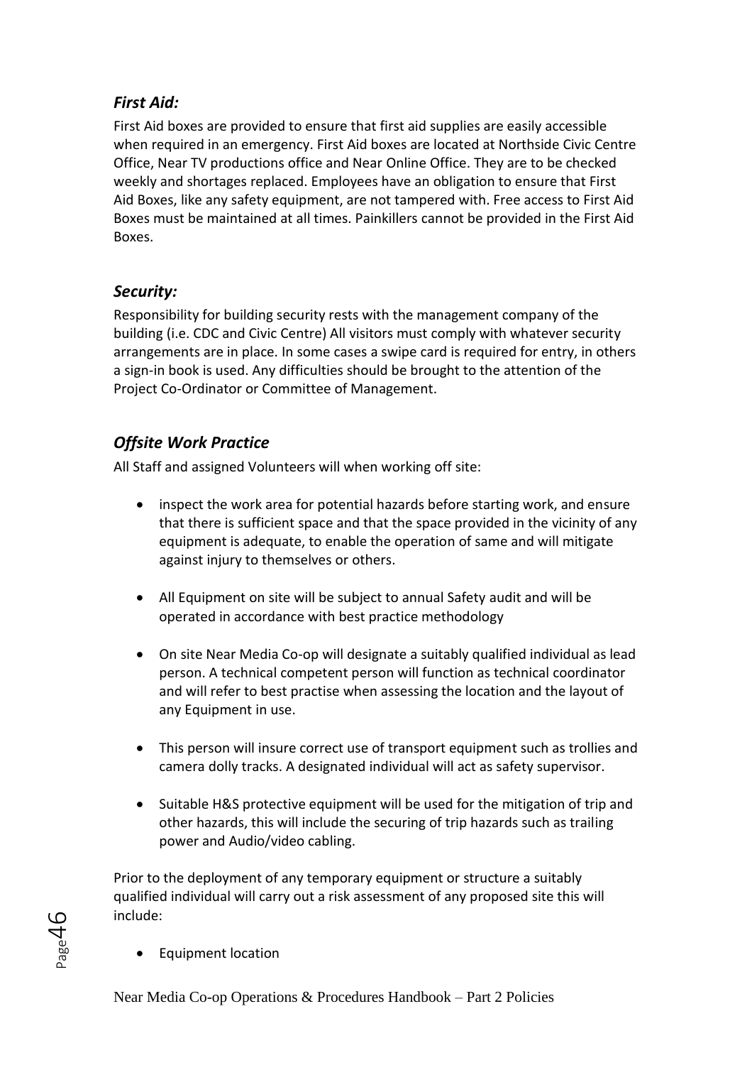### *First Aid:*

First Aid boxes are provided to ensure that first aid supplies are easily accessible when required in an emergency. First Aid boxes are located at Northside Civic Centre Office, Near TV productions office and Near Online Office. They are to be checked weekly and shortages replaced. Employees have an obligation to ensure that First Aid Boxes, like any safety equipment, are not tampered with. Free access to First Aid Boxes must be maintained at all times. Painkillers cannot be provided in the First Aid Boxes.

### *Security:*

Responsibility for building security rests with the management company of the building (i.e. CDC and Civic Centre) All visitors must comply with whatever security arrangements are in place. In some cases a swipe card is required for entry, in others a sign-in book is used. Any difficulties should be brought to the attention of the Project Co-Ordinator or Committee of Management.

### *Offsite Work Practice*

All Staff and assigned Volunteers will when working off site:

- inspect the work area for potential hazards before starting work, and ensure that there is sufficient space and that the space provided in the vicinity of any equipment is adequate, to enable the operation of same and will mitigate against injury to themselves or others.
- All Equipment on site will be subject to annual Safety audit and will be operated in accordance with best practice methodology
- On site Near Media Co-op will designate a suitably qualified individual as lead person. A technical competent person will function as technical coordinator and will refer to best practise when assessing the location and the layout of any Equipment in use.
- This person will insure correct use of transport equipment such as trollies and camera dolly tracks. A designated individual will act as safety supervisor.
- Suitable H&S protective equipment will be used for the mitigation of trip and other hazards, this will include the securing of trip hazards such as trailing power and Audio/video cabling.

Prior to the deployment of any temporary equipment or structure a suitably qualified individual will carry out a risk assessment of any proposed site this will include:

- Equipment location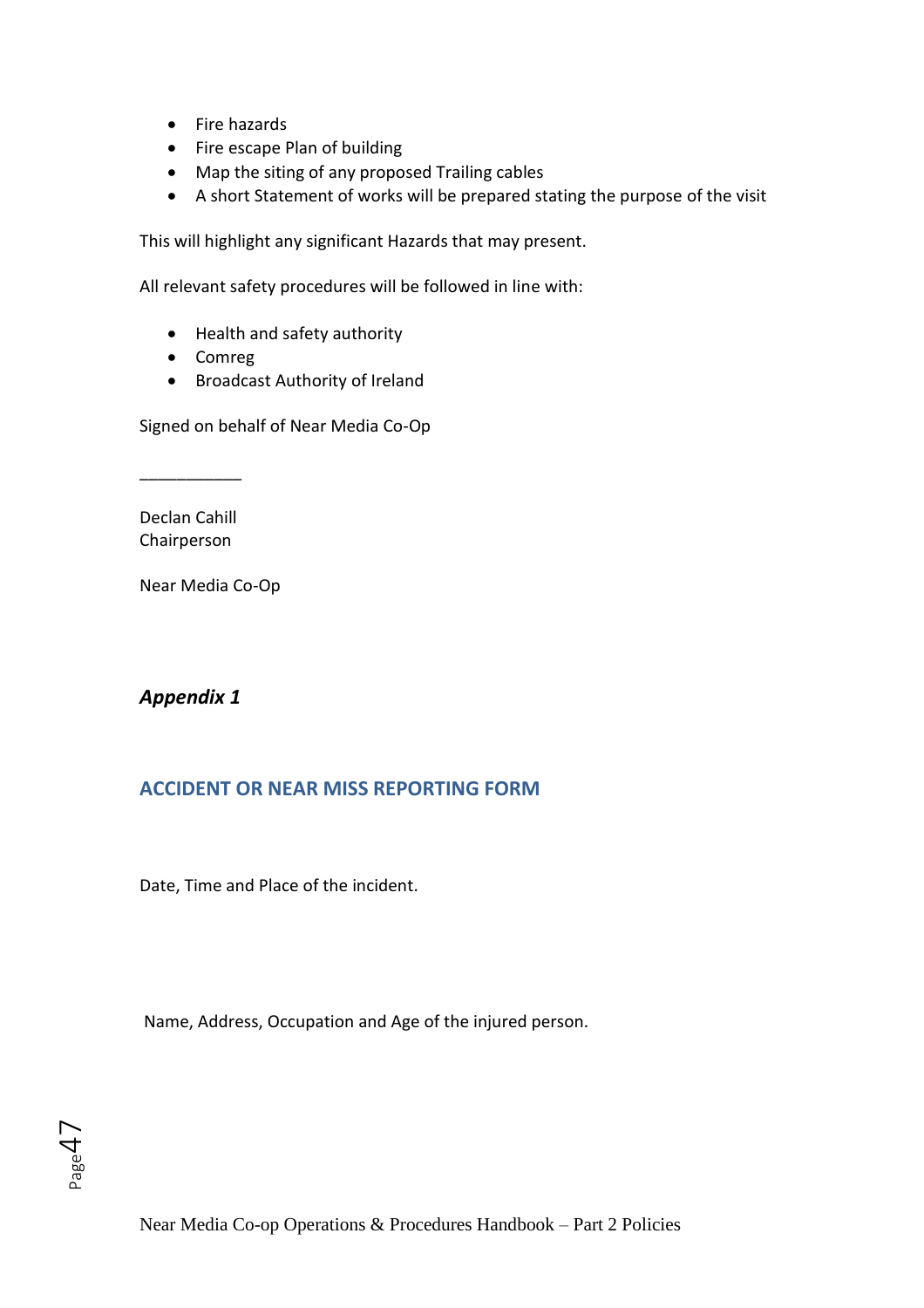- Fire hazards
- Fire escape Plan of building
- Map the siting of any proposed Trailing cables
- A short Statement of works will be prepared stating the purpose of the visit

This will highlight any significant Hazards that may present.

All relevant safety procedures will be followed in line with:

- Health and safety authority
- Comreg
- Broadcast Authority of Ireland

Signed on behalf of Near Media Co-Op

___________

Declan Cahill
Chairperson

Near Media Co-Op

***Appendix 1***

## ACCIDENT OR NEAR MISS REPORTING FORM

Date, Time and Place of the incident.

Name, Address, Occupation and Age of the injured person.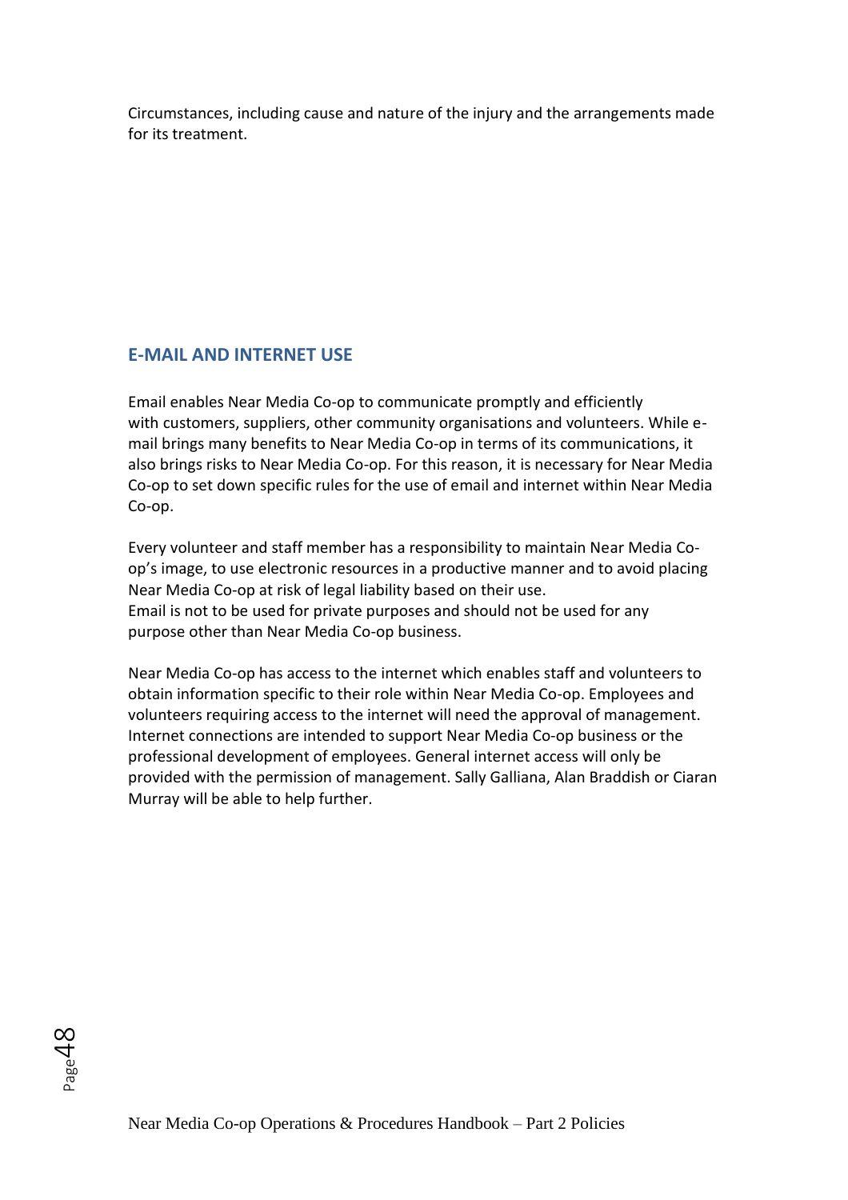Circumstances, including cause and nature of the injury and the arrangements made for its treatment.

## E-MAIL AND INTERNET USE

Email enables Near Media Co-op to communicate promptly and efficiently with customers, suppliers, other community organisations and volunteers. While e-mail brings many benefits to Near Media Co-op in terms of its communications, it also brings risks to Near Media Co-op. For this reason, it is necessary for Near Media Co-op to set down specific rules for the use of email and internet within Near Media Co-op.

Every volunteer and staff member has a responsibility to maintain Near Media Co-op's image, to use electronic resources in a productive manner and to avoid placing Near Media Co-op at risk of legal liability based on their use.
Email is not to be used for private purposes and should not be used for any purpose other than Near Media Co-op business.

Near Media Co-op has access to the internet which enables staff and volunteers to obtain information specific to their role within Near Media Co-op. Employees and volunteers requiring access to the internet will need the approval of management. Internet connections are intended to support Near Media Co-op business or the professional development of employees. General internet access will only be provided with the permission of management. Sally Galliana, Alan Braddish or Ciaran Murray will be able to help further.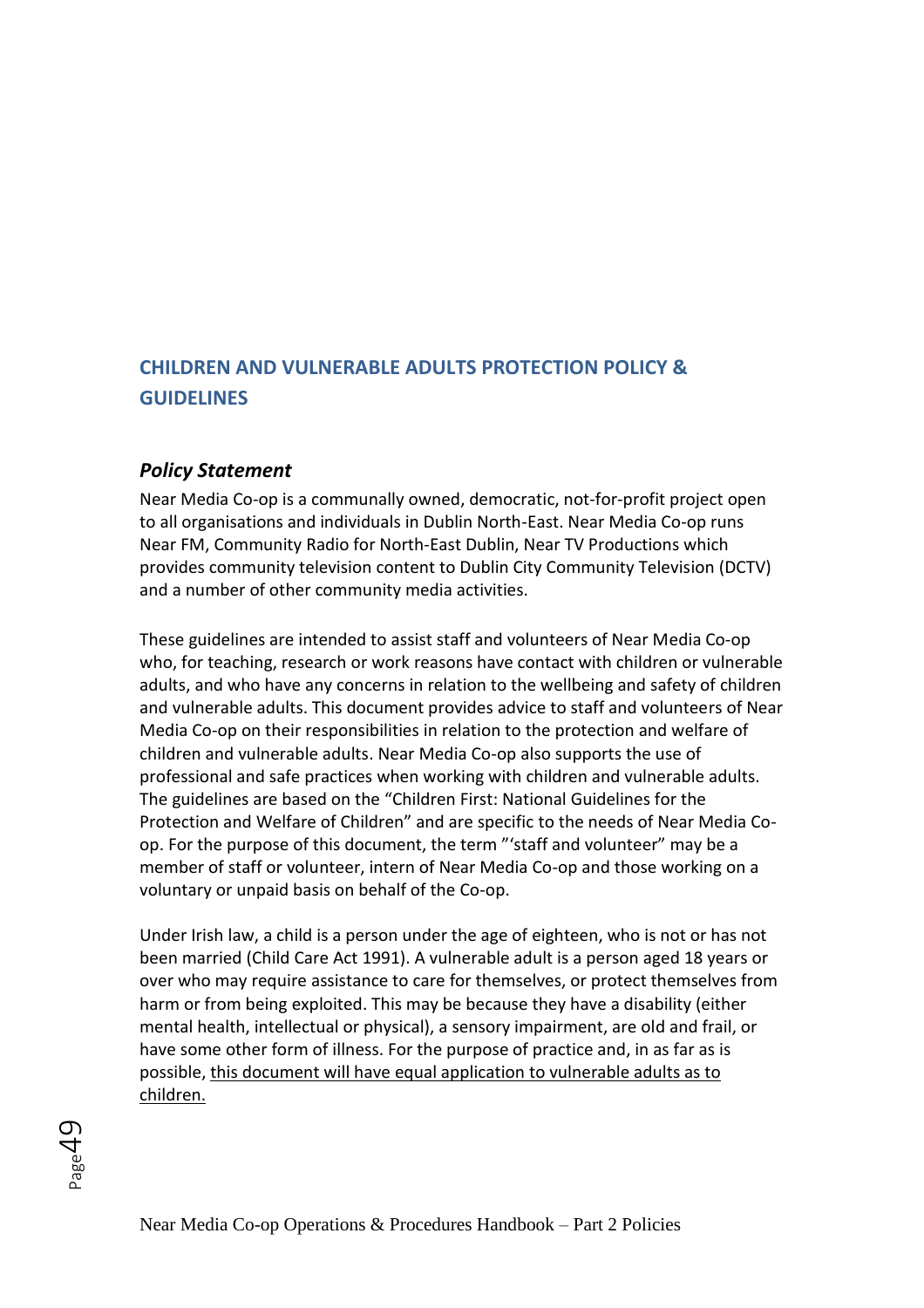## CHILDREN AND VULNERABLE ADULTS PROTECTION POLICY & GUIDELINES

### *Policy Statement*

Near Media Co-op is a communally owned, democratic, not-for-profit project open to all organisations and individuals in Dublin North-East. Near Media Co-op runs Near FM, Community Radio for North-East Dublin, Near TV Productions which provides community television content to Dublin City Community Television (DCTV) and a number of other community media activities.

These guidelines are intended to assist staff and volunteers of Near Media Co-op who, for teaching, research or work reasons have contact with children or vulnerable adults, and who have any concerns in relation to the wellbeing and safety of children and vulnerable adults. This document provides advice to staff and volunteers of Near Media Co-op on their responsibilities in relation to the protection and welfare of children and vulnerable adults. Near Media Co-op also supports the use of professional and safe practices when working with children and vulnerable adults. The guidelines are based on the "Children First: National Guidelines for the Protection and Welfare of Children" and are specific to the needs of Near Media Co-op. For the purpose of this document, the term "'staff and volunteer" may be a member of staff or volunteer, intern of Near Media Co-op and those working on a voluntary or unpaid basis on behalf of the Co-op.

Under Irish law, a child is a person under the age of eighteen, who is not or has not been married (Child Care Act 1991). A vulnerable adult is a person aged 18 years or over who may require assistance to care for themselves, or protect themselves from harm or from being exploited. This may be because they have a disability (either mental health, intellectual or physical), a sensory impairment, are old and frail, or have some other form of illness. For the purpose of practice and, in as far as is possible, <u>this document will have equal application to vulnerable adults as to children.</u>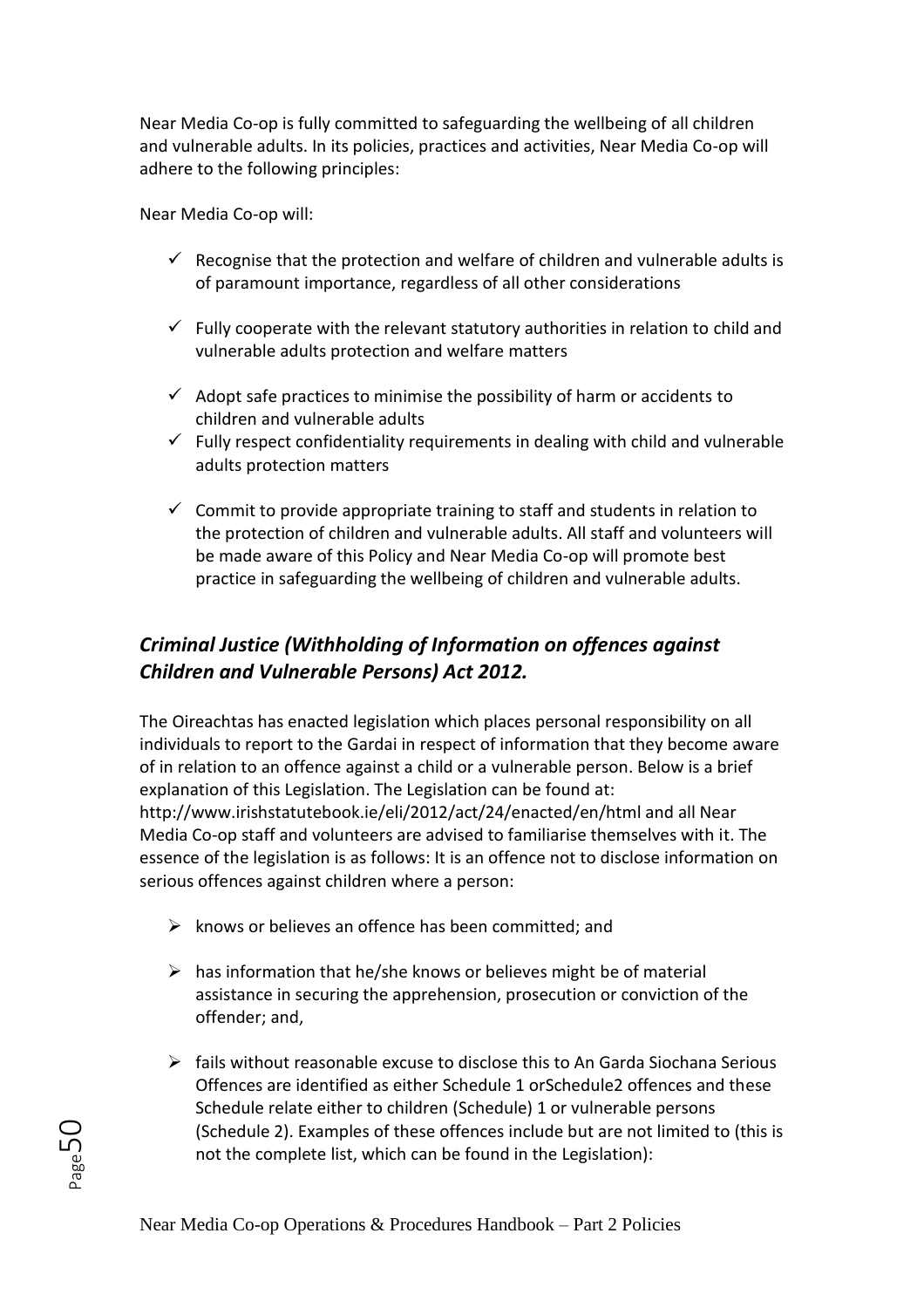Near Media Co-op is fully committed to safeguarding the wellbeing of all children and vulnerable adults. In its policies, practices and activities, Near Media Co-op will adhere to the following principles:

Near Media Co-op will:

- ✓ Recognise that the protection and welfare of children and vulnerable adults is of paramount importance, regardless of all other considerations
- ✓ Fully cooperate with the relevant statutory authorities in relation to child and vulnerable adults protection and welfare matters
- ✓ Adopt safe practices to minimise the possibility of harm or accidents to children and vulnerable adults
- ✓ Fully respect confidentiality requirements in dealing with child and vulnerable adults protection matters
- ✓ Commit to provide appropriate training to staff and students in relation to the protection of children and vulnerable adults. All staff and volunteers will be made aware of this Policy and Near Media Co-op will promote best practice in safeguarding the wellbeing of children and vulnerable adults.

## *Criminal Justice (Withholding of Information on offences against Children and Vulnerable Persons) Act 2012.*

The Oireachtas has enacted legislation which places personal responsibility on all individuals to report to the Gardai in respect of information that they become aware of in relation to an offence against a child or a vulnerable person. Below is a brief explanation of this Legislation. The Legislation can be found at: http://www.irishstatutebook.ie/eli/2012/act/24/enacted/en/html and all Near Media Co-op staff and volunteers are advised to familiarise themselves with it. The essence of the legislation is as follows: It is an offence not to disclose information on serious offences against children where a person:

- ➢ knows or believes an offence has been committed; and
- ➢ has information that he/she knows or believes might be of material assistance in securing the apprehension, prosecution or conviction of the offender; and,
- ➢ fails without reasonable excuse to disclose this to An Garda Siochana Serious Offences are identified as either Schedule 1 orSchedule2 offences and these Schedule relate either to children (Schedule) 1 or vulnerable persons (Schedule 2). Examples of these offences include but are not limited to (this is not the complete list, which can be found in the Legislation):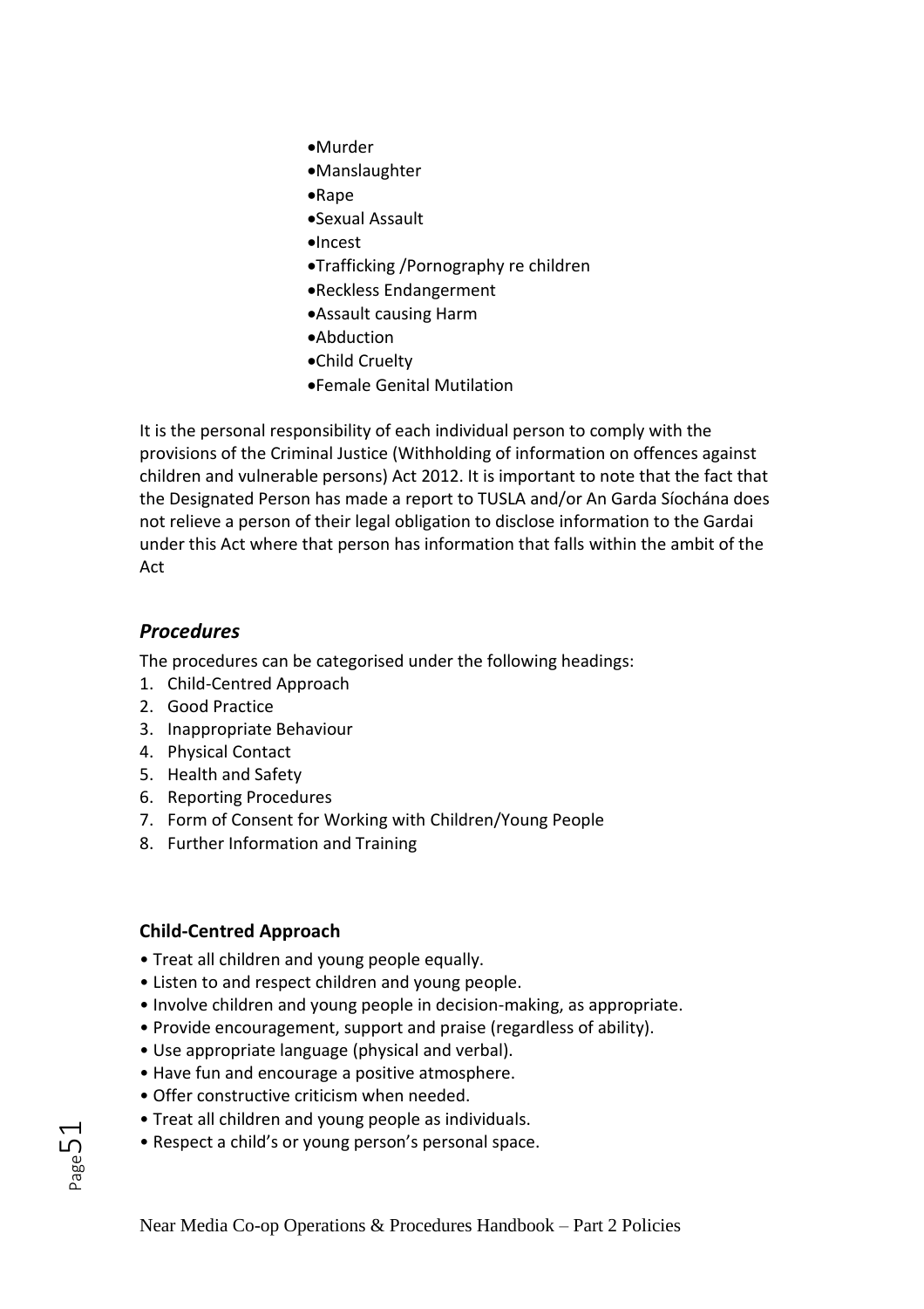- Murder
- Manslaughter
- Rape
- Sexual Assault
- Incest
- Trafficking /Pornography re children
- Reckless Endangerment
- Assault causing Harm
- Abduction
- Child Cruelty
- Female Genital Mutilation

It is the personal responsibility of each individual person to comply with the provisions of the Criminal Justice (Withholding of information on offences against children and vulnerable persons) Act 2012. It is important to note that the fact that the Designated Person has made a report to TUSLA and/or An Garda Síochána does not relieve a person of their legal obligation to disclose information to the Gardai under this Act where that person has information that falls within the ambit of the Act

### *Procedures*

The procedures can be categorised under the following headings:

1. Child-Centred Approach
2. Good Practice
3. Inappropriate Behaviour
4. Physical Contact
5. Health and Safety
6. Reporting Procedures
7. Form of Consent for Working with Children/Young People
8. Further Information and Training

#### Child-Centred Approach

- Treat all children and young people equally.
- Listen to and respect children and young people.
- Involve children and young people in decision-making, as appropriate.
- Provide encouragement, support and praise (regardless of ability).
- Use appropriate language (physical and verbal).
- Have fun and encourage a positive atmosphere.
- Offer constructive criticism when needed.
- Treat all children and young people as individuals.
- Respect a child's or young person's personal space.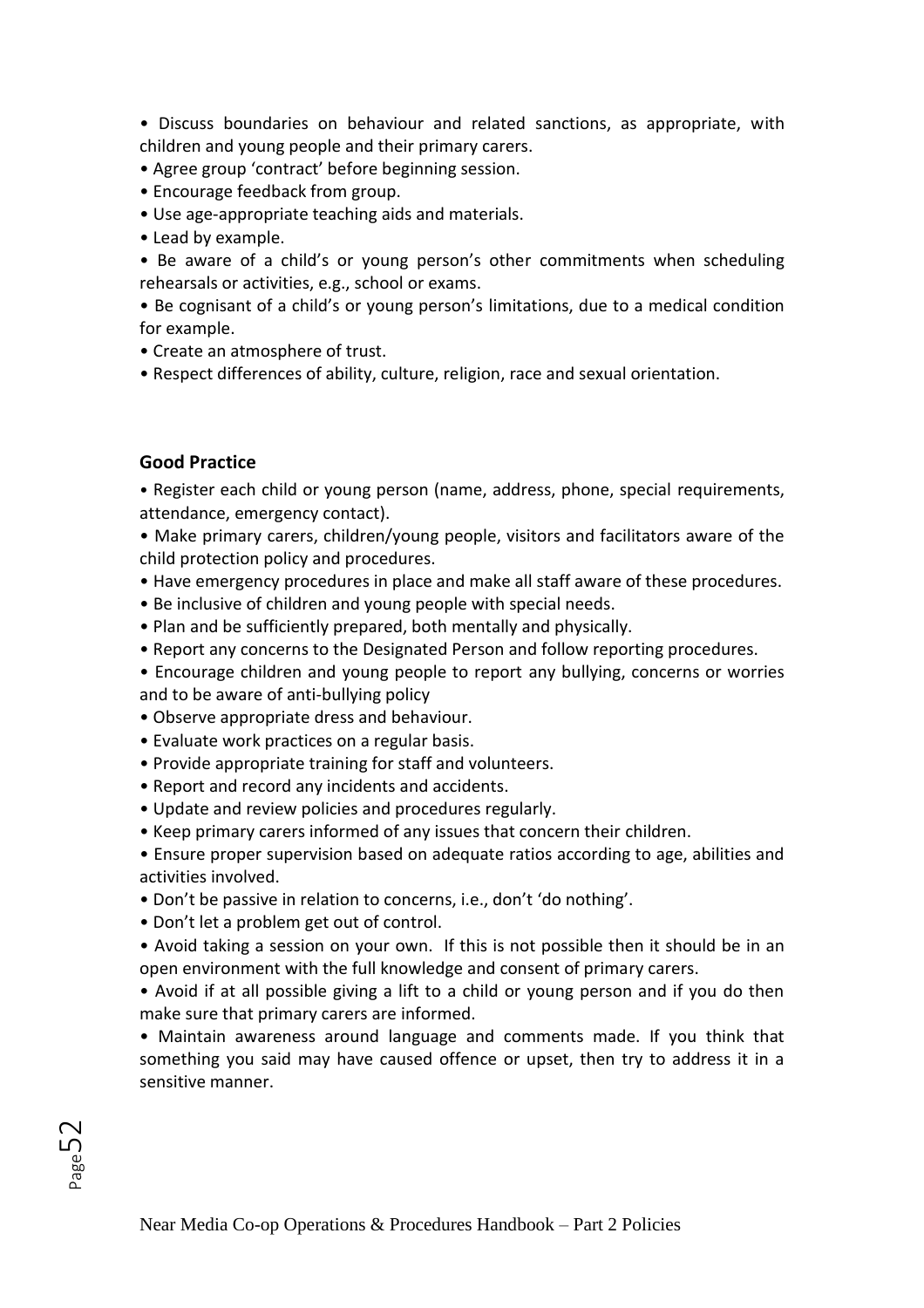- Discuss boundaries on behaviour and related sanctions, as appropriate, with children and young people and their primary carers.
- Agree group 'contract' before beginning session.
- Encourage feedback from group.
- Use age-appropriate teaching aids and materials.
- Lead by example.
- Be aware of a child's or young person's other commitments when scheduling rehearsals or activities, e.g., school or exams.
- Be cognisant of a child's or young person's limitations, due to a medical condition for example.
- Create an atmosphere of trust.
- Respect differences of ability, culture, religion, race and sexual orientation.

**Good Practice**

- Register each child or young person (name, address, phone, special requirements, attendance, emergency contact).
- Make primary carers, children/young people, visitors and facilitators aware of the child protection policy and procedures.
- Have emergency procedures in place and make all staff aware of these procedures.
- Be inclusive of children and young people with special needs.
- Plan and be sufficiently prepared, both mentally and physically.
- Report any concerns to the Designated Person and follow reporting procedures.
- Encourage children and young people to report any bullying, concerns or worries and to be aware of anti-bullying policy
- Observe appropriate dress and behaviour.
- Evaluate work practices on a regular basis.
- Provide appropriate training for staff and volunteers.
- Report and record any incidents and accidents.
- Update and review policies and procedures regularly.
- Keep primary carers informed of any issues that concern their children.
- Ensure proper supervision based on adequate ratios according to age, abilities and activities involved.
- Don't be passive in relation to concerns, i.e., don't 'do nothing'.
- Don't let a problem get out of control.
- Avoid taking a session on your own. If this is not possible then it should be in an open environment with the full knowledge and consent of primary carers.
- Avoid if at all possible giving a lift to a child or young person and if you do then make sure that primary carers are informed.
- Maintain awareness around language and comments made. If you think that something you said may have caused offence or upset, then try to address it in a sensitive manner.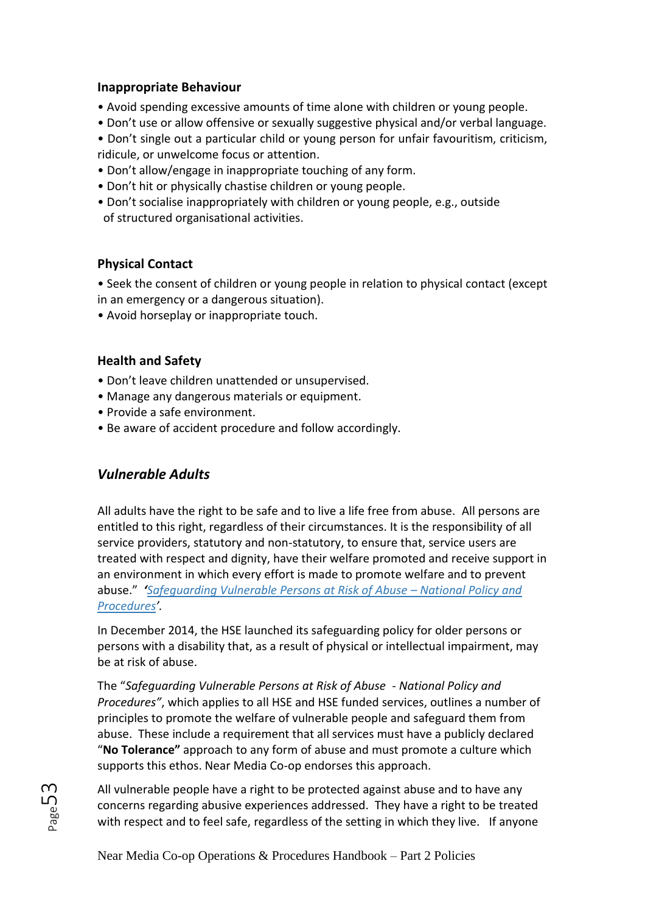### Inappropriate Behaviour

- Avoid spending excessive amounts of time alone with children or young people.
- Don't use or allow offensive or sexually suggestive physical and/or verbal language.
- Don't single out a particular child or young person for unfair favouritism, criticism, ridicule, or unwelcome focus or attention.
- Don't allow/engage in inappropriate touching of any form.
- Don't hit or physically chastise children or young people.
- Don't socialise inappropriately with children or young people, e.g., outside of structured organisational activities.

### Physical Contact

- Seek the consent of children or young people in relation to physical contact (except in an emergency or a dangerous situation).
- Avoid horseplay or inappropriate touch.

### Health and Safety

- Don't leave children unattended or unsupervised.
- Manage any dangerous materials or equipment.
- Provide a safe environment.
- Be aware of accident procedure and follow accordingly.

## *Vulnerable Adults*

All adults have the right to be safe and to live a life free from abuse. All persons are entitled to this right, regardless of their circumstances. It is the responsibility of all service providers, statutory and non-statutory, to ensure that, service users are treated with respect and dignity, have their welfare promoted and receive support in an environment in which every effort is made to promote welfare and to prevent abuse." *'Safeguarding Vulnerable Persons at Risk of Abuse – National Policy and Procedures'.*

In December 2014, the HSE launched its safeguarding policy for older persons or persons with a disability that, as a result of physical or intellectual impairment, may be at risk of abuse.

The "*Safeguarding Vulnerable Persons at Risk of Abuse - National Policy and Procedures"*, which applies to all HSE and HSE funded services, outlines a number of principles to promote the welfare of vulnerable people and safeguard them from abuse. These include a requirement that all services must have a publicly declared "**No Tolerance"** approach to any form of abuse and must promote a culture which supports this ethos. Near Media Co-op endorses this approach.

All vulnerable people have a right to be protected against abuse and to have any concerns regarding abusive experiences addressed. They have a right to be treated with respect and to feel safe, regardless of the setting in which they live. If anyone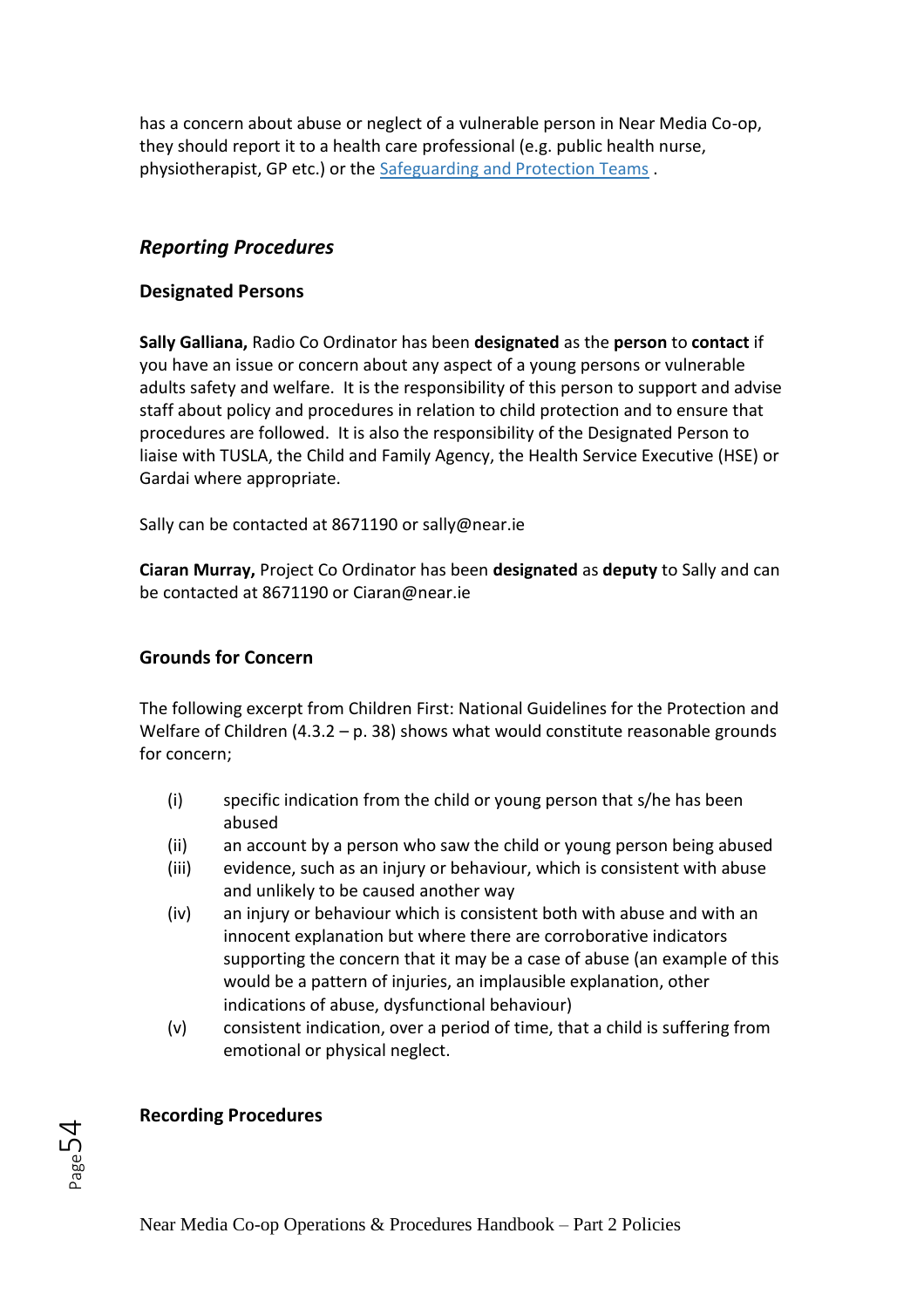has a concern about abuse or neglect of a vulnerable person in Near Media Co-op, they should report it to a health care professional (e.g. public health nurse, physiotherapist, GP etc.) or the [Safeguarding and Protection Teams](#) .

## *Reporting Procedures*

### Designated Persons

**Sally Galliana,** Radio Co Ordinator has been **designated** as the **person** to **contact** if you have an issue or concern about any aspect of a young persons or vulnerable adults safety and welfare. It is the responsibility of this person to support and advise staff about policy and procedures in relation to child protection and to ensure that procedures are followed. It is also the responsibility of the Designated Person to liaise with TUSLA, the Child and Family Agency, the Health Service Executive (HSE) or Gardai where appropriate.

Sally can be contacted at 8671190 or sally@near.ie

**Ciaran Murray,** Project Co Ordinator has been **designated** as **deputy** to Sally and can be contacted at 8671190 or Ciaran@near.ie

### Grounds for Concern

The following excerpt from Children First: National Guidelines for the Protection and Welfare of Children (4.3.2 – p. 38) shows what would constitute reasonable grounds for concern;

- (i) specific indication from the child or young person that s/he has been abused
- (ii) an account by a person who saw the child or young person being abused
- (iii) evidence, such as an injury or behaviour, which is consistent with abuse and unlikely to be caused another way
- (iv) an injury or behaviour which is consistent both with abuse and with an innocent explanation but where there are corroborative indicators supporting the concern that it may be a case of abuse (an example of this would be a pattern of injuries, an implausible explanation, other indications of abuse, dysfunctional behaviour)
- (v) consistent indication, over a period of time, that a child is suffering from emotional or physical neglect.

### Recording Procedures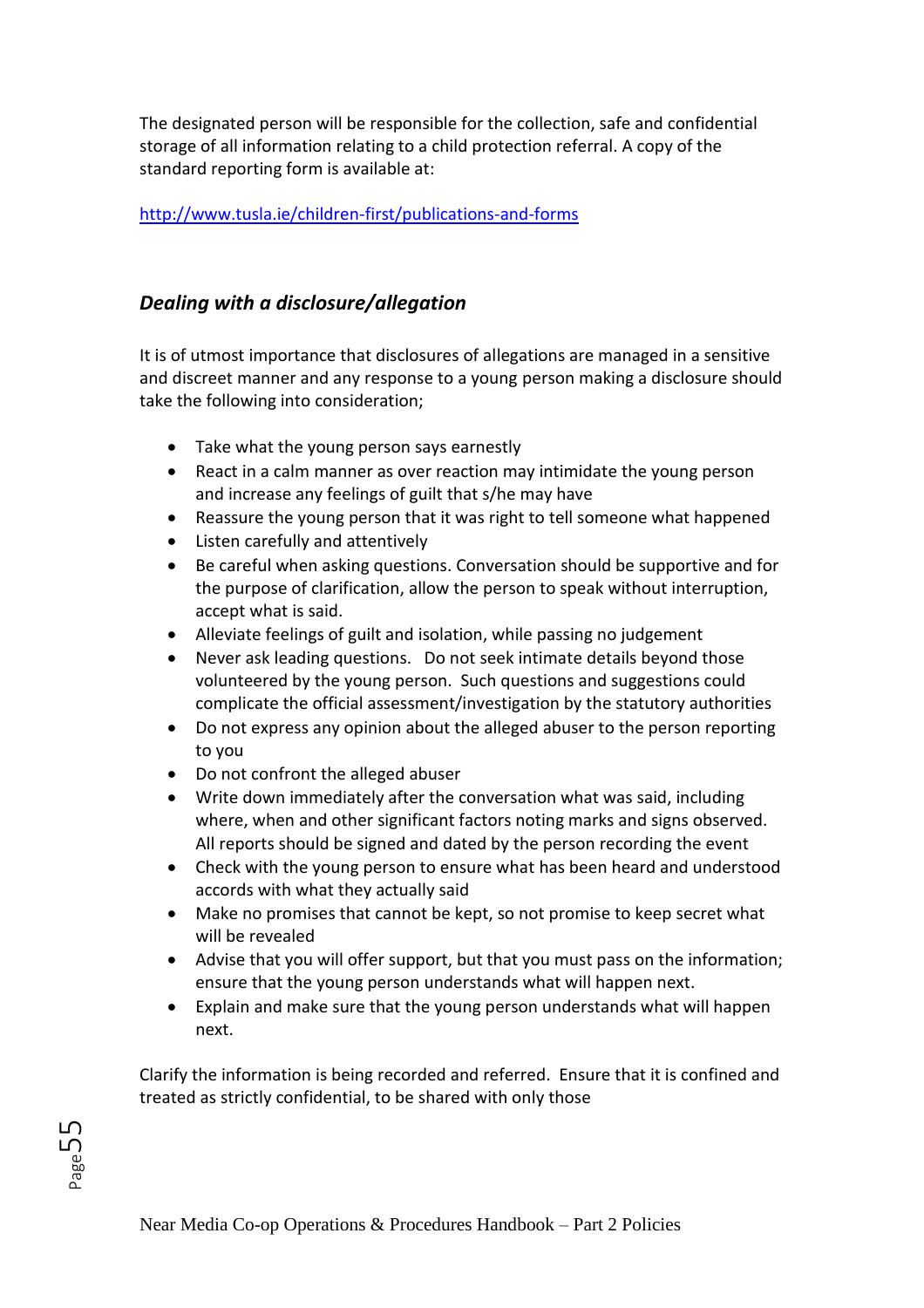The designated person will be responsible for the collection, safe and confidential storage of all information relating to a child protection referral. A copy of the standard reporting form is available at:

http://www.tusla.ie/children-first/publications-and-forms

### *Dealing with a disclosure/allegation*

It is of utmost importance that disclosures of allegations are managed in a sensitive and discreet manner and any response to a young person making a disclosure should take the following into consideration;

- Take what the young person says earnestly
- React in a calm manner as over reaction may intimidate the young person and increase any feelings of guilt that s/he may have
- Reassure the young person that it was right to tell someone what happened
- Listen carefully and attentively
- Be careful when asking questions. Conversation should be supportive and for the purpose of clarification, allow the person to speak without interruption, accept what is said.
- Alleviate feelings of guilt and isolation, while passing no judgement
- Never ask leading questions. Do not seek intimate details beyond those volunteered by the young person. Such questions and suggestions could complicate the official assessment/investigation by the statutory authorities
- Do not express any opinion about the alleged abuser to the person reporting to you
- Do not confront the alleged abuser
- Write down immediately after the conversation what was said, including where, when and other significant factors noting marks and signs observed. All reports should be signed and dated by the person recording the event
- Check with the young person to ensure what has been heard and understood accords with what they actually said
- Make no promises that cannot be kept, so not promise to keep secret what will be revealed
- Advise that you will offer support, but that you must pass on the information; ensure that the young person understands what will happen next.
- Explain and make sure that the young person understands what will happen next.

Clarify the information is being recorded and referred. Ensure that it is confined and treated as strictly confidential, to be shared with only those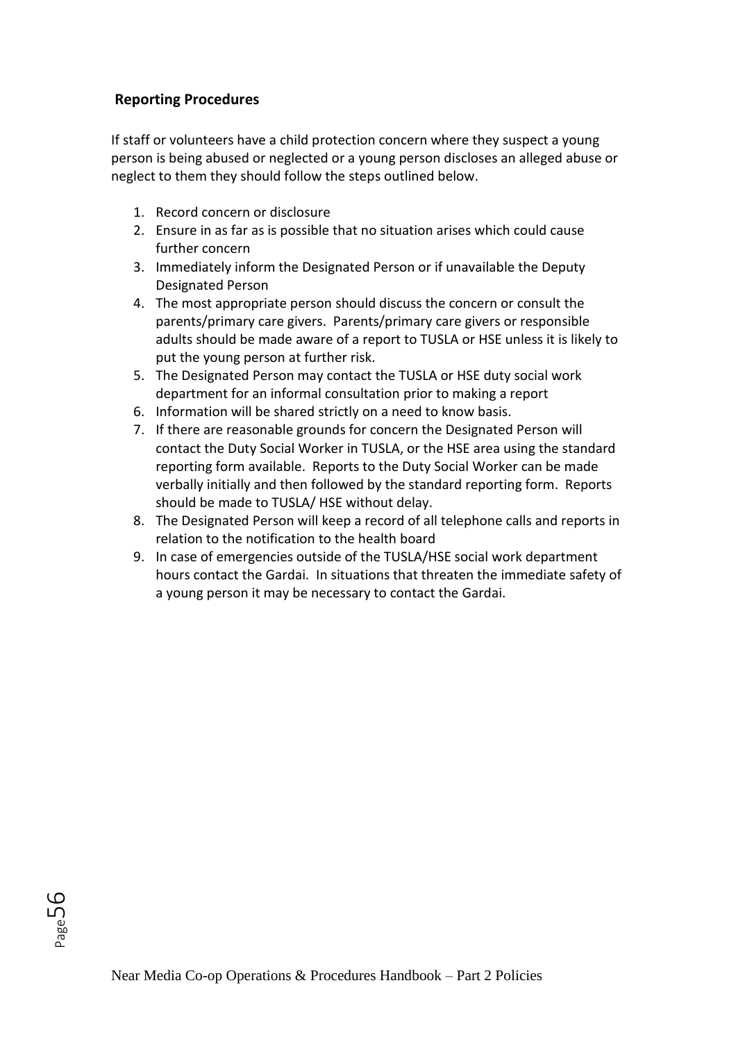**Reporting Procedures**

If staff or volunteers have a child protection concern where they suspect a young person is being abused or neglected or a young person discloses an alleged abuse or neglect to them they should follow the steps outlined below.

1. Record concern or disclosure
2. Ensure in as far as is possible that no situation arises which could cause further concern
3. Immediately inform the Designated Person or if unavailable the Deputy Designated Person
4. The most appropriate person should discuss the concern or consult the parents/primary care givers. Parents/primary care givers or responsible adults should be made aware of a report to TUSLA or HSE unless it is likely to put the young person at further risk.
5. The Designated Person may contact the TUSLA or HSE duty social work department for an informal consultation prior to making a report
6. Information will be shared strictly on a need to know basis.
7. If there are reasonable grounds for concern the Designated Person will contact the Duty Social Worker in TUSLA, or the HSE area using the standard reporting form available. Reports to the Duty Social Worker can be made verbally initially and then followed by the standard reporting form. Reports should be made to TUSLA/ HSE without delay.
8. The Designated Person will keep a record of all telephone calls and reports in relation to the notification to the health board
9. In case of emergencies outside of the TUSLA/HSE social work department hours contact the Gardai. In situations that threaten the immediate safety of a young person it may be necessary to contact the Gardai.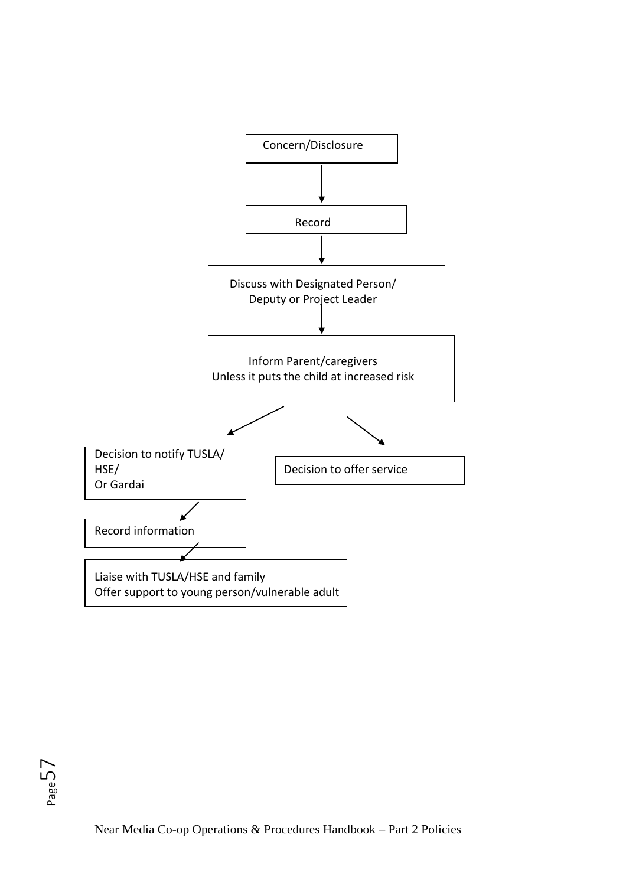Concern/Disclosure

↓

Record

↓

Discuss with Designated Person/
Deputy or Project Leader

↓

Inform Parent/caregivers
Unless it puts the child at increased risk

↙ ↘

| Decision to notify TUSLA/ HSE/ Or Gardai | Decision to offer service |
|---|---|

↓

Record information

↓

Liaise with TUSLA/HSE and family
Offer support to young person/vulnerable adult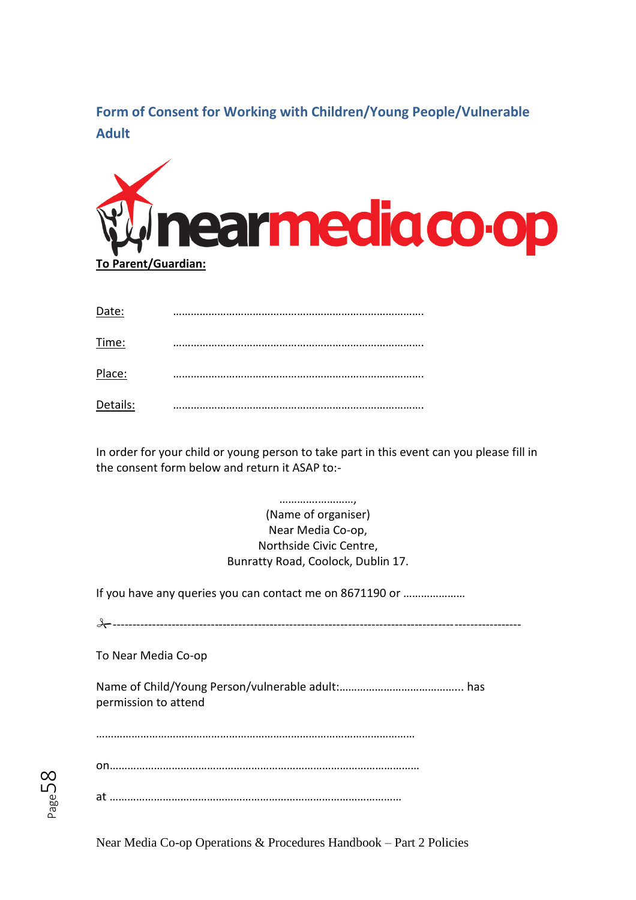## Form of Consent for Working with Children/Young People/Vulnerable Adult

**To Parent/Guardian:**

Date: ……………………………………………………………………………

Time: ……………………………………………………………………………

Place: ……………………………………………………………………………

Details: ……………………………………………………………………………

In order for your child or young person to take part in this event can you please fill in the consent form below and return it ASAP to:-

……………………,
(Name of organiser)
Near Media Co-op,
Northside Civic Centre,
Bunratty Road, Coolock, Dublin 17.

If you have any queries you can contact me on 8671190 or …………………

✂-------------------------------------------------------------------------------------------------

To Near Media Co-op

Name of Child/Young Person/vulnerable adult:………………………………….. has permission to attend

……………………………………………………………………………………………

on…………………………………………………………………………………………

at ……………………………………………………………………………………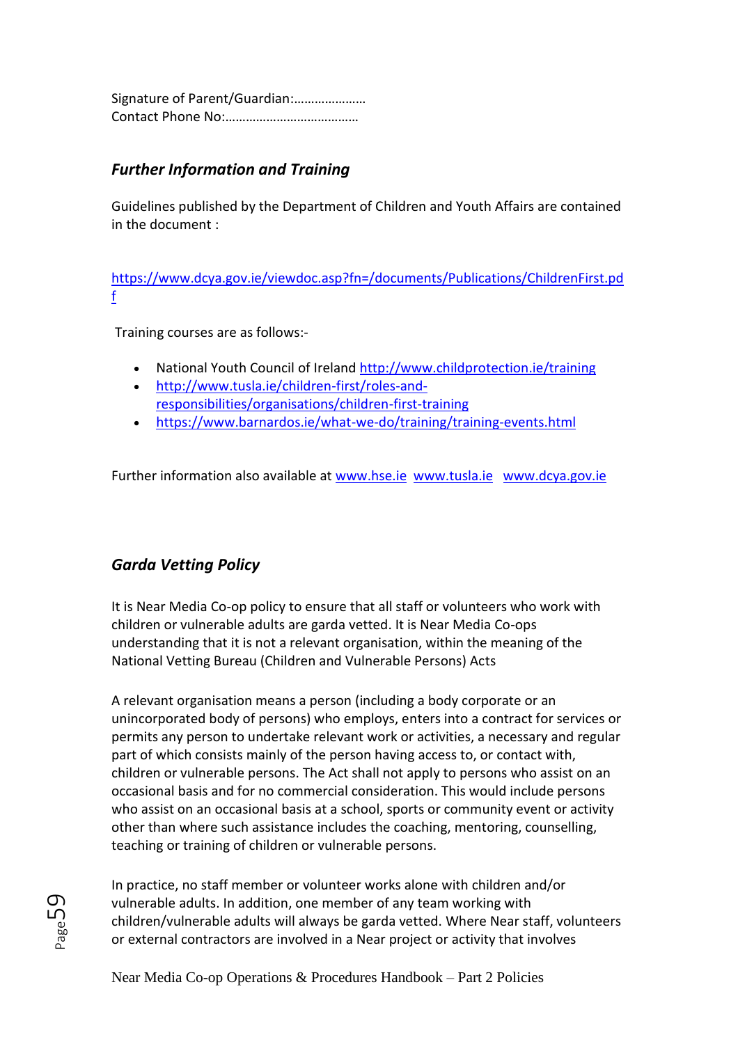Signature of Parent/Guardian:…………………
Contact Phone No:…………………………………

### *Further Information and Training*

Guidelines published by the Department of Children and Youth Affairs are contained in the document :

https://www.dcya.gov.ie/viewdoc.asp?fn=/documents/Publications/ChildrenFirst.pdf

Training courses are as follows:-

- National Youth Council of Ireland http://www.childprotection.ie/training
- http://www.tusla.ie/children-first/roles-and-responsibilities/organisations/children-first-training
- https://www.barnardos.ie/what-we-do/training/training-events.html

Further information also available at www.hse.ie www.tusla.ie www.dcya.gov.ie

### *Garda Vetting Policy*

It is Near Media Co-op policy to ensure that all staff or volunteers who work with children or vulnerable adults are garda vetted. It is Near Media Co-ops understanding that it is not a relevant organisation, within the meaning of the National Vetting Bureau (Children and Vulnerable Persons) Acts

A relevant organisation means a person (including a body corporate or an unincorporated body of persons) who employs, enters into a contract for services or permits any person to undertake relevant work or activities, a necessary and regular part of which consists mainly of the person having access to, or contact with, children or vulnerable persons. The Act shall not apply to persons who assist on an occasional basis and for no commercial consideration. This would include persons who assist on an occasional basis at a school, sports or community event or activity other than where such assistance includes the coaching, mentoring, counselling, teaching or training of children or vulnerable persons.

In practice, no staff member or volunteer works alone with children and/or vulnerable adults. In addition, one member of any team working with children/vulnerable adults will always be garda vetted. Where Near staff, volunteers or external contractors are involved in a Near project or activity that involves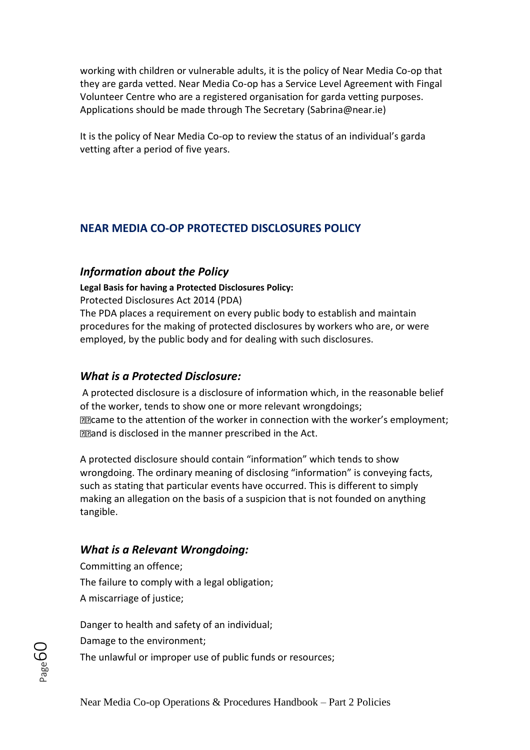working with children or vulnerable adults, it is the policy of Near Media Co-op that they are garda vetted. Near Media Co-op has a Service Level Agreement with Fingal Volunteer Centre who are a registered organisation for garda vetting purposes. Applications should be made through The Secretary (Sabrina@near.ie)

It is the policy of Near Media Co-op to review the status of an individual's garda vetting after a period of five years.

## NEAR MEDIA CO-OP PROTECTED DISCLOSURES POLICY

### *Information about the Policy*

**Legal Basis for having a Protected Disclosures Policy:**

Protected Disclosures Act 2014 (PDA)

The PDA places a requirement on every public body to establish and maintain procedures for the making of protected disclosures by workers who are, or were employed, by the public body and for dealing with such disclosures.

### *What is a Protected Disclosure:*

A protected disclosure is a disclosure of information which, in the reasonable belief of the worker, tends to show one or more relevant wrongdoings;

- came to the attention of the worker in connection with the worker's employment;
- and is disclosed in the manner prescribed in the Act.

A protected disclosure should contain "information" which tends to show wrongdoing. The ordinary meaning of disclosing "information" is conveying facts, such as stating that particular events have occurred. This is different to simply making an allegation on the basis of a suspicion that is not founded on anything tangible.

### *What is a Relevant Wrongdoing:*

Committing an offence;

The failure to comply with a legal obligation;

A miscarriage of justice;

Danger to health and safety of an individual;

Damage to the environment;

The unlawful or improper use of public funds or resources;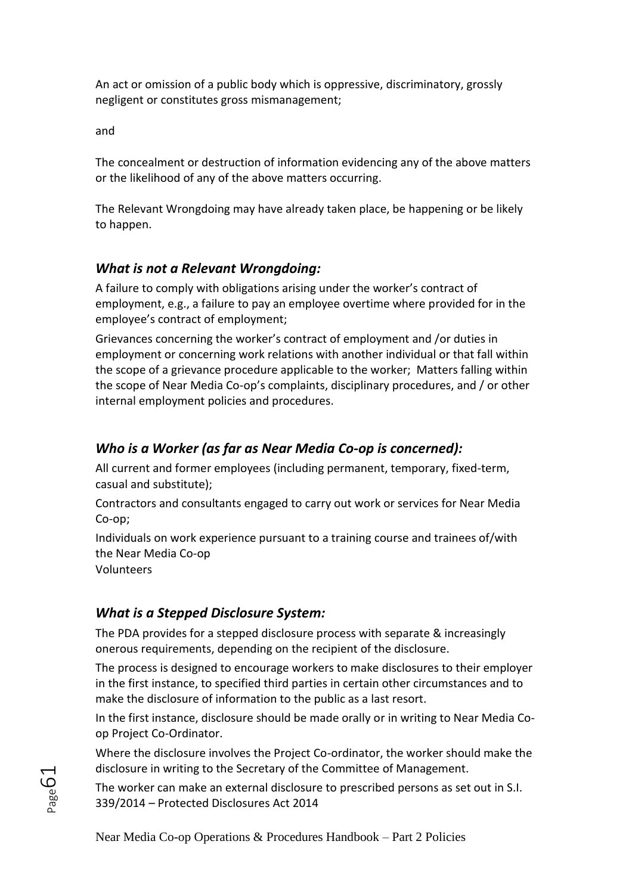An act or omission of a public body which is oppressive, discriminatory, grossly negligent or constitutes gross mismanagement;

and

The concealment or destruction of information evidencing any of the above matters or the likelihood of any of the above matters occurring.

The Relevant Wrongdoing may have already taken place, be happening or be likely to happen.

### *What is not a Relevant Wrongdoing:*

A failure to comply with obligations arising under the worker's contract of employment, e.g., a failure to pay an employee overtime where provided for in the employee's contract of employment;

Grievances concerning the worker's contract of employment and /or duties in employment or concerning work relations with another individual or that fall within the scope of a grievance procedure applicable to the worker; Matters falling within the scope of Near Media Co-op's complaints, disciplinary procedures, and / or other internal employment policies and procedures.

### *Who is a Worker (as far as Near Media Co-op is concerned):*

All current and former employees (including permanent, temporary, fixed-term, casual and substitute);

Contractors and consultants engaged to carry out work or services for Near Media Co-op;

Individuals on work experience pursuant to a training course and trainees of/with the Near Media Co-op
Volunteers

### *What is a Stepped Disclosure System:*

The PDA provides for a stepped disclosure process with separate & increasingly onerous requirements, depending on the recipient of the disclosure.

The process is designed to encourage workers to make disclosures to their employer in the first instance, to specified third parties in certain other circumstances and to make the disclosure of information to the public as a last resort.

In the first instance, disclosure should be made orally or in writing to Near Media Co-op Project Co-Ordinator.

Where the disclosure involves the Project Co-ordinator, the worker should make the disclosure in writing to the Secretary of the Committee of Management.

The worker can make an external disclosure to prescribed persons as set out in S.I. 339/2014 – Protected Disclosures Act 2014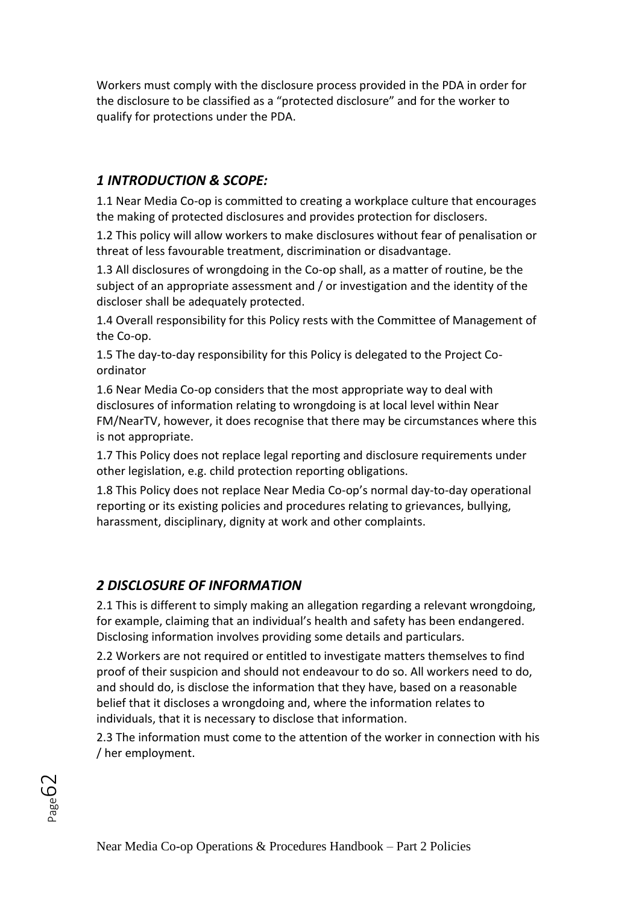Workers must comply with the disclosure process provided in the PDA in order for the disclosure to be classified as a "protected disclosure" and for the worker to qualify for protections under the PDA.

## *1 INTRODUCTION & SCOPE:*

1.1 Near Media Co-op is committed to creating a workplace culture that encourages the making of protected disclosures and provides protection for disclosers.

1.2 This policy will allow workers to make disclosures without fear of penalisation or threat of less favourable treatment, discrimination or disadvantage.

1.3 All disclosures of wrongdoing in the Co-op shall, as a matter of routine, be the subject of an appropriate assessment and / or investigation and the identity of the discloser shall be adequately protected.

1.4 Overall responsibility for this Policy rests with the Committee of Management of the Co-op.

1.5 The day-to-day responsibility for this Policy is delegated to the Project Co-ordinator

1.6 Near Media Co-op considers that the most appropriate way to deal with disclosures of information relating to wrongdoing is at local level within Near FM/NearTV, however, it does recognise that there may be circumstances where this is not appropriate.

1.7 This Policy does not replace legal reporting and disclosure requirements under other legislation, e.g. child protection reporting obligations.

1.8 This Policy does not replace Near Media Co-op's normal day-to-day operational reporting or its existing policies and procedures relating to grievances, bullying, harassment, disciplinary, dignity at work and other complaints.

## *2 DISCLOSURE OF INFORMATION*

2.1 This is different to simply making an allegation regarding a relevant wrongdoing, for example, claiming that an individual's health and safety has been endangered. Disclosing information involves providing some details and particulars.

2.2 Workers are not required or entitled to investigate matters themselves to find proof of their suspicion and should not endeavour to do so. All workers need to do, and should do, is disclose the information that they have, based on a reasonable belief that it discloses a wrongdoing and, where the information relates to individuals, that it is necessary to disclose that information.

2.3 The information must come to the attention of the worker in connection with his / her employment.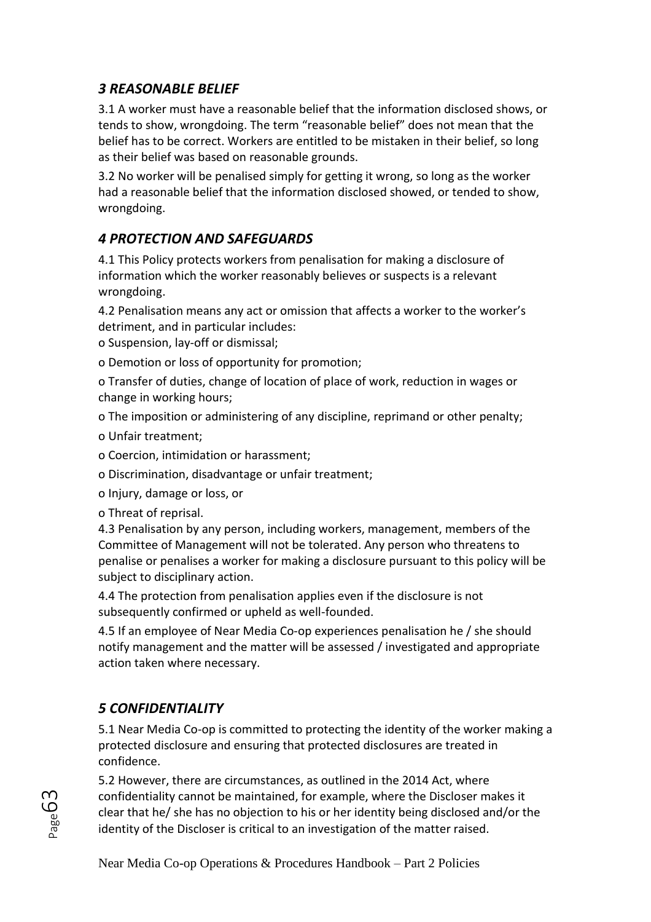## *3 REASONABLE BELIEF*

3.1 A worker must have a reasonable belief that the information disclosed shows, or tends to show, wrongdoing. The term "reasonable belief" does not mean that the belief has to be correct. Workers are entitled to be mistaken in their belief, so long as their belief was based on reasonable grounds.

3.2 No worker will be penalised simply for getting it wrong, so long as the worker had a reasonable belief that the information disclosed showed, or tended to show, wrongdoing.

## *4 PROTECTION AND SAFEGUARDS*

4.1 This Policy protects workers from penalisation for making a disclosure of information which the worker reasonably believes or suspects is a relevant wrongdoing.

4.2 Penalisation means any act or omission that affects a worker to the worker's detriment, and in particular includes:

- Suspension, lay-off or dismissal;
- Demotion or loss of opportunity for promotion;
- Transfer of duties, change of location of place of work, reduction in wages or change in working hours;
- The imposition or administering of any discipline, reprimand or other penalty;
- Unfair treatment;
- Coercion, intimidation or harassment;
- Discrimination, disadvantage or unfair treatment;
- Injury, damage or loss, or
- Threat of reprisal.

4.3 Penalisation by any person, including workers, management, members of the Committee of Management will not be tolerated. Any person who threatens to penalise or penalises a worker for making a disclosure pursuant to this policy will be subject to disciplinary action.

4.4 The protection from penalisation applies even if the disclosure is not subsequently confirmed or upheld as well-founded.

4.5 If an employee of Near Media Co-op experiences penalisation he / she should notify management and the matter will be assessed / investigated and appropriate action taken where necessary.

## *5 CONFIDENTIALITY*

5.1 Near Media Co-op is committed to protecting the identity of the worker making a protected disclosure and ensuring that protected disclosures are treated in confidence.

5.2 However, there are circumstances, as outlined in the 2014 Act, where confidentiality cannot be maintained, for example, where the Discloser makes it clear that he/ she has no objection to his or her identity being disclosed and/or the identity of the Discloser is critical to an investigation of the matter raised.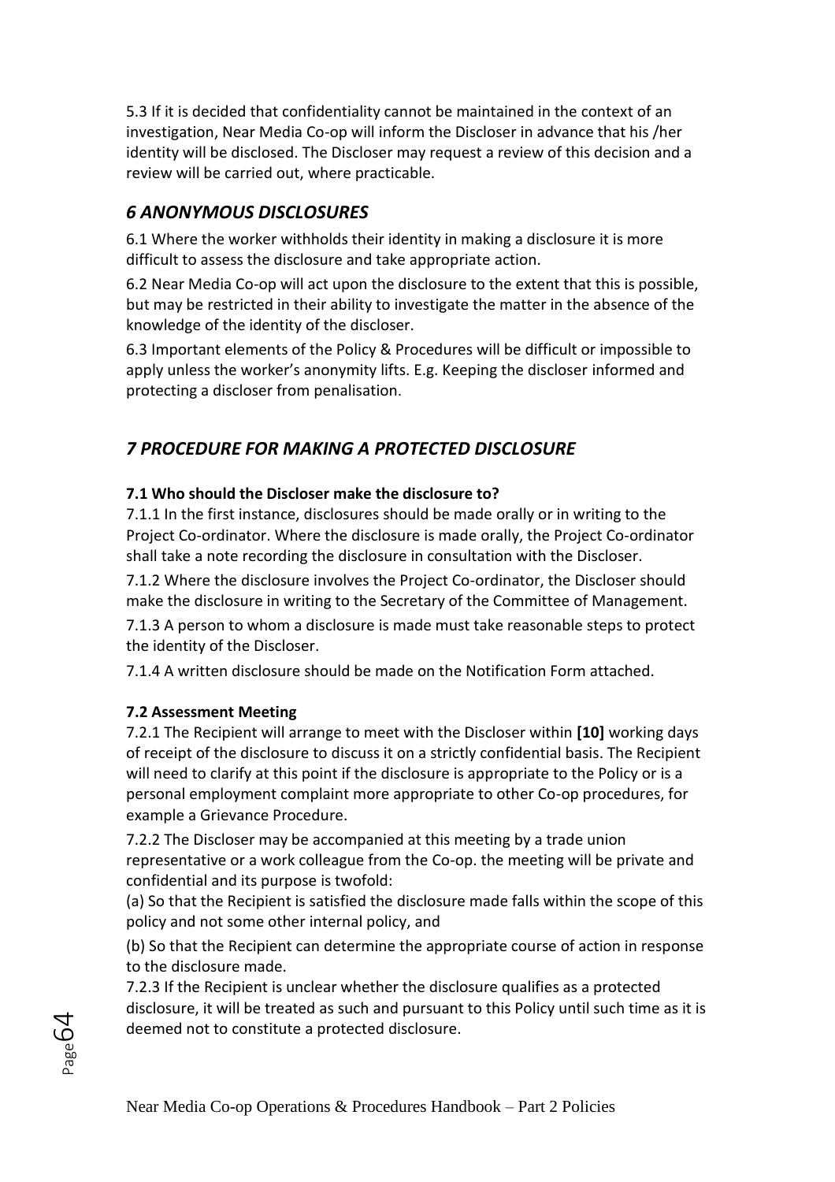5.3 If it is decided that confidentiality cannot be maintained in the context of an investigation, Near Media Co-op will inform the Discloser in advance that his /her identity will be disclosed. The Discloser may request a review of this decision and a review will be carried out, where practicable.

## *6 ANONYMOUS DISCLOSURES*

6.1 Where the worker withholds their identity in making a disclosure it is more difficult to assess the disclosure and take appropriate action.

6.2 Near Media Co-op will act upon the disclosure to the extent that this is possible, but may be restricted in their ability to investigate the matter in the absence of the knowledge of the identity of the discloser.

6.3 Important elements of the Policy & Procedures will be difficult or impossible to apply unless the worker's anonymity lifts. E.g. Keeping the discloser informed and protecting a discloser from penalisation.

## *7 PROCEDURE FOR MAKING A PROTECTED DISCLOSURE*

### 7.1 Who should the Discloser make the disclosure to?

7.1.1 In the first instance, disclosures should be made orally or in writing to the Project Co-ordinator. Where the disclosure is made orally, the Project Co-ordinator shall take a note recording the disclosure in consultation with the Discloser.

7.1.2 Where the disclosure involves the Project Co-ordinator, the Discloser should make the disclosure in writing to the Secretary of the Committee of Management.

7.1.3 A person to whom a disclosure is made must take reasonable steps to protect the identity of the Discloser.

7.1.4 A written disclosure should be made on the Notification Form attached.

### 7.2 Assessment Meeting

7.2.1 The Recipient will arrange to meet with the Discloser within **[10]** working days of receipt of the disclosure to discuss it on a strictly confidential basis. The Recipient will need to clarify at this point if the disclosure is appropriate to the Policy or is a personal employment complaint more appropriate to other Co-op procedures, for example a Grievance Procedure.

7.2.2 The Discloser may be accompanied at this meeting by a trade union representative or a work colleague from the Co-op. the meeting will be private and confidential and its purpose is twofold:

(a) So that the Recipient is satisfied the disclosure made falls within the scope of this policy and not some other internal policy, and

(b) So that the Recipient can determine the appropriate course of action in response to the disclosure made.

7.2.3 If the Recipient is unclear whether the disclosure qualifies as a protected disclosure, it will be treated as such and pursuant to this Policy until such time as it is deemed not to constitute a protected disclosure.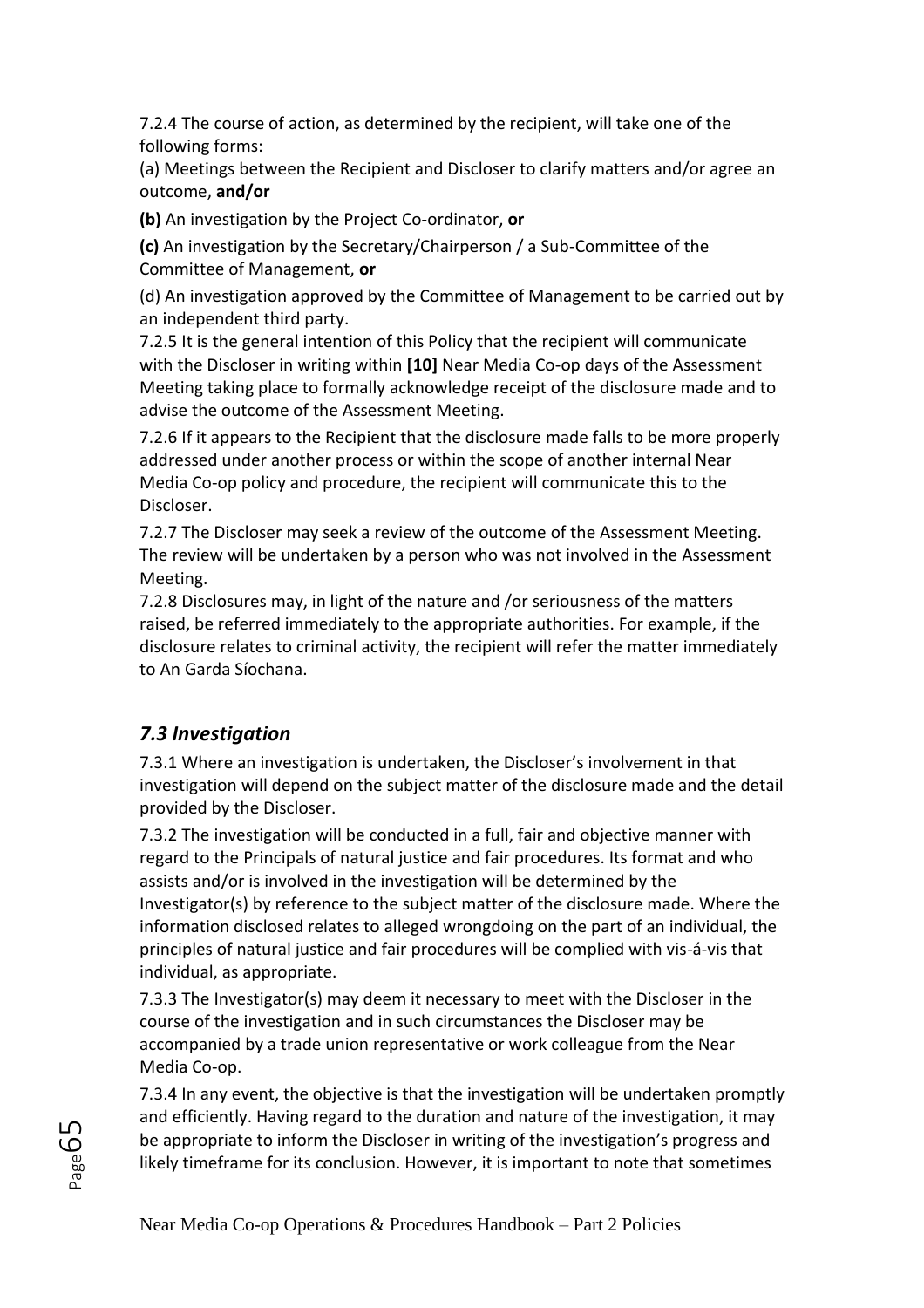7.2.4 The course of action, as determined by the recipient, will take one of the following forms:

(a) Meetings between the Recipient and Discloser to clarify matters and/or agree an outcome, **and/or**

**(b)** An investigation by the Project Co-ordinator, **or**

**(c)** An investigation by the Secretary/Chairperson / a Sub-Committee of the Committee of Management, **or**

(d) An investigation approved by the Committee of Management to be carried out by an independent third party.

7.2.5 It is the general intention of this Policy that the recipient will communicate with the Discloser in writing within **[10]** Near Media Co-op days of the Assessment Meeting taking place to formally acknowledge receipt of the disclosure made and to advise the outcome of the Assessment Meeting.

7.2.6 If it appears to the Recipient that the disclosure made falls to be more properly addressed under another process or within the scope of another internal Near Media Co-op policy and procedure, the recipient will communicate this to the Discloser.

7.2.7 The Discloser may seek a review of the outcome of the Assessment Meeting. The review will be undertaken by a person who was not involved in the Assessment Meeting.

7.2.8 Disclosures may, in light of the nature and /or seriousness of the matters raised, be referred immediately to the appropriate authorities. For example, if the disclosure relates to criminal activity, the recipient will refer the matter immediately to An Garda Síochana.

### *7.3 Investigation*

7.3.1 Where an investigation is undertaken, the Discloser's involvement in that investigation will depend on the subject matter of the disclosure made and the detail provided by the Discloser.

7.3.2 The investigation will be conducted in a full, fair and objective manner with regard to the Principals of natural justice and fair procedures. Its format and who assists and/or is involved in the investigation will be determined by the Investigator(s) by reference to the subject matter of the disclosure made. Where the information disclosed relates to alleged wrongdoing on the part of an individual, the principles of natural justice and fair procedures will be complied with vis-á-vis that individual, as appropriate.

7.3.3 The Investigator(s) may deem it necessary to meet with the Discloser in the course of the investigation and in such circumstances the Discloser may be accompanied by a trade union representative or work colleague from the Near Media Co-op.

7.3.4 In any event, the objective is that the investigation will be undertaken promptly and efficiently. Having regard to the duration and nature of the investigation, it may be appropriate to inform the Discloser in writing of the investigation's progress and likely timeframe for its conclusion. However, it is important to note that sometimes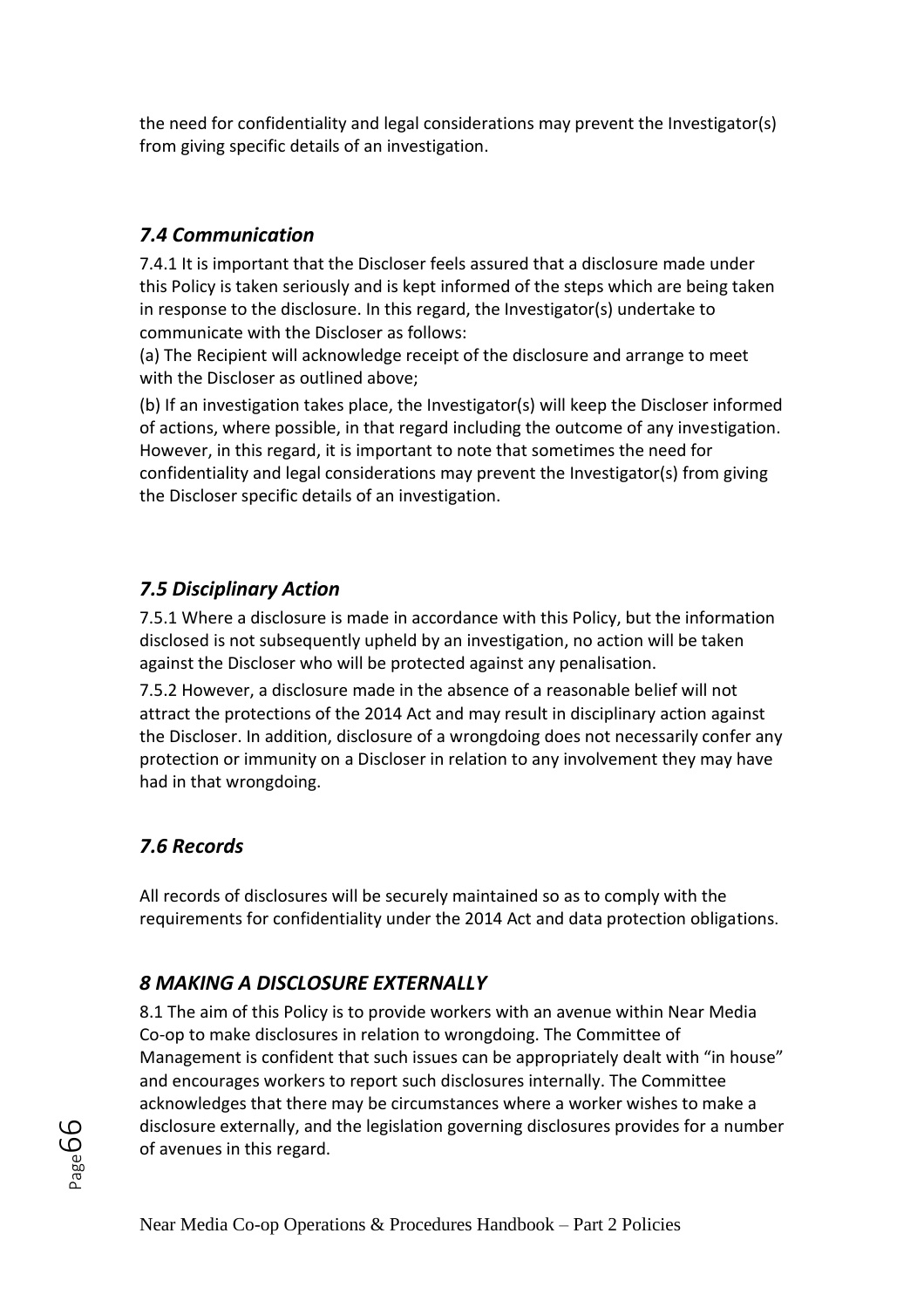the need for confidentiality and legal considerations may prevent the Investigator(s) from giving specific details of an investigation.

### *7.4 Communication*

7.4.1 It is important that the Discloser feels assured that a disclosure made under this Policy is taken seriously and is kept informed of the steps which are being taken in response to the disclosure. In this regard, the Investigator(s) undertake to communicate with the Discloser as follows:

(a) The Recipient will acknowledge receipt of the disclosure and arrange to meet with the Discloser as outlined above;

(b) If an investigation takes place, the Investigator(s) will keep the Discloser informed of actions, where possible, in that regard including the outcome of any investigation. However, in this regard, it is important to note that sometimes the need for confidentiality and legal considerations may prevent the Investigator(s) from giving the Discloser specific details of an investigation.

### *7.5 Disciplinary Action*

7.5.1 Where a disclosure is made in accordance with this Policy, but the information disclosed is not subsequently upheld by an investigation, no action will be taken against the Discloser who will be protected against any penalisation.

7.5.2 However, a disclosure made in the absence of a reasonable belief will not attract the protections of the 2014 Act and may result in disciplinary action against the Discloser. In addition, disclosure of a wrongdoing does not necessarily confer any protection or immunity on a Discloser in relation to any involvement they may have had in that wrongdoing.

### *7.6 Records*

All records of disclosures will be securely maintained so as to comply with the requirements for confidentiality under the 2014 Act and data protection obligations.

## *8 MAKING A DISCLOSURE EXTERNALLY*

8.1 The aim of this Policy is to provide workers with an avenue within Near Media Co-op to make disclosures in relation to wrongdoing. The Committee of Management is confident that such issues can be appropriately dealt with "in house" and encourages workers to report such disclosures internally. The Committee acknowledges that there may be circumstances where a worker wishes to make a disclosure externally, and the legislation governing disclosures provides for a number of avenues in this regard.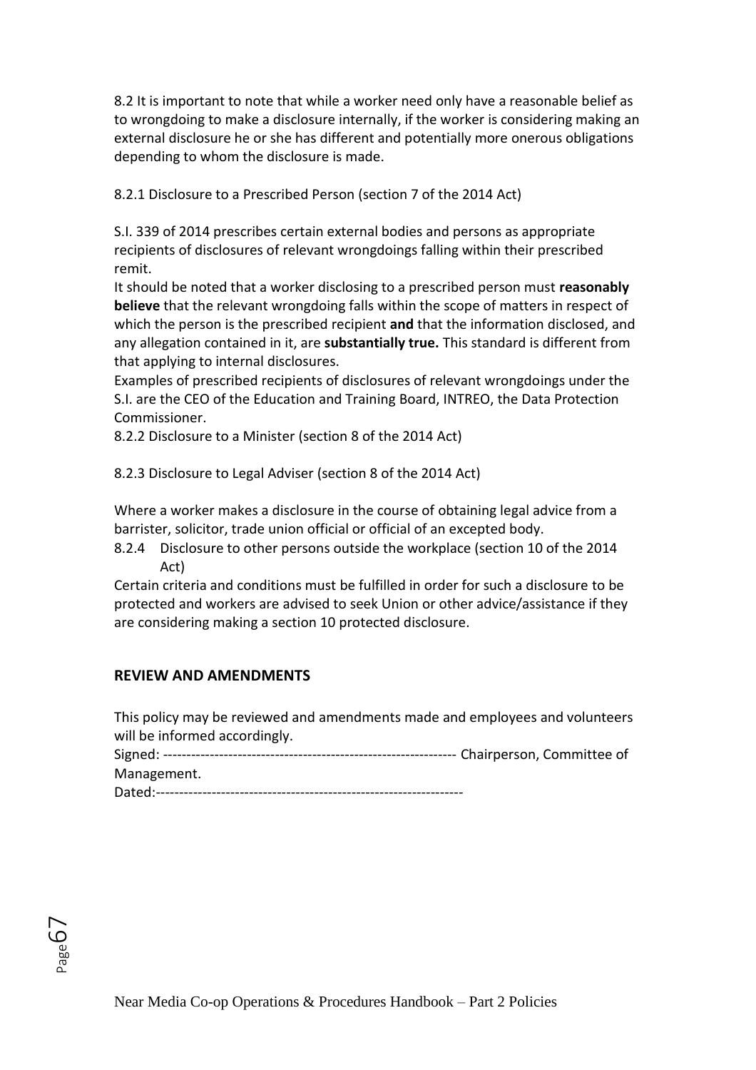8.2 It is important to note that while a worker need only have a reasonable belief as to wrongdoing to make a disclosure internally, if the worker is considering making an external disclosure he or she has different and potentially more onerous obligations depending to whom the disclosure is made.

8.2.1 Disclosure to a Prescribed Person (section 7 of the 2014 Act)

S.I. 339 of 2014 prescribes certain external bodies and persons as appropriate recipients of disclosures of relevant wrongdoings falling within their prescribed remit.

It should be noted that a worker disclosing to a prescribed person must **reasonably believe** that the relevant wrongdoing falls within the scope of matters in respect of which the person is the prescribed recipient **and** that the information disclosed, and any allegation contained in it, are **substantially true.** This standard is different from that applying to internal disclosures.

Examples of prescribed recipients of disclosures of relevant wrongdoings under the S.I. are the CEO of the Education and Training Board, INTREO, the Data Protection Commissioner.

8.2.2 Disclosure to a Minister (section 8 of the 2014 Act)

8.2.3 Disclosure to Legal Adviser (section 8 of the 2014 Act)

Where a worker makes a disclosure in the course of obtaining legal advice from a barrister, solicitor, trade union official or official of an excepted body.

8.2.4 Disclosure to other persons outside the workplace (section 10 of the 2014 Act)

Certain criteria and conditions must be fulfilled in order for such a disclosure to be protected and workers are advised to seek Union or other advice/assistance if they are considering making a section 10 protected disclosure.

## REVIEW AND AMENDMENTS

This policy may be reviewed and amendments made and employees and volunteers will be informed accordingly.

Signed: -------------------------------------------------------------- Chairperson, Committee of Management.

Dated:-----------------------------------------------------------------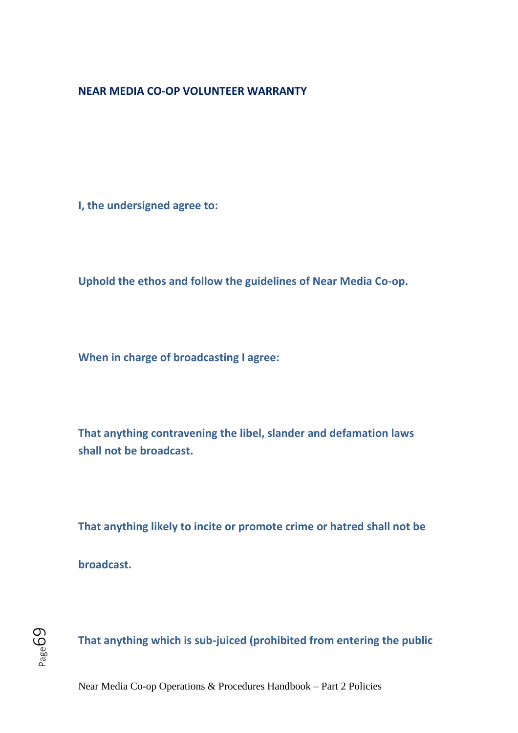## NEAR MEDIA CO-OP VOLUNTEER WARRANTY

**I, the undersigned agree to:**

**Uphold the ethos and follow the guidelines of Near Media Co-op.**

**When in charge of broadcasting I agree:**

**That anything contravening the libel, slander and defamation laws shall not be broadcast.**

**That anything likely to incite or promote crime or hatred shall not be broadcast.**

**That anything which is sub-juiced (prohibited from entering the public**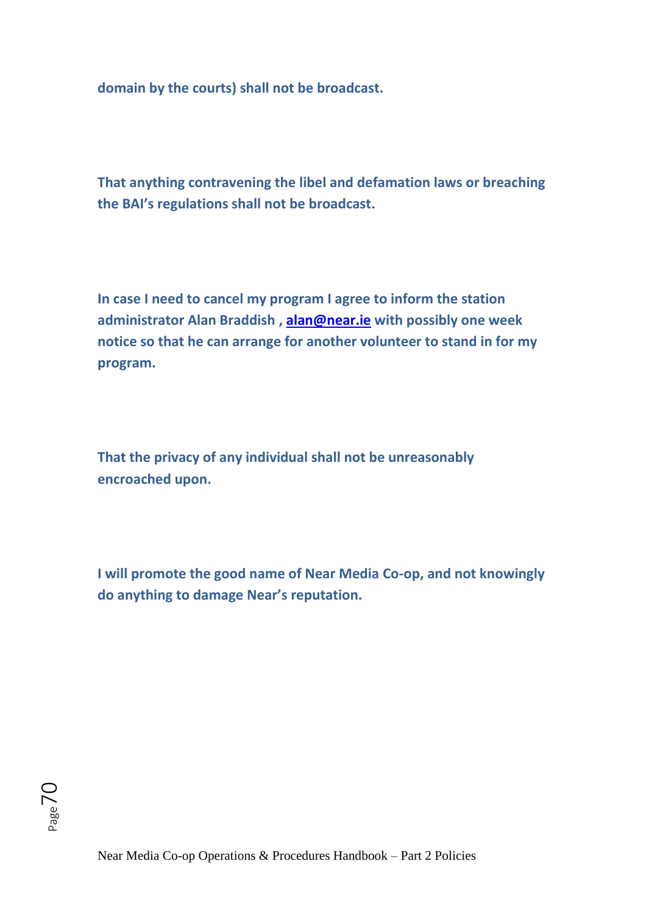**domain by the courts) shall not be broadcast.**

**That anything contravening the libel and defamation laws or breaching the BAI's regulations shall not be broadcast.**

**In case I need to cancel my program I agree to inform the station administrator Alan Braddish , [alan@near.ie](mailto:alan@near.ie) with possibly one week notice so that he can arrange for another volunteer to stand in for my program.**

**That the privacy of any individual shall not be unreasonably encroached upon.**

**I will promote the good name of Near Media Co-op, and not knowingly do anything to damage Near's reputation.**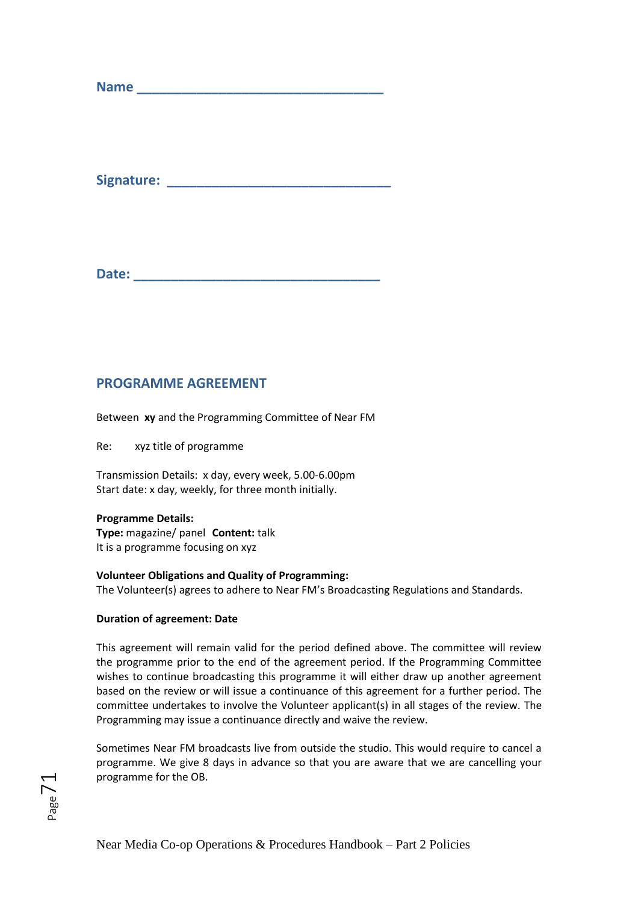**Name ___________________________________**

**Signature: _______________________________**

**Date: ___________________________________**

## PROGRAMME AGREEMENT

Between **xy** and the Programming Committee of Near FM

Re: xyz title of programme

Transmission Details: x day, every week, 5.00-6.00pm
Start date: x day, weekly, for three month initially.

**Programme Details:**
**Type:** magazine/ panel **Content:** talk
It is a programme focusing on xyz

**Volunteer Obligations and Quality of Programming:**
The Volunteer(s) agrees to adhere to Near FM's Broadcasting Regulations and Standards.

**Duration of agreement: Date**

This agreement will remain valid for the period defined above. The committee will review the programme prior to the end of the agreement period. If the Programming Committee wishes to continue broadcasting this programme it will either draw up another agreement based on the review or will issue a continuance of this agreement for a further period. The committee undertakes to involve the Volunteer applicant(s) in all stages of the review. The Programming may issue a continuance directly and waive the review.

Sometimes Near FM broadcasts live from outside the studio. This would require to cancel a programme. We give 8 days in advance so that you are aware that we are cancelling your programme for the OB.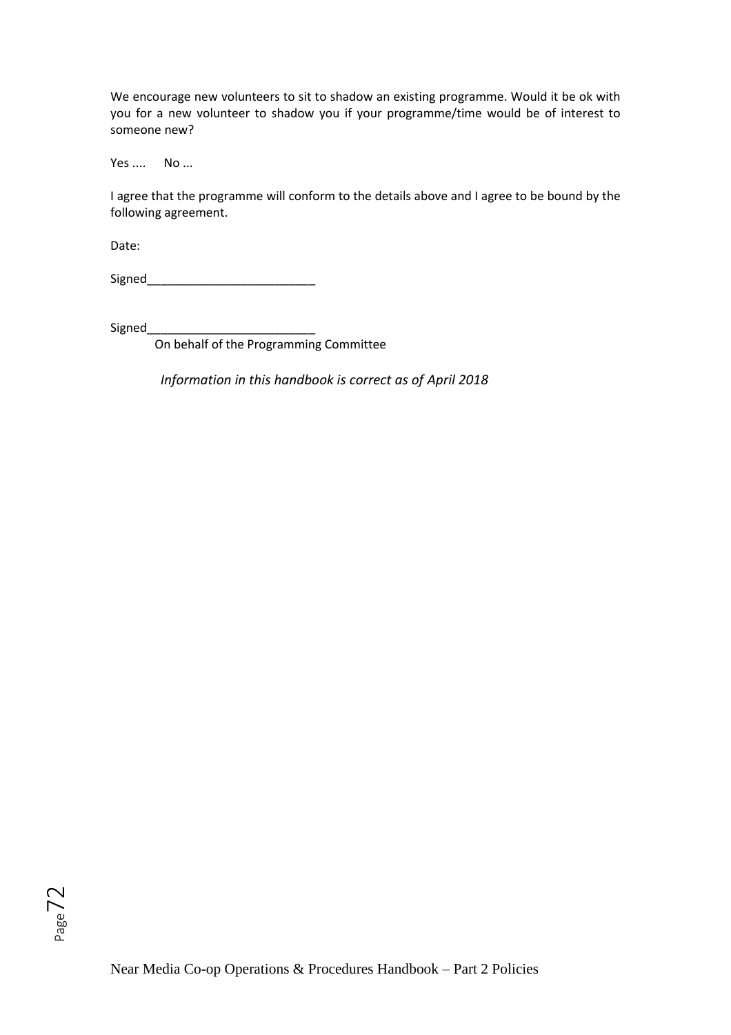We encourage new volunteers to sit to shadow an existing programme. Would it be ok with you for a new volunteer to shadow you if your programme/time would be of interest to someone new?

Yes ....     No ...

I agree that the programme will conform to the details above and I agree to be bound by the following agreement.

Date:

Signed_________________________

Signed_________________________
On behalf of the Programming Committee

*Information in this handbook is correct as of April 2018*